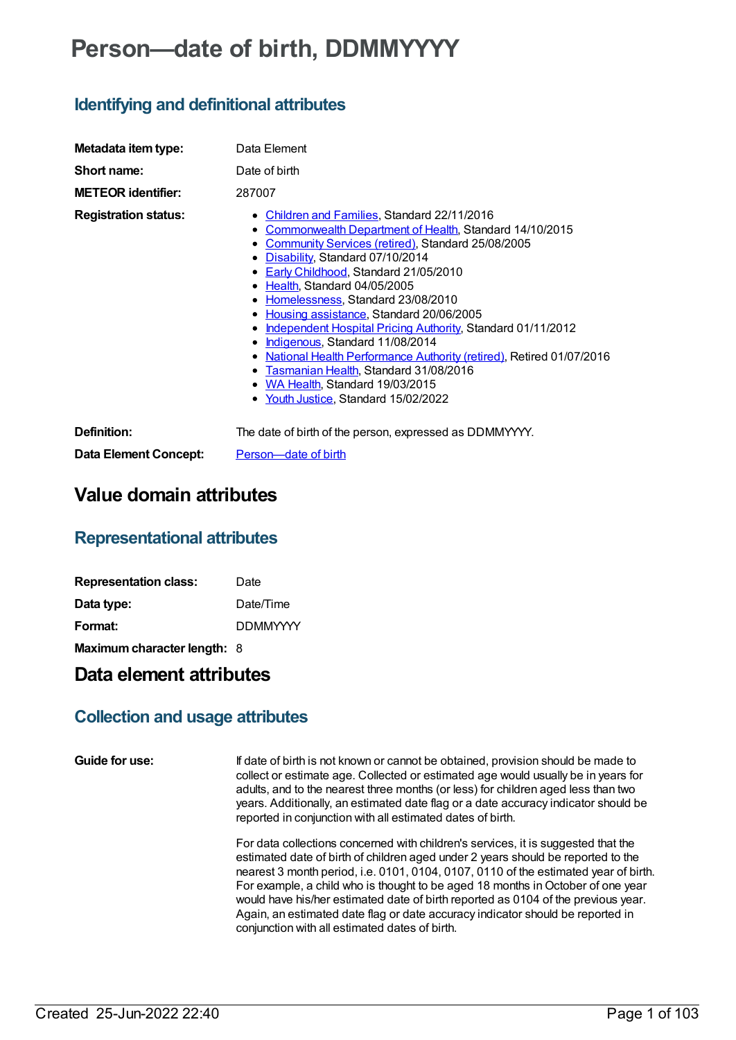# Person—date of birth, DDMMYYYY

## Identifying and definitional attributes

**Metadata item type:** Data Element

**Short name:** Date of birth

**METEOR identifier:** 287007

**Registration status:**

- Children and Families, Standard 22/11/2016
- Commonwealth Department of Health, Standard 14/10/2015
- Community Services (retired), Standard 25/08/2005
- Disability, Standard 07/10/2014
- Early Childhood, Standard 21/05/2010
- Health, Standard 04/05/2005
- Homelessness, Standard 23/08/2010
- Housing assistance, Standard 20/06/2005
- Independent Hospital Pricing Authority, Standard 01/11/2012
- Indigenous, Standard 11/08/2014
- National Health Performance Authority (retired), Retired 01/07/2016
- Tasmanian Health, Standard 31/08/2016
- WA Health, Standard 19/03/2015
- Youth Justice, Standard 15/02/2022

**Definition:** The date of birth of the person, expressed as DDMMYYYY.

**Data Element Concept:** Person—date of birth

# Value domain attributes

## Representational attributes

**Representation class:** Date

**Data type:** Date/Time

**Format:** DDMMYYYY

**Maximum character length:** 8

# Data element attributes

## Collection and usage attributes

**Guide for use:** If date of birth is not known or cannot be obtained, provision should be made to collect or estimate age. Collected or estimated age would usually be in years for adults, and to the nearest three months (or less) for children aged less than two years. Additionally, an estimated date flag or a date accuracy indicator should be reported in conjunction with all estimated dates of birth.

For data collections concerned with children's services, it is suggested that the estimated date of birth of children aged under 2 years should be reported to the nearest 3 month period, i.e. 0101, 0104, 0107, 0110 of the estimated year of birth. For example, a child who is thought to be aged 18 months in October of one year would have his/her estimated date of birth reported as 0104 of the previous year. Again, an estimated date flag or date accuracy indicator should be reported in conjunction with all estimated dates of birth.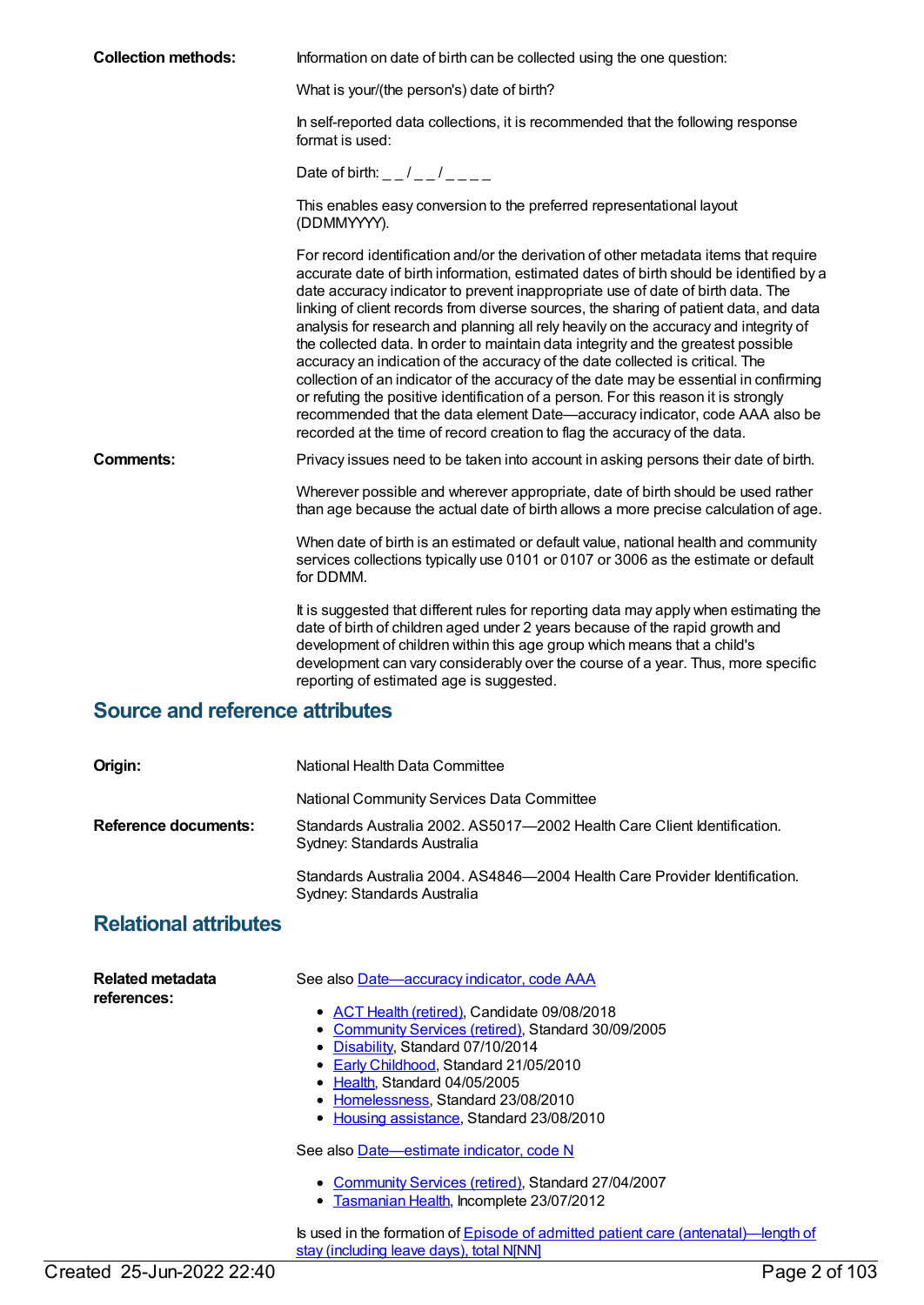**Collection methods:** Information on date of birth can be collected using the one question:

What is your/(the person's) date of birth?

In self-reported data collections, it is recommended that the following response format is used:

Date of birth: _ _ / _ _ / _ _ _ _

This enables easy conversion to the preferred representational layout (DDMMYYYY).

For record identification and/or the derivation of other metadata items that require accurate date of birth information, estimated dates of birth should be identified by a date accuracy indicator to prevent inappropriate use of date of birth data. The linking of client records from diverse sources, the sharing of patient data, and data analysis for research and planning all rely heavily on the accuracy and integrity of the collected data. In order to maintain data integrity and the greatest possible accuracy an indication of the accuracy of the date collected is critical. The collection of an indicator of the accuracy of the date may be essential in confirming or refuting the positive identification of a person. For this reason it is strongly recommended that the data element Date—accuracy indicator, code AAA also be recorded at the time of record creation to flag the accuracy of the data.

**Comments:** Privacy issues need to be taken into account in asking persons their date of birth.

Wherever possible and wherever appropriate, date of birth should be used rather than age because the actual date of birth allows a more precise calculation of age.

When date of birth is an estimated or default value, national health and community services collections typically use 0101 or 0107 or 3006 as the estimate or default for DDMM.

It is suggested that different rules for reporting data may apply when estimating the date of birth of children aged under 2 years because of the rapid growth and development of children within this age group which means that a child's development can vary considerably over the course of a year. Thus, more specific reporting of estimated age is suggested.

## Source and reference attributes

**Origin:** National Health Data Committee

National Community Services Data Committee

**Reference documents:** Standards Australia 2002. AS5017—2002 Health Care Client Identification. Sydney: Standards Australia

Standards Australia 2004. AS4846—2004 Health Care Provider Identification. Sydney: Standards Australia

## Relational attributes

**Related metadata references:** See also Date—accuracy indicator, code AAA

- ACT Health (retired), Candidate 09/08/2018
- Community Services (retired), Standard 30/09/2005
- Disability, Standard 07/10/2014
- Early Childhood, Standard 21/05/2010
- Health, Standard 04/05/2005
- Homelessness, Standard 23/08/2010
- Housing assistance, Standard 23/08/2010

See also Date—estimate indicator, code N

- Community Services (retired), Standard 27/04/2007
- Tasmanian Health, Incomplete 23/07/2012

Is used in the formation of Episode of admitted patient care (antenatal)—length of stay (including leave days), total N[NN]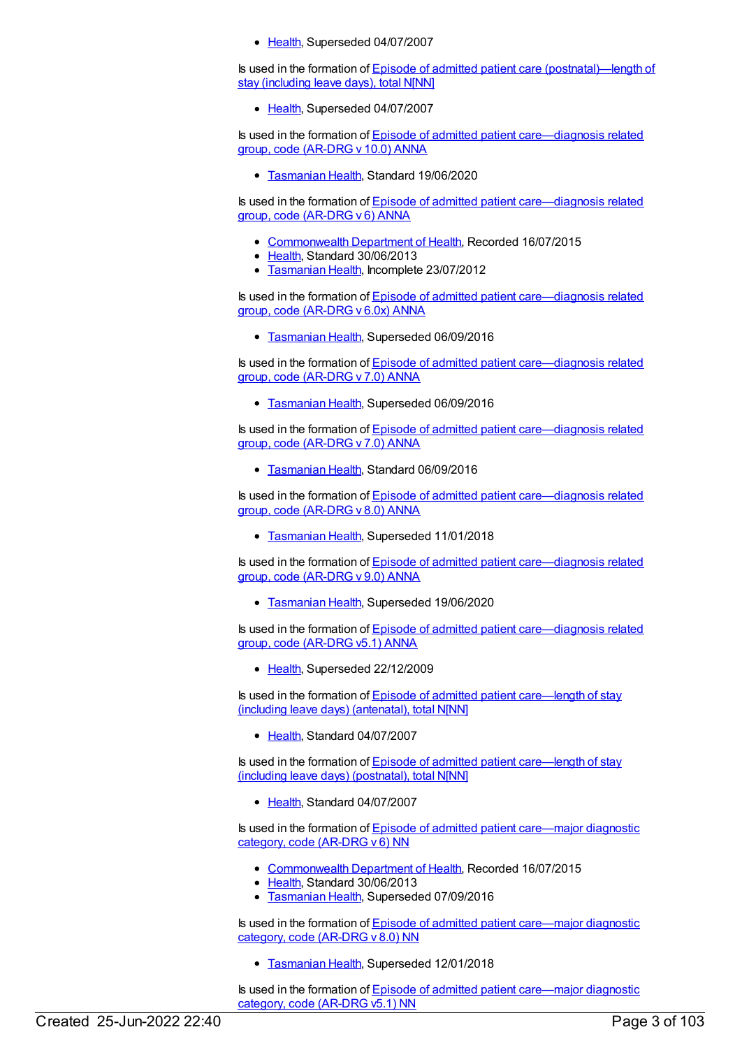- Health, Superseded 04/07/2007

Is used in the formation of Episode of admitted patient care (postnatal)—length of stay (including leave days), total N[NN]

- Health, Superseded 04/07/2007

Is used in the formation of Episode of admitted patient care—diagnosis related group, code (AR-DRG v 10.0) ANNA

- Tasmanian Health, Standard 19/06/2020

Is used in the formation of Episode of admitted patient care—diagnosis related group, code (AR-DRG v 6) ANNA

- Commonwealth Department of Health, Recorded 16/07/2015
- Health, Standard 30/06/2013
- Tasmanian Health, Incomplete 23/07/2012

Is used in the formation of Episode of admitted patient care—diagnosis related group, code (AR-DRG v 6.0x) ANNA

- Tasmanian Health, Superseded 06/09/2016

Is used in the formation of Episode of admitted patient care—diagnosis related group, code (AR-DRG v 7.0) ANNA

- Tasmanian Health, Superseded 06/09/2016

Is used in the formation of Episode of admitted patient care—diagnosis related group, code (AR-DRG v 7.0) ANNA

- Tasmanian Health, Standard 06/09/2016

Is used in the formation of Episode of admitted patient care—diagnosis related group, code (AR-DRG v 8.0) ANNA

- Tasmanian Health, Superseded 11/01/2018

Is used in the formation of Episode of admitted patient care—diagnosis related group, code (AR-DRG v 9.0) ANNA

- Tasmanian Health, Superseded 19/06/2020

Is used in the formation of Episode of admitted patient care—diagnosis related group, code (AR-DRG v5.1) ANNA

- Health, Superseded 22/12/2009

Is used in the formation of Episode of admitted patient care—length of stay (including leave days) (antenatal), total N[NN]

- Health, Standard 04/07/2007

Is used in the formation of Episode of admitted patient care—length of stay (including leave days) (postnatal), total N[NN]

- Health, Standard 04/07/2007

Is used in the formation of Episode of admitted patient care—major diagnostic category, code (AR-DRG v 6) NN

- Commonwealth Department of Health, Recorded 16/07/2015
- Health, Standard 30/06/2013
- Tasmanian Health, Superseded 07/09/2016

Is used in the formation of Episode of admitted patient care—major diagnostic category, code (AR-DRG v 8.0) NN

- Tasmanian Health, Superseded 12/01/2018

Is used in the formation of Episode of admitted patient care—major diagnostic category, code (AR-DRG v5.1) NN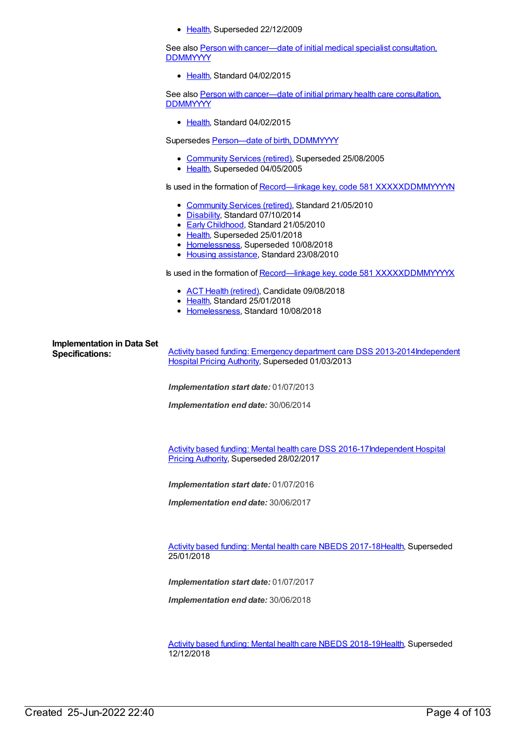- Health, Superseded 22/12/2009

See also Person with cancer—date of initial medical specialist consultation, DDMMYYYY

- Health, Standard 04/02/2015

See also Person with cancer—date of initial primary health care consultation, DDMMYYYY

- Health, Standard 04/02/2015

Supersedes Person—date of birth, DDMMYYYY

- Community Services (retired), Superseded 25/08/2005
- Health, Superseded 04/05/2005

Is used in the formation of Record—linkage key, code 581 XXXXXDDMMYYYYN

- Community Services (retired), Standard 21/05/2010
- Disability, Standard 07/10/2014
- Early Childhood, Standard 21/05/2010
- Health, Superseded 25/01/2018
- Homelessness, Superseded 10/08/2018
- Housing assistance, Standard 23/08/2010

Is used in the formation of Record—linkage key, code 581 XXXXXDDMMYYYYX

- ACT Health (retired), Candidate 09/08/2018
- Health, Standard 25/01/2018
- Homelessness, Standard 10/08/2018

**Implementation in Data Set Specifications:**

Activity based funding: Emergency department care DSS 2013-2014Independent Hospital Pricing Authority, Superseded 01/03/2013

***Implementation start date:*** 01/07/2013

***Implementation end date:*** 30/06/2014

Activity based funding: Mental health care DSS 2016-17Independent Hospital Pricing Authority, Superseded 28/02/2017

***Implementation start date:*** 01/07/2016

***Implementation end date:*** 30/06/2017

Activity based funding: Mental health care NBEDS 2017-18Health, Superseded 25/01/2018

***Implementation start date:*** 01/07/2017

***Implementation end date:*** 30/06/2018

Activity based funding: Mental health care NBEDS 2018-19Health, Superseded 12/12/2018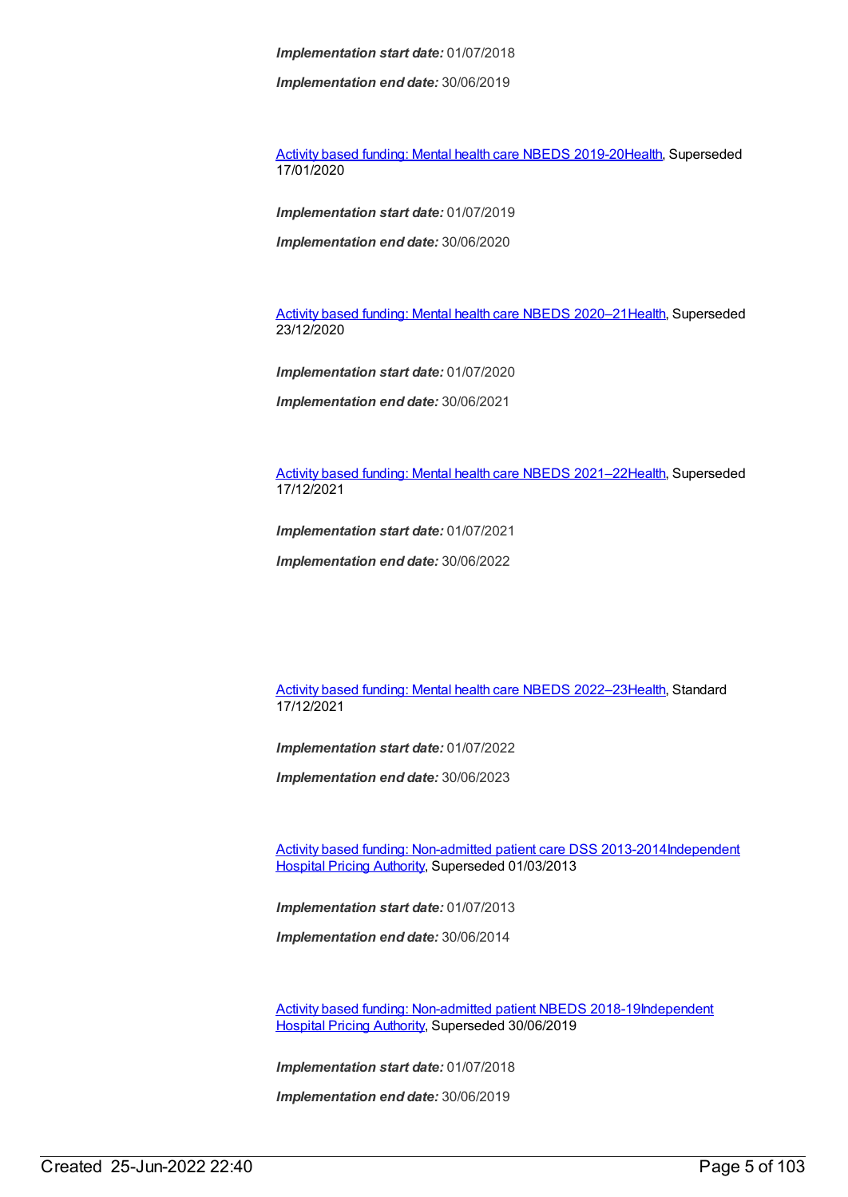***Implementation start date:*** 01/07/2018

***Implementation end date:*** 30/06/2019

Activity based funding: Mental health care NBEDS 2019-20Health, Superseded 17/01/2020

***Implementation start date:*** 01/07/2019

***Implementation end date:*** 30/06/2020

Activity based funding: Mental health care NBEDS 2020–21Health, Superseded 23/12/2020

***Implementation start date:*** 01/07/2020

***Implementation end date:*** 30/06/2021

Activity based funding: Mental health care NBEDS 2021–22Health, Superseded 17/12/2021

***Implementation start date:*** 01/07/2021

***Implementation end date:*** 30/06/2022

Activity based funding: Mental health care NBEDS 2022–23Health, Standard 17/12/2021

***Implementation start date:*** 01/07/2022

***Implementation end date:*** 30/06/2023

Activity based funding: Non-admitted patient care DSS 2013-2014Independent Hospital Pricing Authority, Superseded 01/03/2013

***Implementation start date:*** 01/07/2013

***Implementation end date:*** 30/06/2014

Activity based funding: Non-admitted patient NBEDS 2018-19Independent Hospital Pricing Authority, Superseded 30/06/2019

***Implementation start date:*** 01/07/2018

***Implementation end date:*** 30/06/2019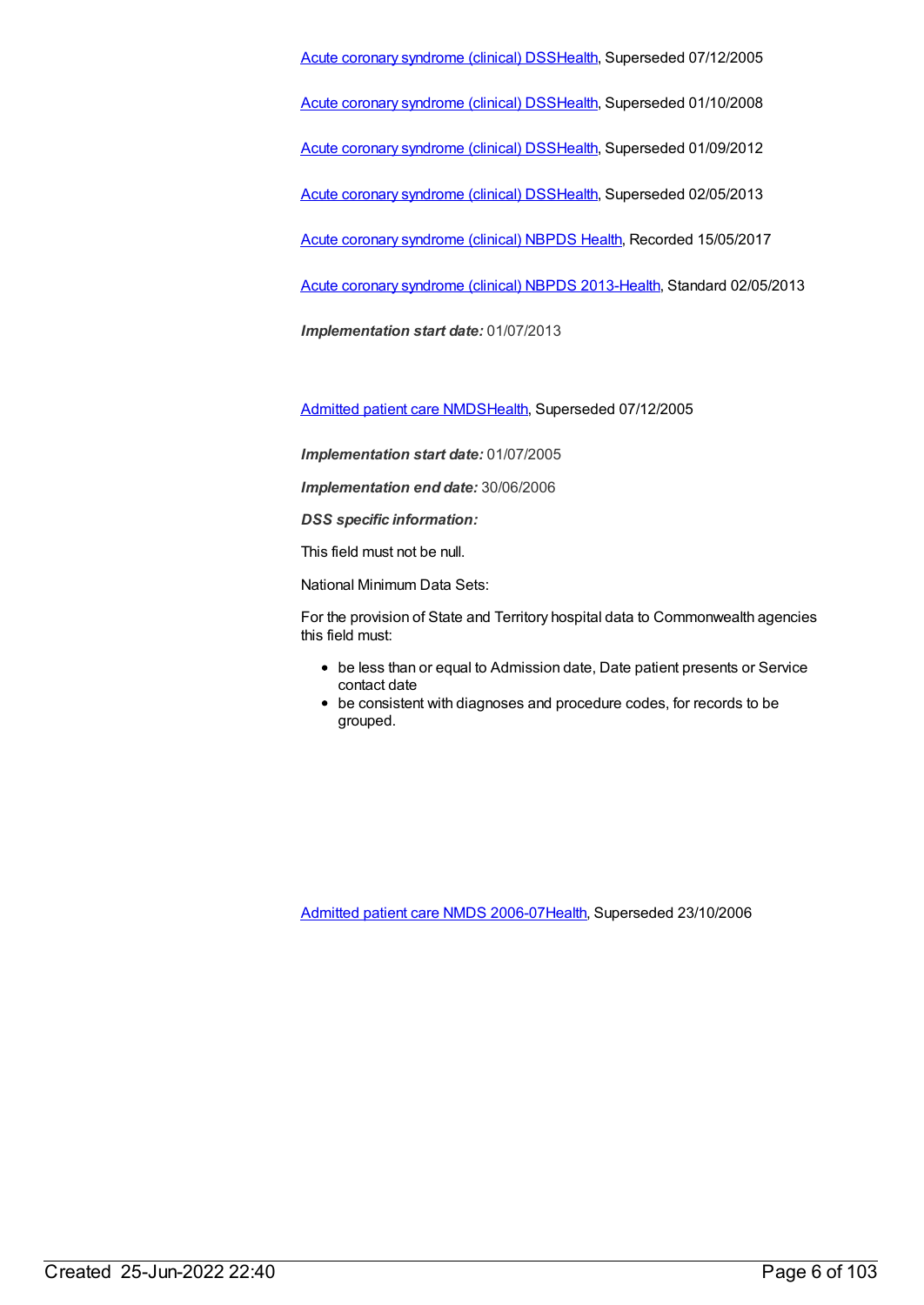Acute coronary syndrome (clinical) DSSHealth, Superseded 07/12/2005

Acute coronary syndrome (clinical) DSSHealth, Superseded 01/10/2008

Acute coronary syndrome (clinical) DSSHealth, Superseded 01/09/2012

Acute coronary syndrome (clinical) DSSHealth, Superseded 02/05/2013

Acute coronary syndrome (clinical) NBPDS Health, Recorded 15/05/2017

Acute coronary syndrome (clinical) NBPDS 2013-Health, Standard 02/05/2013

***Implementation start date:*** 01/07/2013

Admitted patient care NMDSHealth, Superseded 07/12/2005

***Implementation start date:*** 01/07/2005

***Implementation end date:*** 30/06/2006

***DSS specific information:***

This field must not be null.

National Minimum Data Sets:

For the provision of State and Territory hospital data to Commonwealth agencies this field must:

- be less than or equal to Admission date, Date patient presents or Service contact date
- be consistent with diagnoses and procedure codes, for records to be grouped.

Admitted patient care NMDS 2006-07Health, Superseded 23/10/2006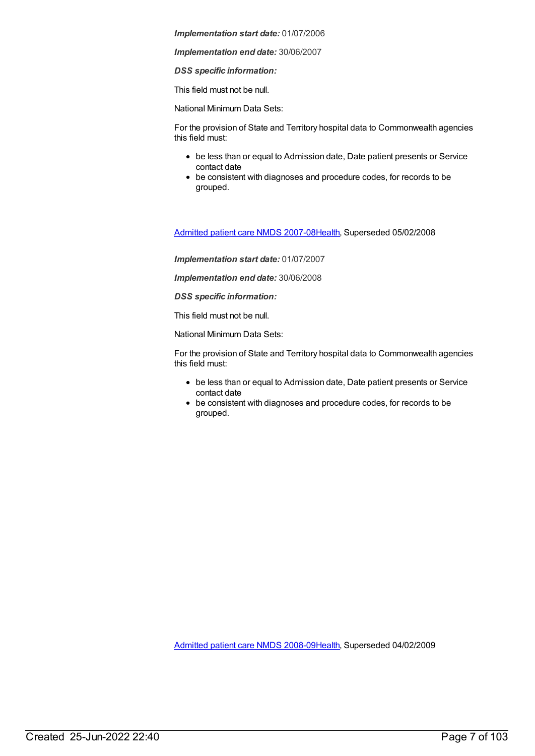***Implementation start date:*** 01/07/2006

***Implementation end date:*** 30/06/2007

***DSS specific information:***

This field must not be null.

National Minimum Data Sets:

For the provision of State and Territory hospital data to Commonwealth agencies this field must:

- be less than or equal to Admission date, Date patient presents or Service contact date
- be consistent with diagnoses and procedure codes, for records to be grouped.

[Admitted patient care NMDS 2007-08Health](), Superseded 05/02/2008

***Implementation start date:*** 01/07/2007

***Implementation end date:*** 30/06/2008

***DSS specific information:***

This field must not be null.

National Minimum Data Sets:

For the provision of State and Territory hospital data to Commonwealth agencies this field must:

- be less than or equal to Admission date, Date patient presents or Service contact date
- be consistent with diagnoses and procedure codes, for records to be grouped.

[Admitted patient care NMDS 2008-09Health](), Superseded 04/02/2009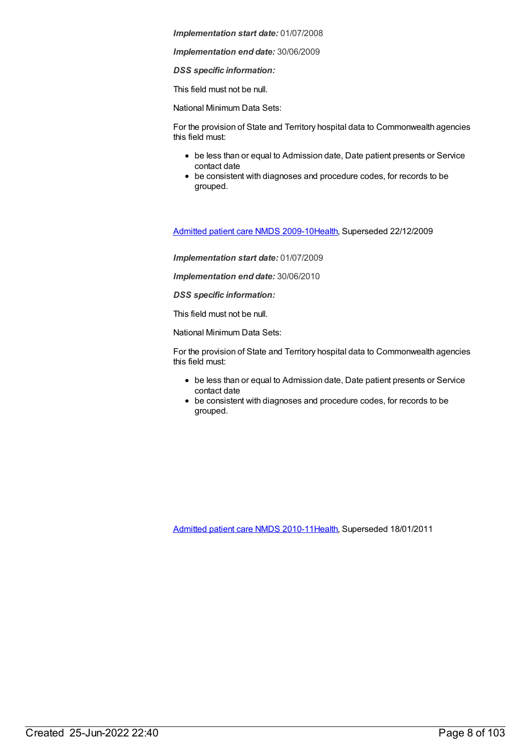***Implementation start date:*** 01/07/2008

***Implementation end date:*** 30/06/2009

***DSS specific information:***

This field must not be null.

National Minimum Data Sets:

For the provision of State and Territory hospital data to Commonwealth agencies this field must:

- be less than or equal to Admission date, Date patient presents or Service contact date
- be consistent with diagnoses and procedure codes, for records to be grouped.

Admitted patient care NMDS 2009-10Health, Superseded 22/12/2009

***Implementation start date:*** 01/07/2009

***Implementation end date:*** 30/06/2010

***DSS specific information:***

This field must not be null.

National Minimum Data Sets:

For the provision of State and Territory hospital data to Commonwealth agencies this field must:

- be less than or equal to Admission date, Date patient presents or Service contact date
- be consistent with diagnoses and procedure codes, for records to be grouped.

Admitted patient care NMDS 2010-11Health, Superseded 18/01/2011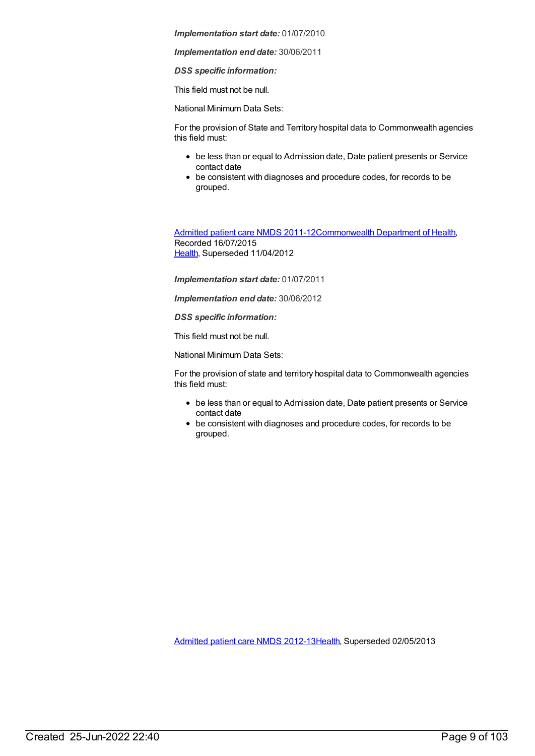***Implementation start date:*** 01/07/2010

***Implementation end date:*** 30/06/2011

***DSS specific information:***

This field must not be null.

National Minimum Data Sets:

For the provision of State and Territory hospital data to Commonwealth agencies this field must:

- be less than or equal to Admission date, Date patient presents or Service contact date
- be consistent with diagnoses and procedure codes, for records to be grouped.

Admitted patient care NMDS 2011-12Commonwealth Department of Health, Recorded 16/07/2015
Health, Superseded 11/04/2012

***Implementation start date:*** 01/07/2011

***Implementation end date:*** 30/06/2012

***DSS specific information:***

This field must not be null.

National Minimum Data Sets:

For the provision of state and territory hospital data to Commonwealth agencies this field must:

- be less than or equal to Admission date, Date patient presents or Service contact date
- be consistent with diagnoses and procedure codes, for records to be grouped.

Admitted patient care NMDS 2012-13Health, Superseded 02/05/2013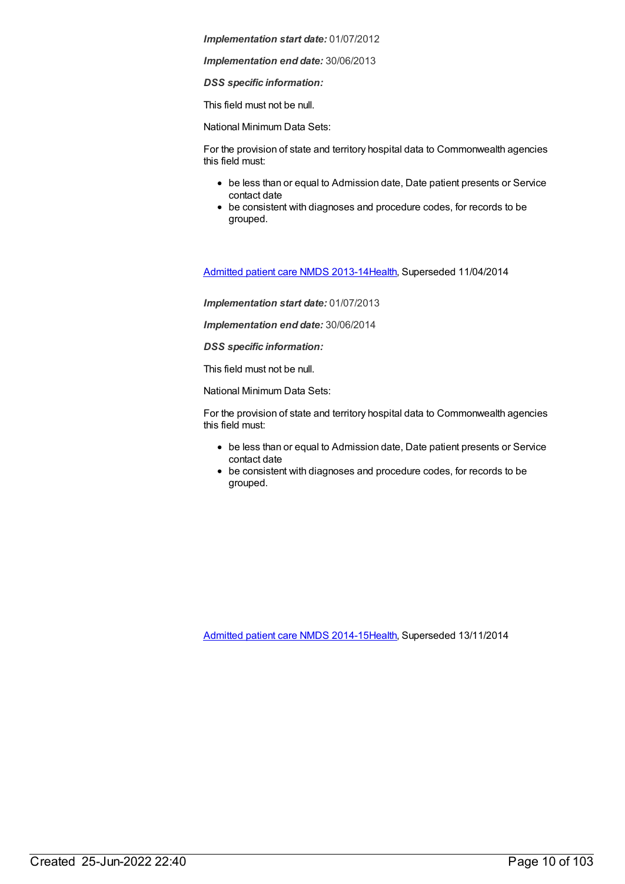***Implementation start date:*** 01/07/2012

***Implementation end date:*** 30/06/2013

***DSS specific information:***

This field must not be null.

National Minimum Data Sets:

For the provision of state and territory hospital data to Commonwealth agencies this field must:

- be less than or equal to Admission date, Date patient presents or Service contact date
- be consistent with diagnoses and procedure codes, for records to be grouped.

[Admitted patient care NMDS 2013-14Health](), Superseded 11/04/2014

***Implementation start date:*** 01/07/2013

***Implementation end date:*** 30/06/2014

***DSS specific information:***

This field must not be null.

National Minimum Data Sets:

For the provision of state and territory hospital data to Commonwealth agencies this field must:

- be less than or equal to Admission date, Date patient presents or Service contact date
- be consistent with diagnoses and procedure codes, for records to be grouped.

[Admitted patient care NMDS 2014-15Health](), Superseded 13/11/2014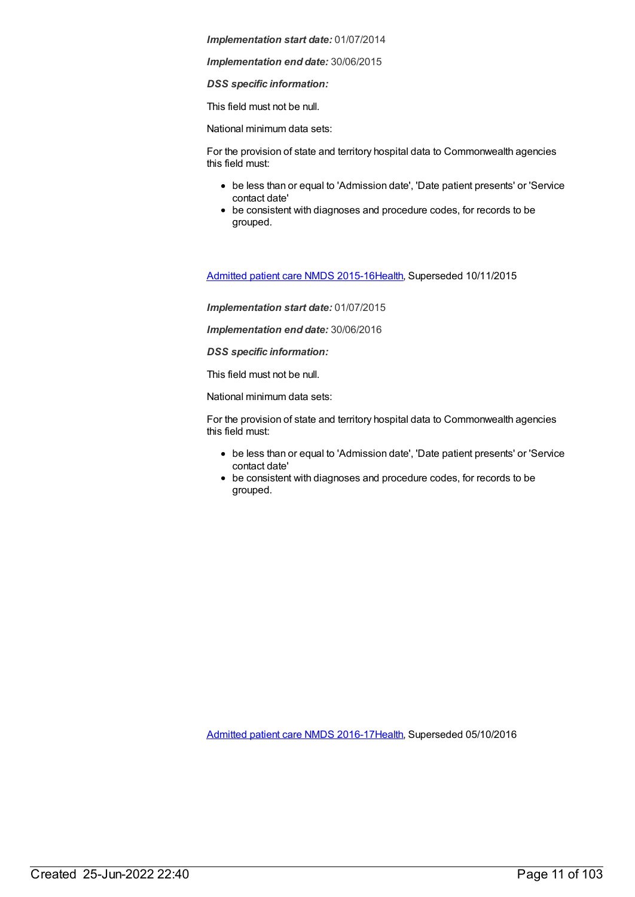***Implementation start date:*** 01/07/2014

***Implementation end date:*** 30/06/2015

***DSS specific information:***

This field must not be null.

National minimum data sets:

For the provision of state and territory hospital data to Commonwealth agencies this field must:

- be less than or equal to 'Admission date', 'Date patient presents' or 'Service contact date'
- be consistent with diagnoses and procedure codes, for records to be grouped.

[Admitted patient care NMDS 2015-16Health](), Superseded 10/11/2015

***Implementation start date:*** 01/07/2015

***Implementation end date:*** 30/06/2016

***DSS specific information:***

This field must not be null.

National minimum data sets:

For the provision of state and territory hospital data to Commonwealth agencies this field must:

- be less than or equal to 'Admission date', 'Date patient presents' or 'Service contact date'
- be consistent with diagnoses and procedure codes, for records to be grouped.

[Admitted patient care NMDS 2016-17Health](), Superseded 05/10/2016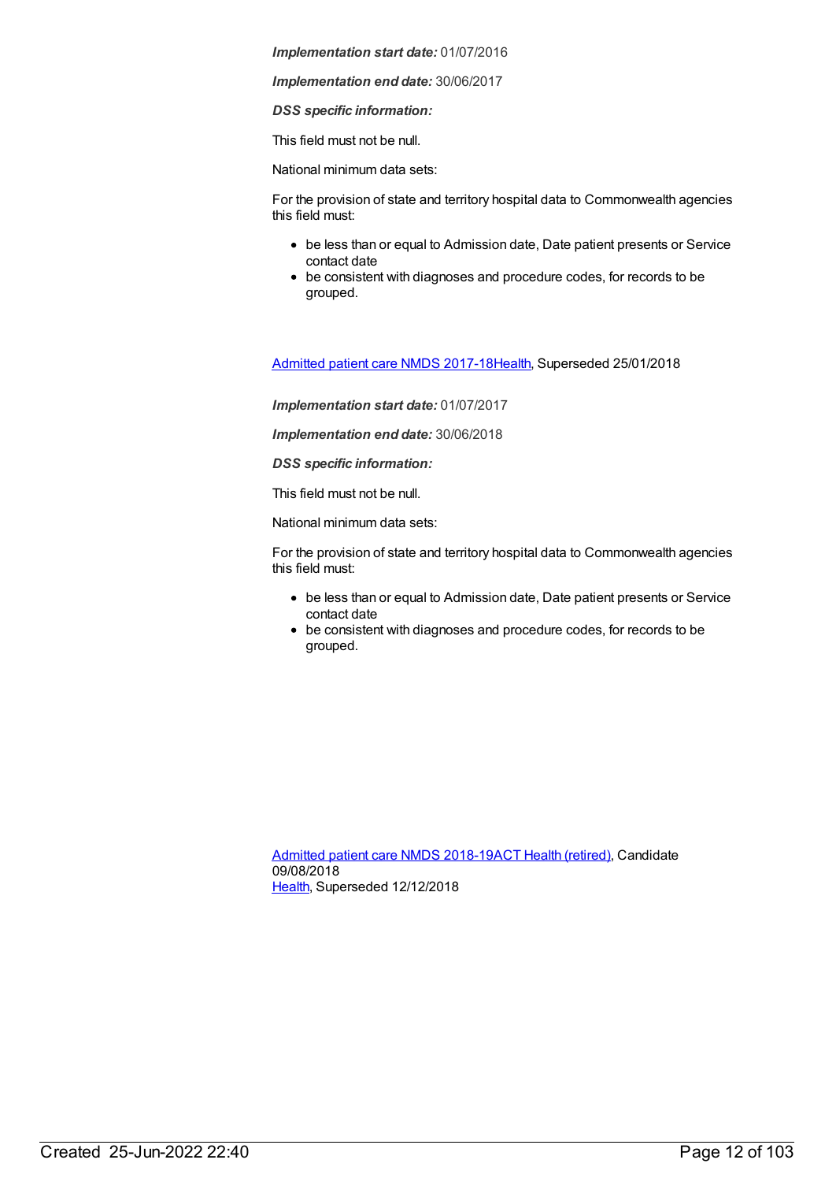***Implementation start date:*** 01/07/2016

***Implementation end date:*** 30/06/2017

***DSS specific information:***

This field must not be null.

National minimum data sets:

For the provision of state and territory hospital data to Commonwealth agencies this field must:

- be less than or equal to Admission date, Date patient presents or Service contact date
- be consistent with diagnoses and procedure codes, for records to be grouped.

Admitted patient care NMDS 2017-18Health, Superseded 25/01/2018

***Implementation start date:*** 01/07/2017

***Implementation end date:*** 30/06/2018

***DSS specific information:***

This field must not be null.

National minimum data sets:

For the provision of state and territory hospital data to Commonwealth agencies this field must:

- be less than or equal to Admission date, Date patient presents or Service contact date
- be consistent with diagnoses and procedure codes, for records to be grouped.

Admitted patient care NMDS 2018-19ACT Health (retired), Candidate 09/08/2018
Health, Superseded 12/12/2018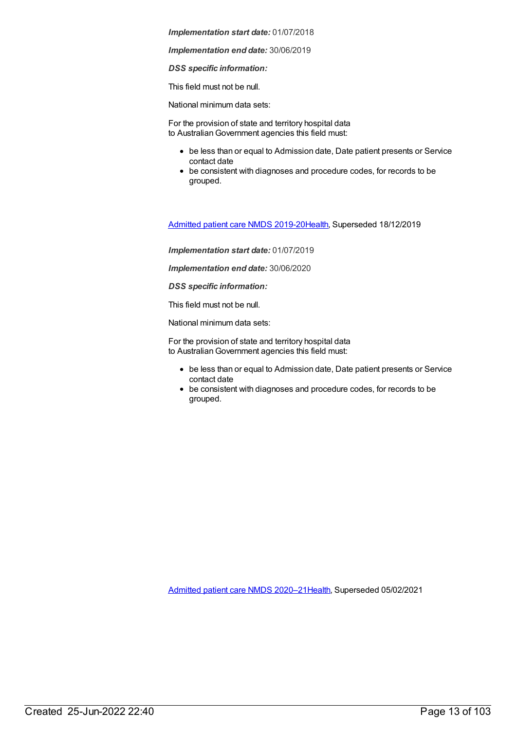***Implementation start date:*** 01/07/2018

***Implementation end date:*** 30/06/2019

***DSS specific information:***

This field must not be null.

National minimum data sets:

For the provision of state and territory hospital data
to Australian Government agencies this field must:

- be less than or equal to Admission date, Date patient presents or Service contact date
- be consistent with diagnoses and procedure codes, for records to be grouped.

[Admitted patient care NMDS 2019-20Health](), Superseded 18/12/2019

***Implementation start date:*** 01/07/2019

***Implementation end date:*** 30/06/2020

***DSS specific information:***

This field must not be null.

National minimum data sets:

For the provision of state and territory hospital data
to Australian Government agencies this field must:

- be less than or equal to Admission date, Date patient presents or Service contact date
- be consistent with diagnoses and procedure codes, for records to be grouped.

[Admitted patient care NMDS 2020–21Health](), Superseded 05/02/2021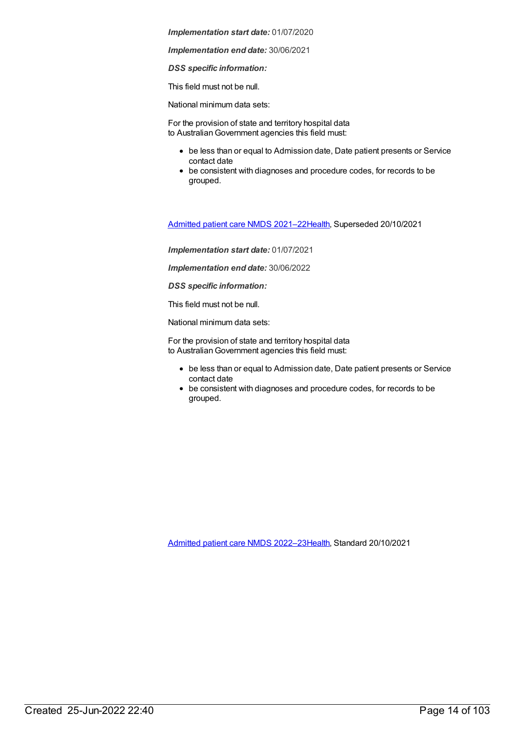***Implementation start date:*** 01/07/2020

***Implementation end date:*** 30/06/2021

***DSS specific information:***

This field must not be null.

National minimum data sets:

For the provision of state and territory hospital data
to Australian Government agencies this field must:

- be less than or equal to Admission date, Date patient presents or Service contact date
- be consistent with diagnoses and procedure codes, for records to be grouped.

[Admitted patient care NMDS 2021–22Health](), Superseded 20/10/2021

***Implementation start date:*** 01/07/2021

***Implementation end date:*** 30/06/2022

***DSS specific information:***

This field must not be null.

National minimum data sets:

For the provision of state and territory hospital data
to Australian Government agencies this field must:

- be less than or equal to Admission date, Date patient presents or Service contact date
- be consistent with diagnoses and procedure codes, for records to be grouped.

[Admitted patient care NMDS 2022–23Health](), Standard 20/10/2021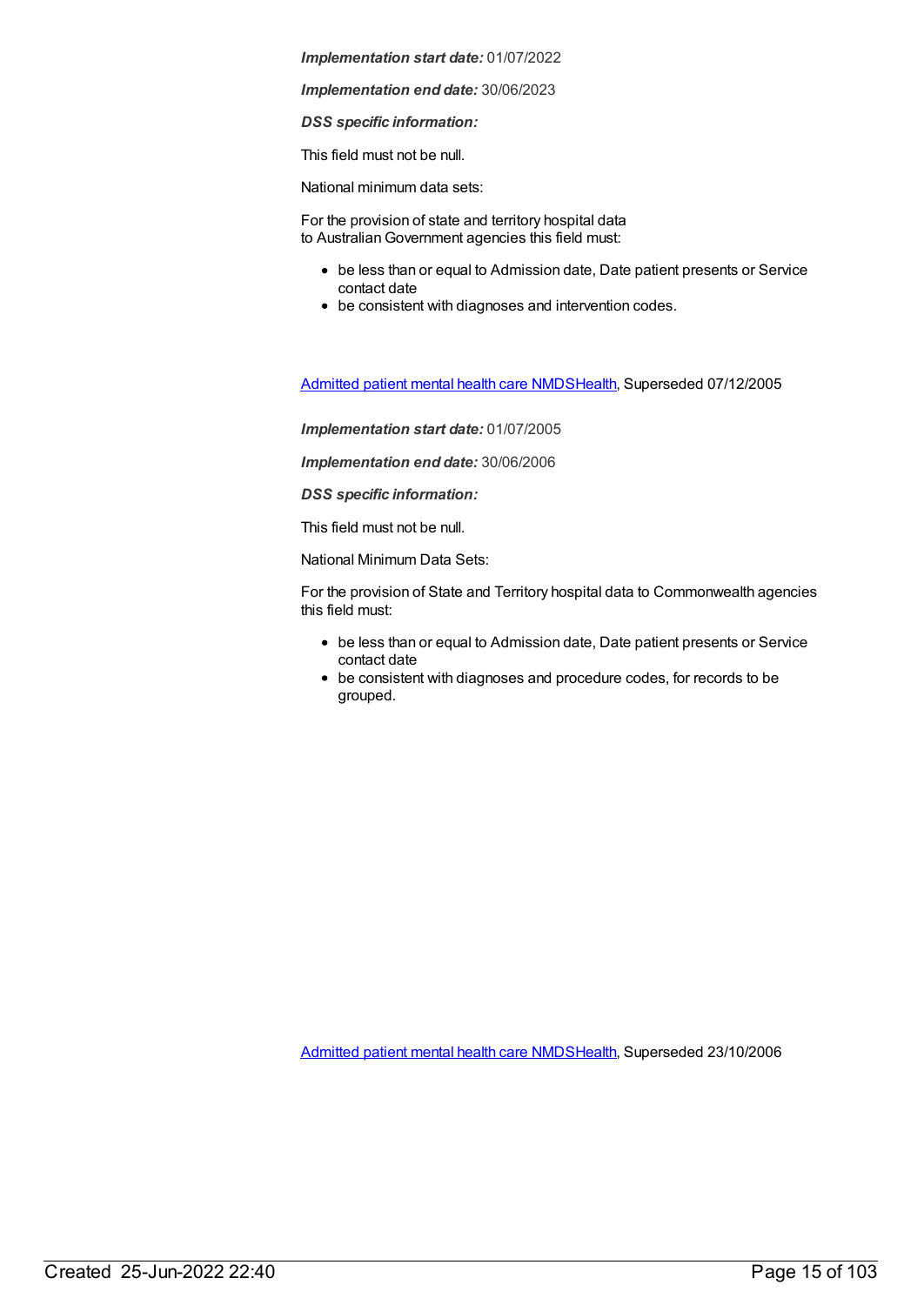***Implementation start date:*** 01/07/2022

***Implementation end date:*** 30/06/2023

***DSS specific information:***

This field must not be null.

National minimum data sets:

For the provision of state and territory hospital data
to Australian Government agencies this field must:

- be less than or equal to Admission date, Date patient presents or Service contact date
- be consistent with diagnoses and intervention codes.

[Admitted patient mental health care NMDS](Admitted patient mental health care NMDS)Health, Superseded 07/12/2005

***Implementation start date:*** 01/07/2005

***Implementation end date:*** 30/06/2006

***DSS specific information:***

This field must not be null.

National Minimum Data Sets:

For the provision of State and Territory hospital data to Commonwealth agencies this field must:

- be less than or equal to Admission date, Date patient presents or Service contact date
- be consistent with diagnoses and procedure codes, for records to be grouped.

[Admitted patient mental health care NMDS](Admitted patient mental health care NMDS)Health, Superseded 23/10/2006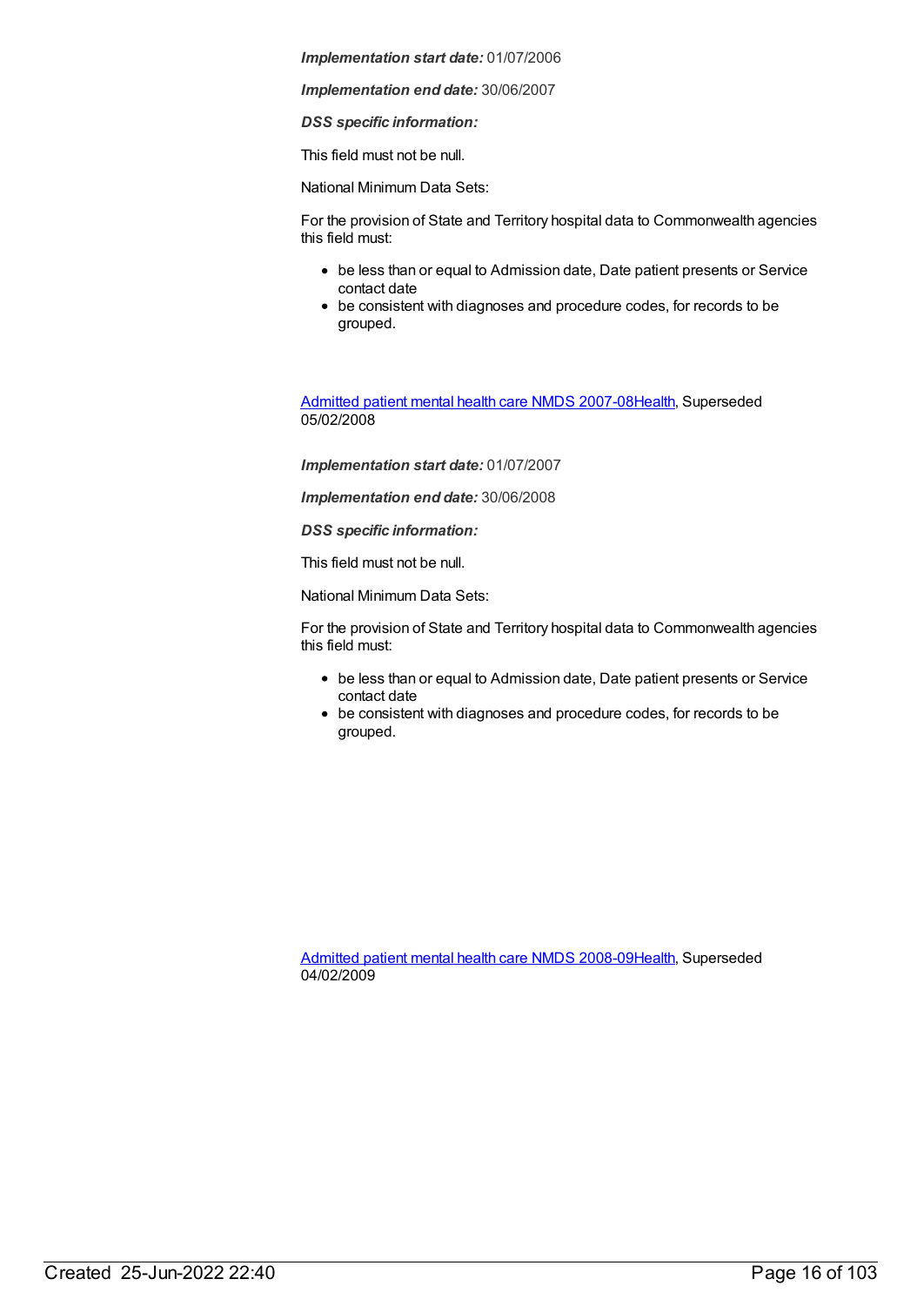***Implementation start date:*** 01/07/2006

***Implementation end date:*** 30/06/2007

***DSS specific information:***

This field must not be null.

National Minimum Data Sets:

For the provision of State and Territory hospital data to Commonwealth agencies this field must:

- be less than or equal to Admission date, Date patient presents or Service contact date
- be consistent with diagnoses and procedure codes, for records to be grouped.

Admitted patient mental health care NMDS 2007-08Health, Superseded 05/02/2008

***Implementation start date:*** 01/07/2007

***Implementation end date:*** 30/06/2008

***DSS specific information:***

This field must not be null.

National Minimum Data Sets:

For the provision of State and Territory hospital data to Commonwealth agencies this field must:

- be less than or equal to Admission date, Date patient presents or Service contact date
- be consistent with diagnoses and procedure codes, for records to be grouped.

Admitted patient mental health care NMDS 2008-09Health, Superseded 04/02/2009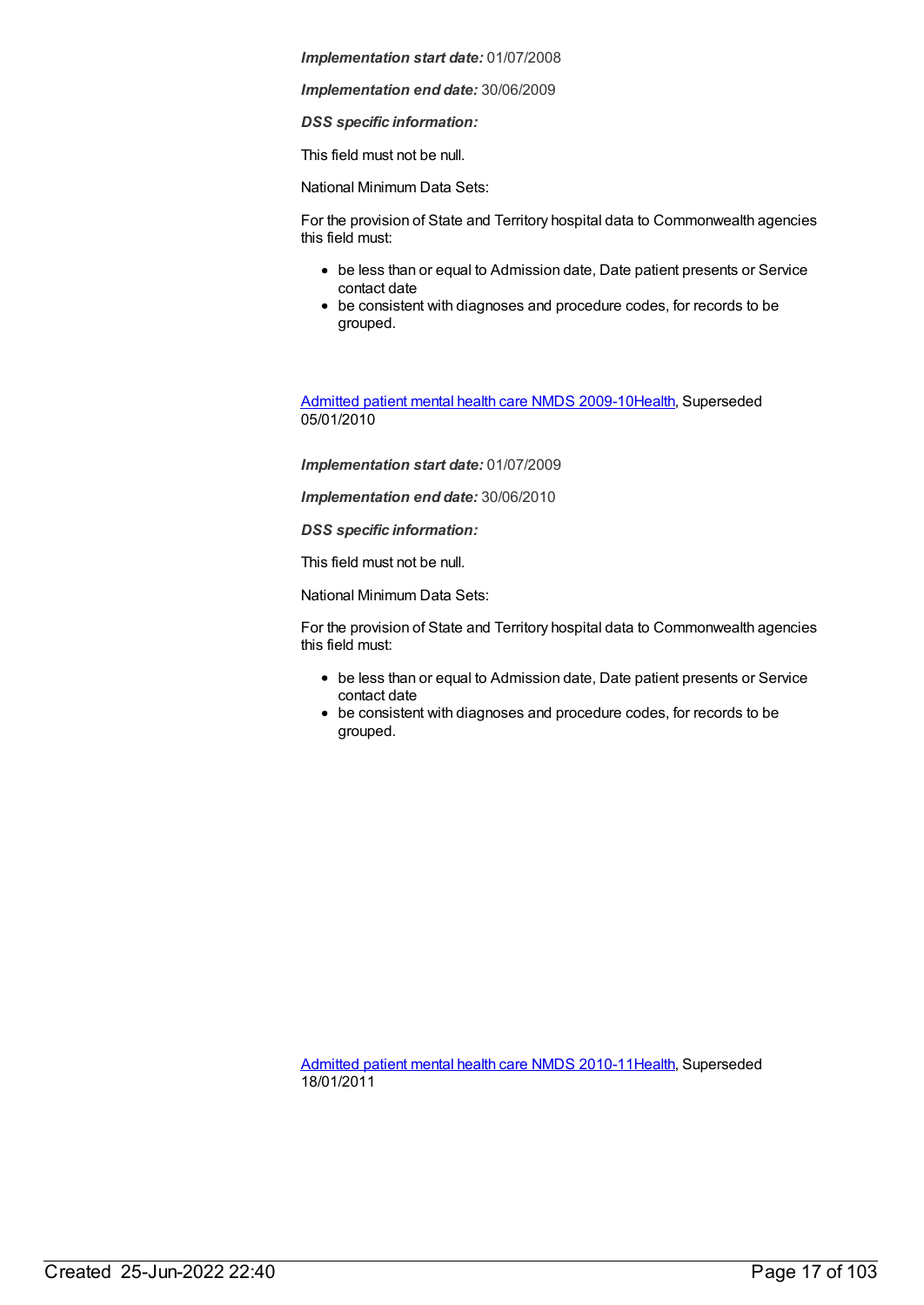***Implementation start date:*** 01/07/2008

***Implementation end date:*** 30/06/2009

***DSS specific information:***

This field must not be null.

National Minimum Data Sets:

For the provision of State and Territory hospital data to Commonwealth agencies this field must:

- be less than or equal to Admission date, Date patient presents or Service contact date
- be consistent with diagnoses and procedure codes, for records to be grouped.

Admitted patient mental health care NMDS 2009-10Health, Superseded 05/01/2010

***Implementation start date:*** 01/07/2009

***Implementation end date:*** 30/06/2010

***DSS specific information:***

This field must not be null.

National Minimum Data Sets:

For the provision of State and Territory hospital data to Commonwealth agencies this field must:

- be less than or equal to Admission date, Date patient presents or Service contact date
- be consistent with diagnoses and procedure codes, for records to be grouped.

Admitted patient mental health care NMDS 2010-11Health, Superseded 18/01/2011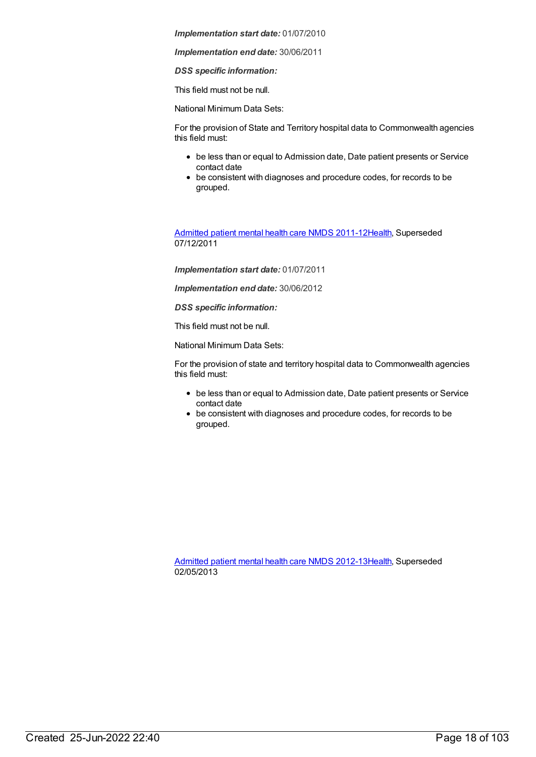***Implementation start date:*** 01/07/2010

***Implementation end date:*** 30/06/2011

***DSS specific information:***

This field must not be null.

National Minimum Data Sets:

For the provision of State and Territory hospital data to Commonwealth agencies this field must:

- be less than or equal to Admission date, Date patient presents or Service contact date
- be consistent with diagnoses and procedure codes, for records to be grouped.

Admitted patient mental health care NMDS 2011-12Health, Superseded 07/12/2011

***Implementation start date:*** 01/07/2011

***Implementation end date:*** 30/06/2012

***DSS specific information:***

This field must not be null.

National Minimum Data Sets:

For the provision of state and territory hospital data to Commonwealth agencies this field must:

- be less than or equal to Admission date, Date patient presents or Service contact date
- be consistent with diagnoses and procedure codes, for records to be grouped.

Admitted patient mental health care NMDS 2012-13Health, Superseded 02/05/2013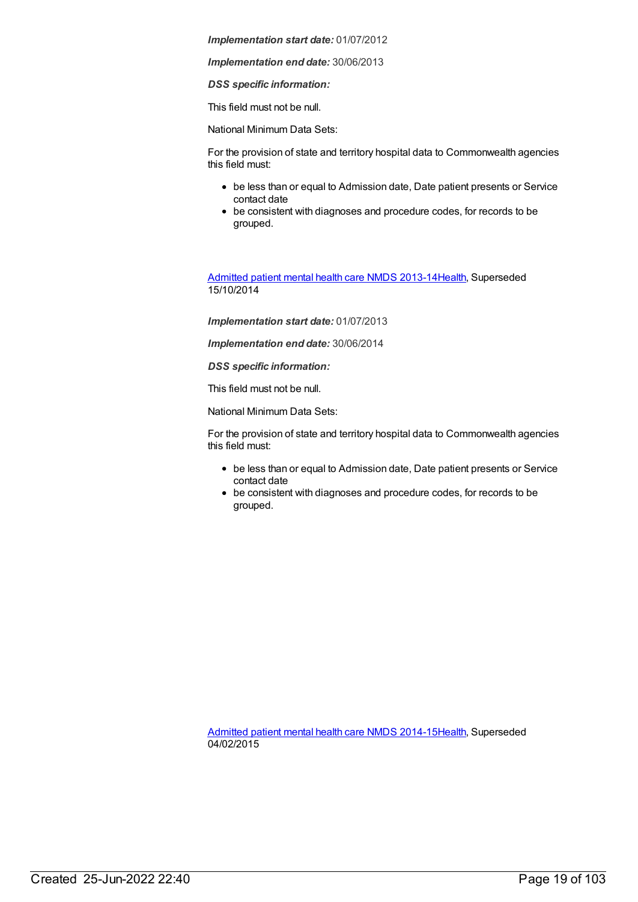***Implementation start date:*** 01/07/2012

***Implementation end date:*** 30/06/2013

***DSS specific information:***

This field must not be null.

National Minimum Data Sets:

For the provision of state and territory hospital data to Commonwealth agencies this field must:

- be less than or equal to Admission date, Date patient presents or Service contact date
- be consistent with diagnoses and procedure codes, for records to be grouped.

Admitted patient mental health care NMDS 2013-14Health, Superseded 15/10/2014

***Implementation start date:*** 01/07/2013

***Implementation end date:*** 30/06/2014

***DSS specific information:***

This field must not be null.

National Minimum Data Sets:

For the provision of state and territory hospital data to Commonwealth agencies this field must:

- be less than or equal to Admission date, Date patient presents or Service contact date
- be consistent with diagnoses and procedure codes, for records to be grouped.

Admitted patient mental health care NMDS 2014-15Health, Superseded 04/02/2015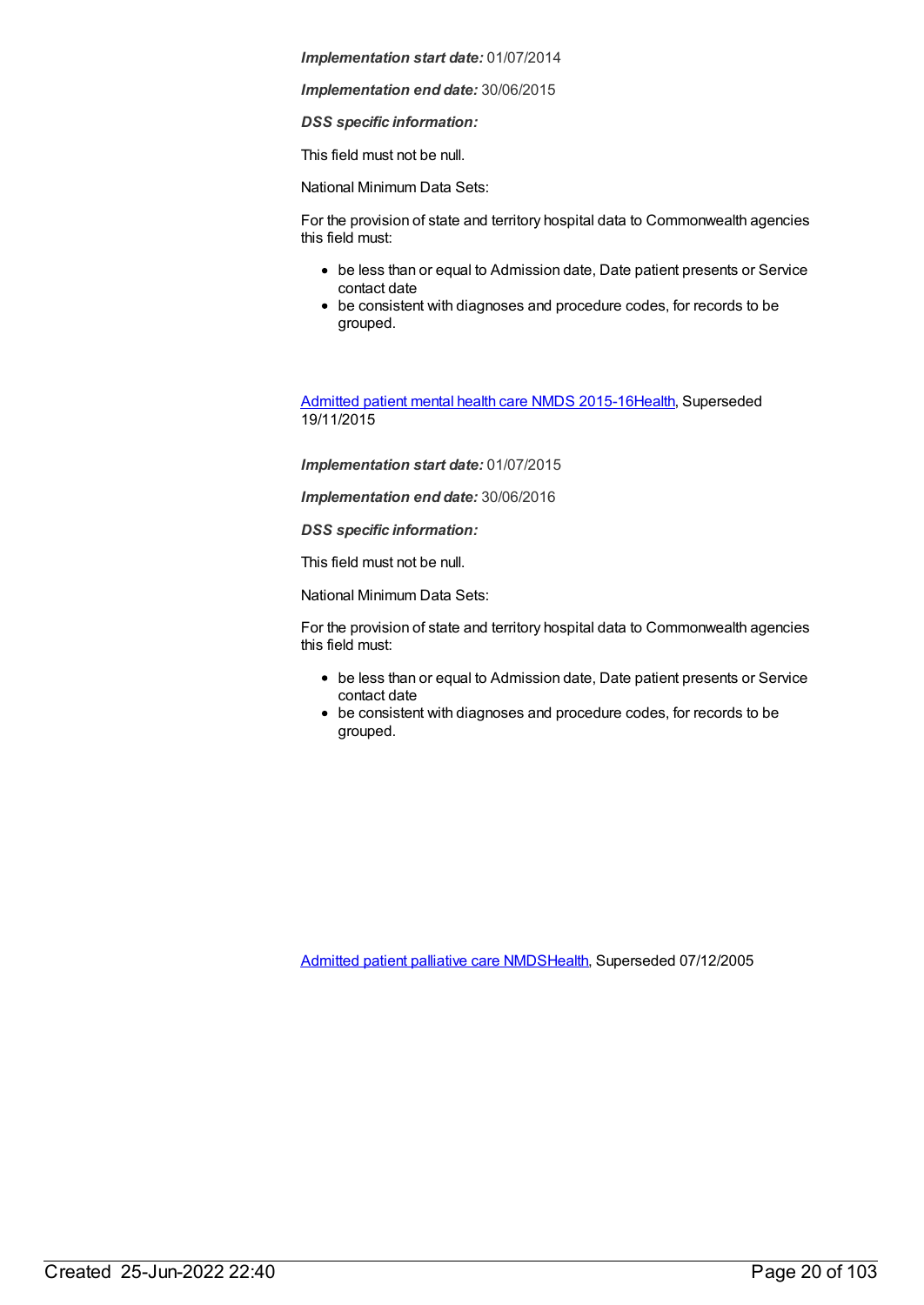***Implementation start date:*** 01/07/2014

***Implementation end date:*** 30/06/2015

***DSS specific information:***

This field must not be null.

National Minimum Data Sets:

For the provision of state and territory hospital data to Commonwealth agencies this field must:

- be less than or equal to Admission date, Date patient presents or Service contact date
- be consistent with diagnoses and procedure codes, for records to be grouped.

Admitted patient mental health care NMDS 2015-16Health, Superseded 19/11/2015

***Implementation start date:*** 01/07/2015

***Implementation end date:*** 30/06/2016

***DSS specific information:***

This field must not be null.

National Minimum Data Sets:

For the provision of state and territory hospital data to Commonwealth agencies this field must:

- be less than or equal to Admission date, Date patient presents or Service contact date
- be consistent with diagnoses and procedure codes, for records to be grouped.

Admitted patient palliative care NMDSHealth, Superseded 07/12/2005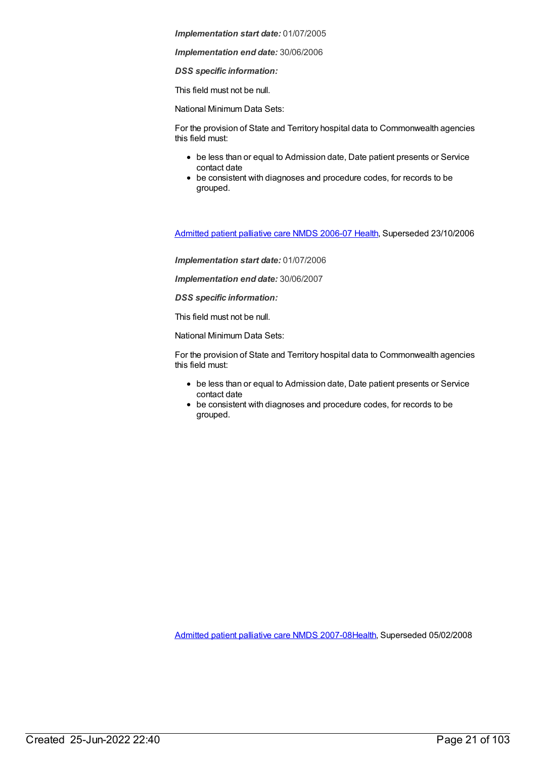***Implementation start date:*** 01/07/2005

***Implementation end date:*** 30/06/2006

***DSS specific information:***

This field must not be null.

National Minimum Data Sets:

For the provision of State and Territory hospital data to Commonwealth agencies this field must:

- be less than or equal to Admission date, Date patient presents or Service contact date
- be consistent with diagnoses and procedure codes, for records to be grouped.

[Admitted patient palliative care NMDS 2006-07 Health](), Superseded 23/10/2006

***Implementation start date:*** 01/07/2006

***Implementation end date:*** 30/06/2007

***DSS specific information:***

This field must not be null.

National Minimum Data Sets:

For the provision of State and Territory hospital data to Commonwealth agencies this field must:

- be less than or equal to Admission date, Date patient presents or Service contact date
- be consistent with diagnoses and procedure codes, for records to be grouped.

[Admitted patient palliative care NMDS 2007-08Health](), Superseded 05/02/2008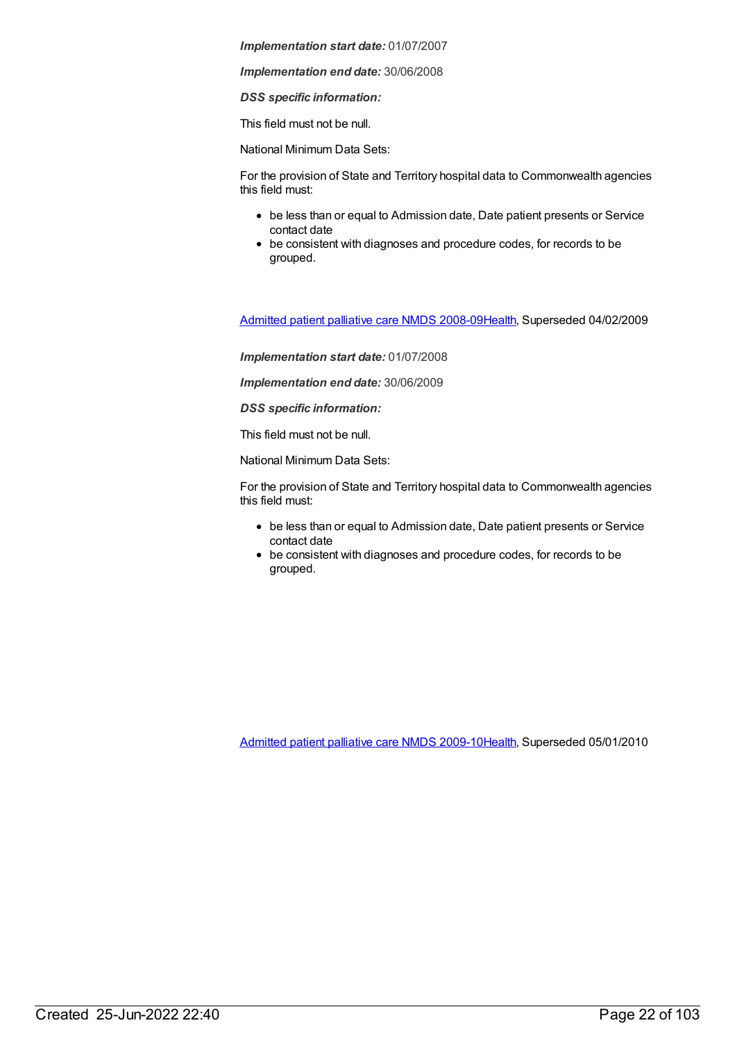***Implementation start date:*** 01/07/2007

***Implementation end date:*** 30/06/2008

***DSS specific information:***

This field must not be null.

National Minimum Data Sets:

For the provision of State and Territory hospital data to Commonwealth agencies this field must:

- be less than or equal to Admission date, Date patient presents or Service contact date
- be consistent with diagnoses and procedure codes, for records to be grouped.

Admitted patient palliative care NMDS 2008-09Health, Superseded 04/02/2009

***Implementation start date:*** 01/07/2008

***Implementation end date:*** 30/06/2009

***DSS specific information:***

This field must not be null.

National Minimum Data Sets:

For the provision of State and Territory hospital data to Commonwealth agencies this field must:

- be less than or equal to Admission date, Date patient presents or Service contact date
- be consistent with diagnoses and procedure codes, for records to be grouped.

Admitted patient palliative care NMDS 2009-10Health, Superseded 05/01/2010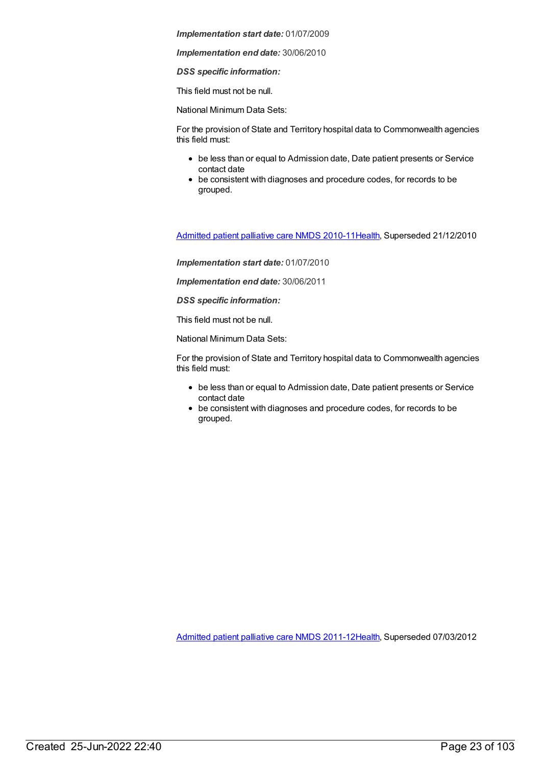***Implementation start date:*** 01/07/2009

***Implementation end date:*** 30/06/2010

***DSS specific information:***

This field must not be null.

National Minimum Data Sets:

For the provision of State and Territory hospital data to Commonwealth agencies this field must:

- be less than or equal to Admission date, Date patient presents or Service contact date
- be consistent with diagnoses and procedure codes, for records to be grouped.

[Admitted patient palliative care NMDS 2010-11Health](), Superseded 21/12/2010

***Implementation start date:*** 01/07/2010

***Implementation end date:*** 30/06/2011

***DSS specific information:***

This field must not be null.

National Minimum Data Sets:

For the provision of State and Territory hospital data to Commonwealth agencies this field must:

- be less than or equal to Admission date, Date patient presents or Service contact date
- be consistent with diagnoses and procedure codes, for records to be grouped.

[Admitted patient palliative care NMDS 2011-12Health](), Superseded 07/03/2012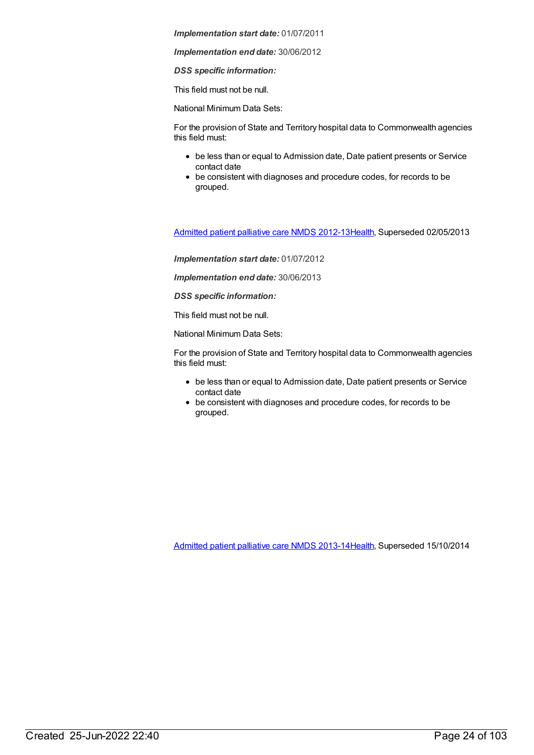***Implementation start date:*** 01/07/2011

***Implementation end date:*** 30/06/2012

***DSS specific information:***

This field must not be null.

National Minimum Data Sets:

For the provision of State and Territory hospital data to Commonwealth agencies this field must:

- be less than or equal to Admission date, Date patient presents or Service contact date
- be consistent with diagnoses and procedure codes, for records to be grouped.

Admitted patient palliative care NMDS 2012-13Health, Superseded 02/05/2013

***Implementation start date:*** 01/07/2012

***Implementation end date:*** 30/06/2013

***DSS specific information:***

This field must not be null.

National Minimum Data Sets:

For the provision of State and Territory hospital data to Commonwealth agencies this field must:

- be less than or equal to Admission date, Date patient presents or Service contact date
- be consistent with diagnoses and procedure codes, for records to be grouped.

Admitted patient palliative care NMDS 2013-14Health, Superseded 15/10/2014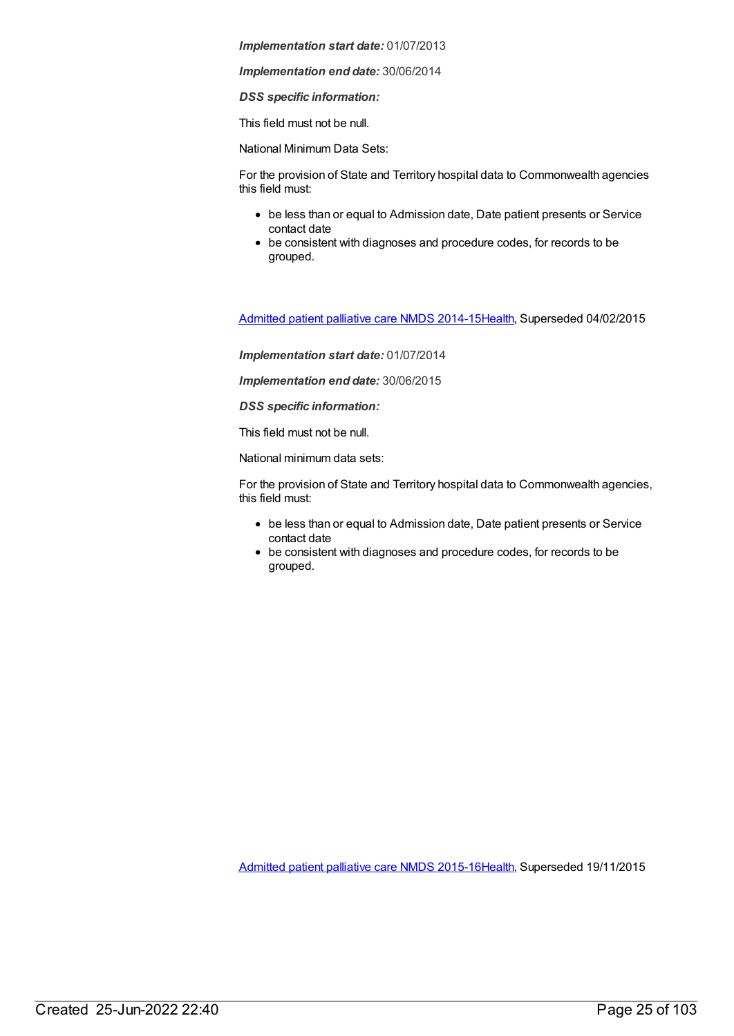***Implementation start date:*** 01/07/2013

***Implementation end date:*** 30/06/2014

***DSS specific information:***

This field must not be null.

National Minimum Data Sets:

For the provision of State and Territory hospital data to Commonwealth agencies this field must:

- be less than or equal to Admission date, Date patient presents or Service contact date
- be consistent with diagnoses and procedure codes, for records to be grouped.

[Admitted patient palliative care NMDS 2014-15Health](), Superseded 04/02/2015

***Implementation start date:*** 01/07/2014

***Implementation end date:*** 30/06/2015

***DSS specific information:***

This field must not be null.

National minimum data sets:

For the provision of State and Territory hospital data to Commonwealth agencies, this field must:

- be less than or equal to Admission date, Date patient presents or Service contact date
- be consistent with diagnoses and procedure codes, for records to be grouped.

[Admitted patient palliative care NMDS 2015-16Health](), Superseded 19/11/2015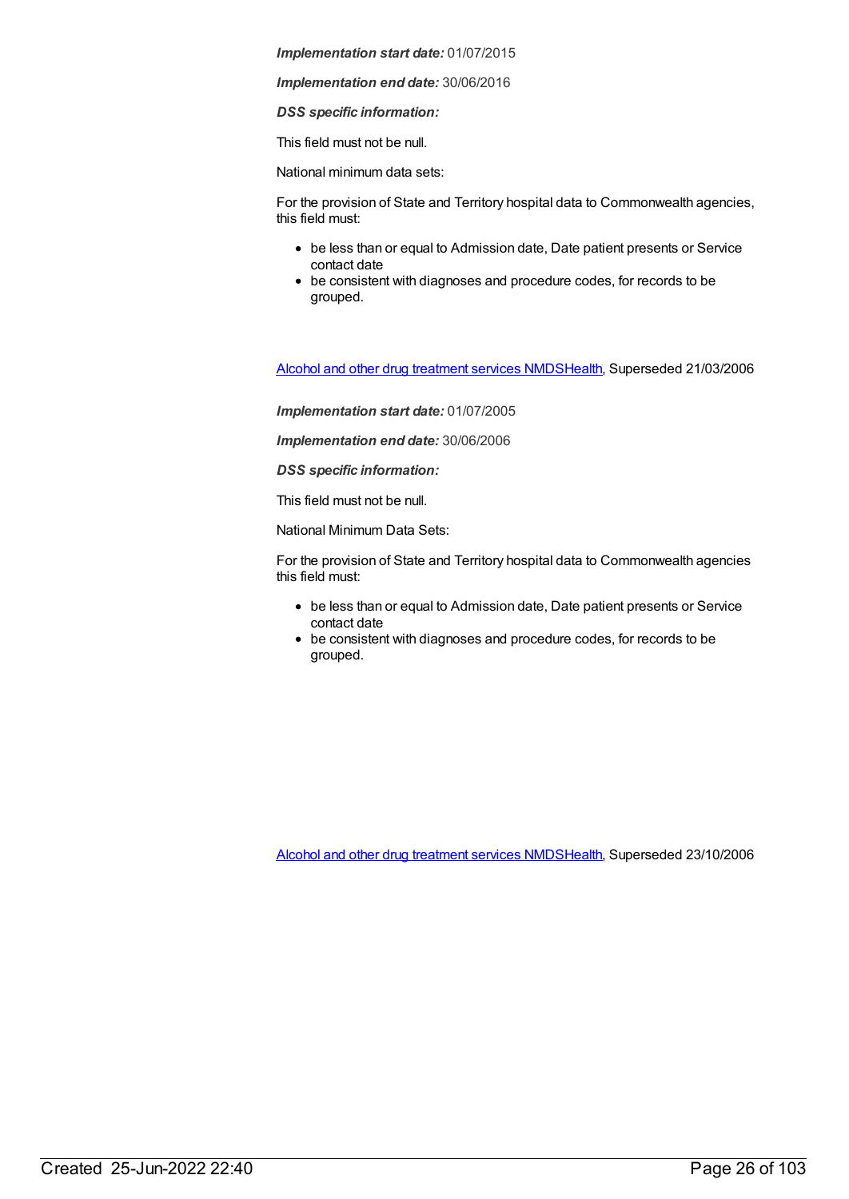***Implementation start date:*** 01/07/2015

***Implementation end date:*** 30/06/2016

***DSS specific information:***

This field must not be null.

National minimum data sets:

For the provision of State and Territory hospital data to Commonwealth agencies, this field must:

- be less than or equal to Admission date, Date patient presents or Service contact date
- be consistent with diagnoses and procedure codes, for records to be grouped.

[Alcohol and other drug treatment services NMDS](#)[Health](#), Superseded 21/03/2006

***Implementation start date:*** 01/07/2005

***Implementation end date:*** 30/06/2006

***DSS specific information:***

This field must not be null.

National Minimum Data Sets:

For the provision of State and Territory hospital data to Commonwealth agencies this field must:

- be less than or equal to Admission date, Date patient presents or Service contact date
- be consistent with diagnoses and procedure codes, for records to be grouped.

[Alcohol and other drug treatment services NMDS](#)[Health](#), Superseded 23/10/2006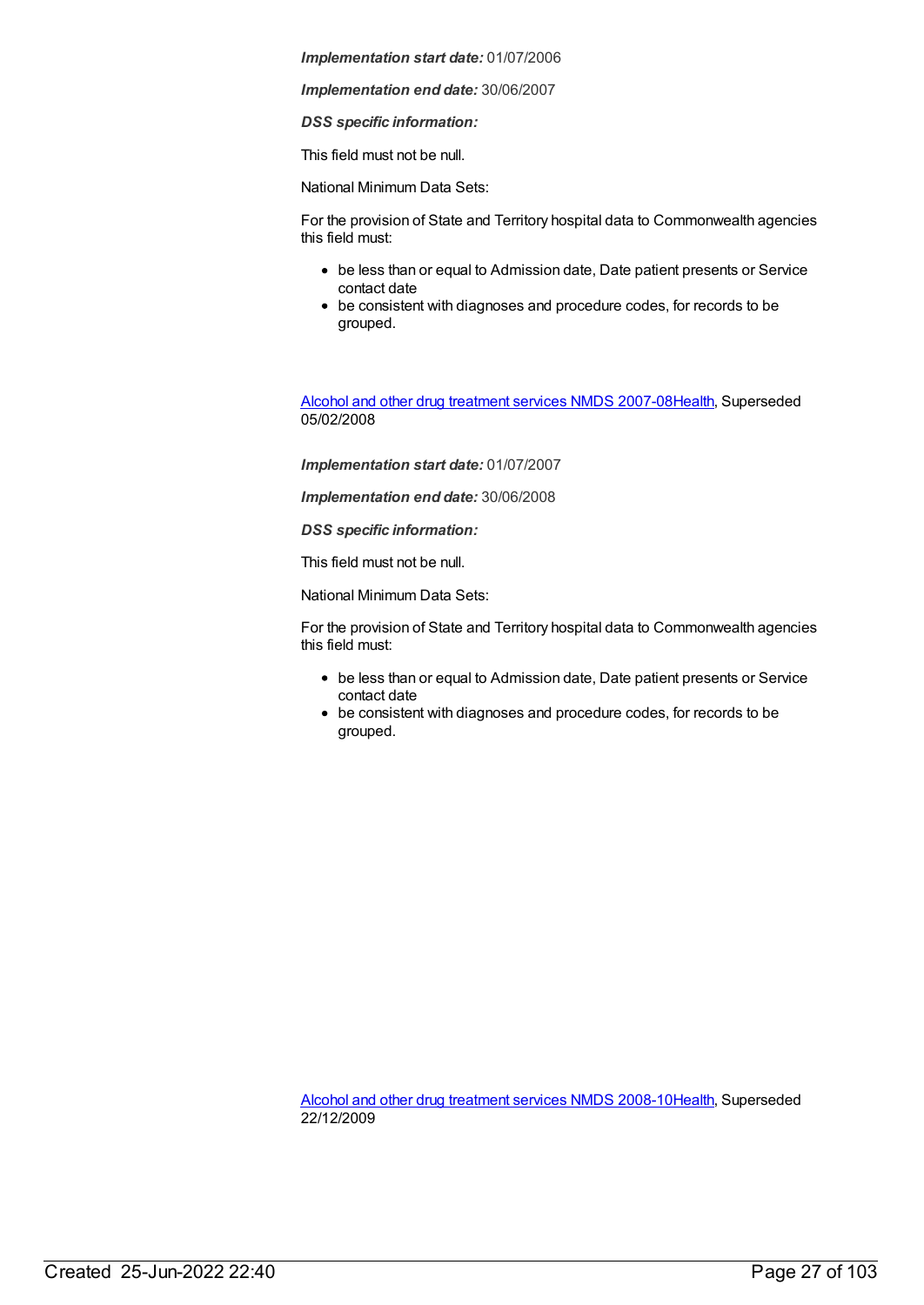***Implementation start date:*** 01/07/2006

***Implementation end date:*** 30/06/2007

***DSS specific information:***

This field must not be null.

National Minimum Data Sets:

For the provision of State and Territory hospital data to Commonwealth agencies this field must:

- be less than or equal to Admission date, Date patient presents or Service contact date
- be consistent with diagnoses and procedure codes, for records to be grouped.

[Alcohol and other drug treatment services NMDS 2007-08Health](), Superseded 05/02/2008

***Implementation start date:*** 01/07/2007

***Implementation end date:*** 30/06/2008

***DSS specific information:***

This field must not be null.

National Minimum Data Sets:

For the provision of State and Territory hospital data to Commonwealth agencies this field must:

- be less than or equal to Admission date, Date patient presents or Service contact date
- be consistent with diagnoses and procedure codes, for records to be grouped.

[Alcohol and other drug treatment services NMDS 2008-10Health](), Superseded 22/12/2009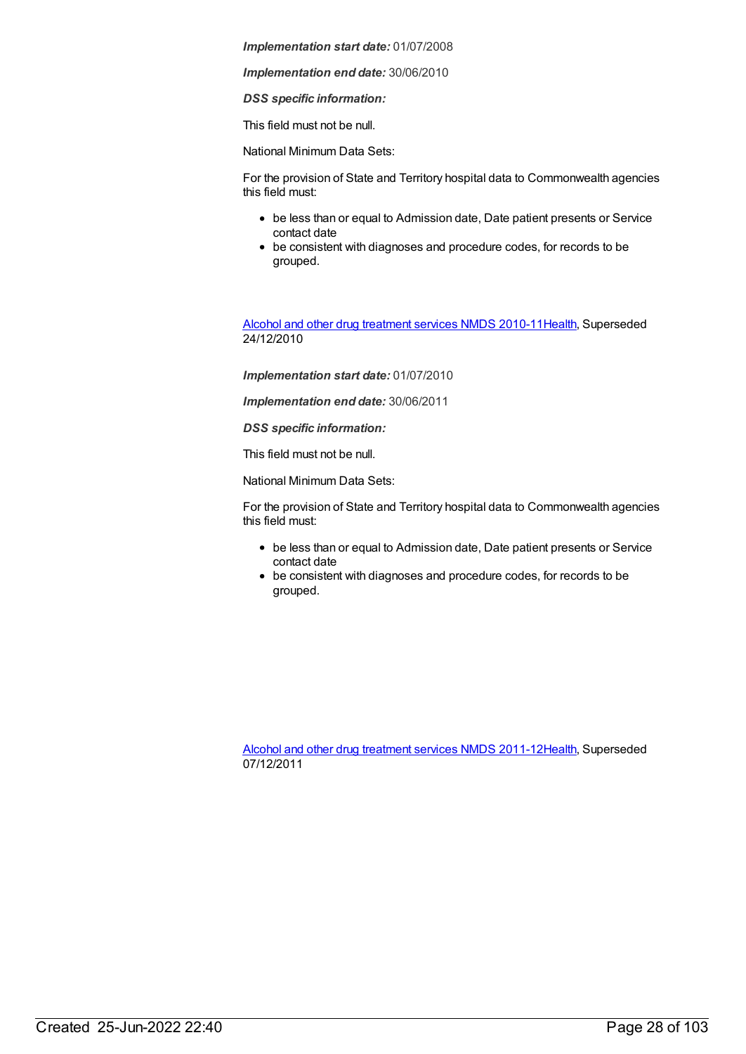***Implementation start date:*** 01/07/2008

***Implementation end date:*** 30/06/2010

***DSS specific information:***

This field must not be null.

National Minimum Data Sets:

For the provision of State and Territory hospital data to Commonwealth agencies this field must:

- be less than or equal to Admission date, Date patient presents or Service contact date
- be consistent with diagnoses and procedure codes, for records to be grouped.

[Alcohol and other drug treatment services NMDS 2010-11Health](), Superseded 24/12/2010

***Implementation start date:*** 01/07/2010

***Implementation end date:*** 30/06/2011

***DSS specific information:***

This field must not be null.

National Minimum Data Sets:

For the provision of State and Territory hospital data to Commonwealth agencies this field must:

- be less than or equal to Admission date, Date patient presents or Service contact date
- be consistent with diagnoses and procedure codes, for records to be grouped.

[Alcohol and other drug treatment services NMDS 2011-12Health](), Superseded 07/12/2011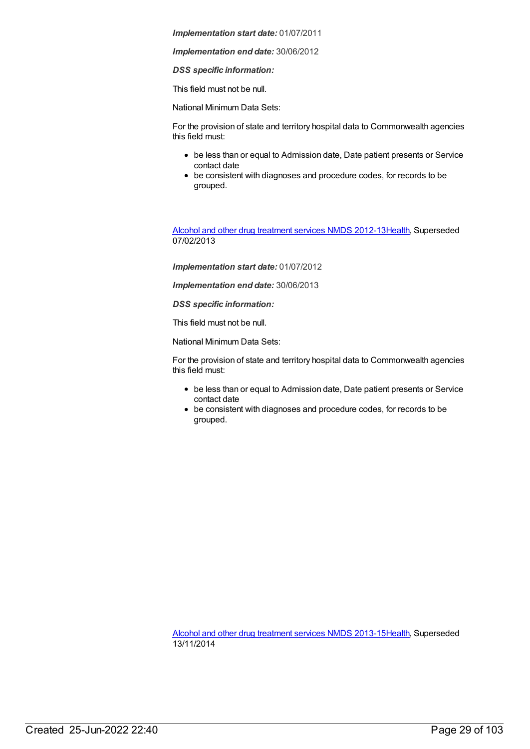***Implementation start date:*** 01/07/2011

***Implementation end date:*** 30/06/2012

***DSS specific information:***

This field must not be null.

National Minimum Data Sets:

For the provision of state and territory hospital data to Commonwealth agencies this field must:

- be less than or equal to Admission date, Date patient presents or Service contact date
- be consistent with diagnoses and procedure codes, for records to be grouped.

Alcohol and other drug treatment services NMDS 2012-13Health, Superseded 07/02/2013

***Implementation start date:*** 01/07/2012

***Implementation end date:*** 30/06/2013

***DSS specific information:***

This field must not be null.

National Minimum Data Sets:

For the provision of state and territory hospital data to Commonwealth agencies this field must:

- be less than or equal to Admission date, Date patient presents or Service contact date
- be consistent with diagnoses and procedure codes, for records to be grouped.

Alcohol and other drug treatment services NMDS 2013-15Health, Superseded 13/11/2014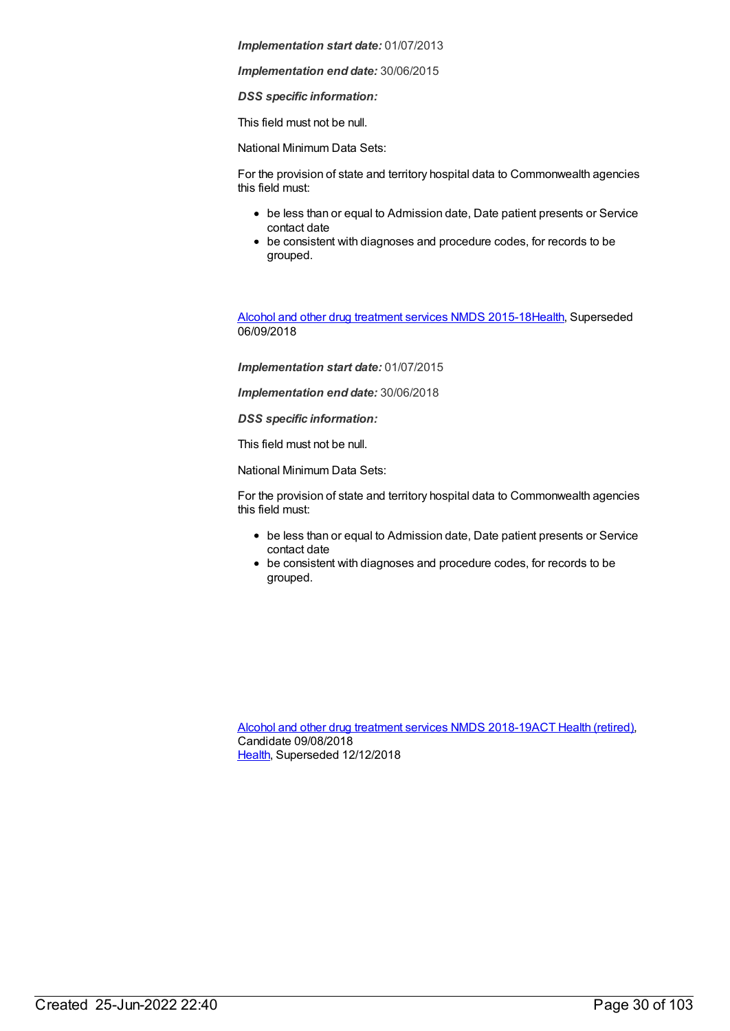***Implementation start date:*** 01/07/2013

***Implementation end date:*** 30/06/2015

***DSS specific information:***

This field must not be null.

National Minimum Data Sets:

For the provision of state and territory hospital data to Commonwealth agencies this field must:

- be less than or equal to Admission date, Date patient presents or Service contact date
- be consistent with diagnoses and procedure codes, for records to be grouped.

Alcohol and other drug treatment services NMDS 2015-18Health, Superseded 06/09/2018

***Implementation start date:*** 01/07/2015

***Implementation end date:*** 30/06/2018

***DSS specific information:***

This field must not be null.

National Minimum Data Sets:

For the provision of state and territory hospital data to Commonwealth agencies this field must:

- be less than or equal to Admission date, Date patient presents or Service contact date
- be consistent with diagnoses and procedure codes, for records to be grouped.

Alcohol and other drug treatment services NMDS 2018-19ACT Health (retired), Candidate 09/08/2018
Health, Superseded 12/12/2018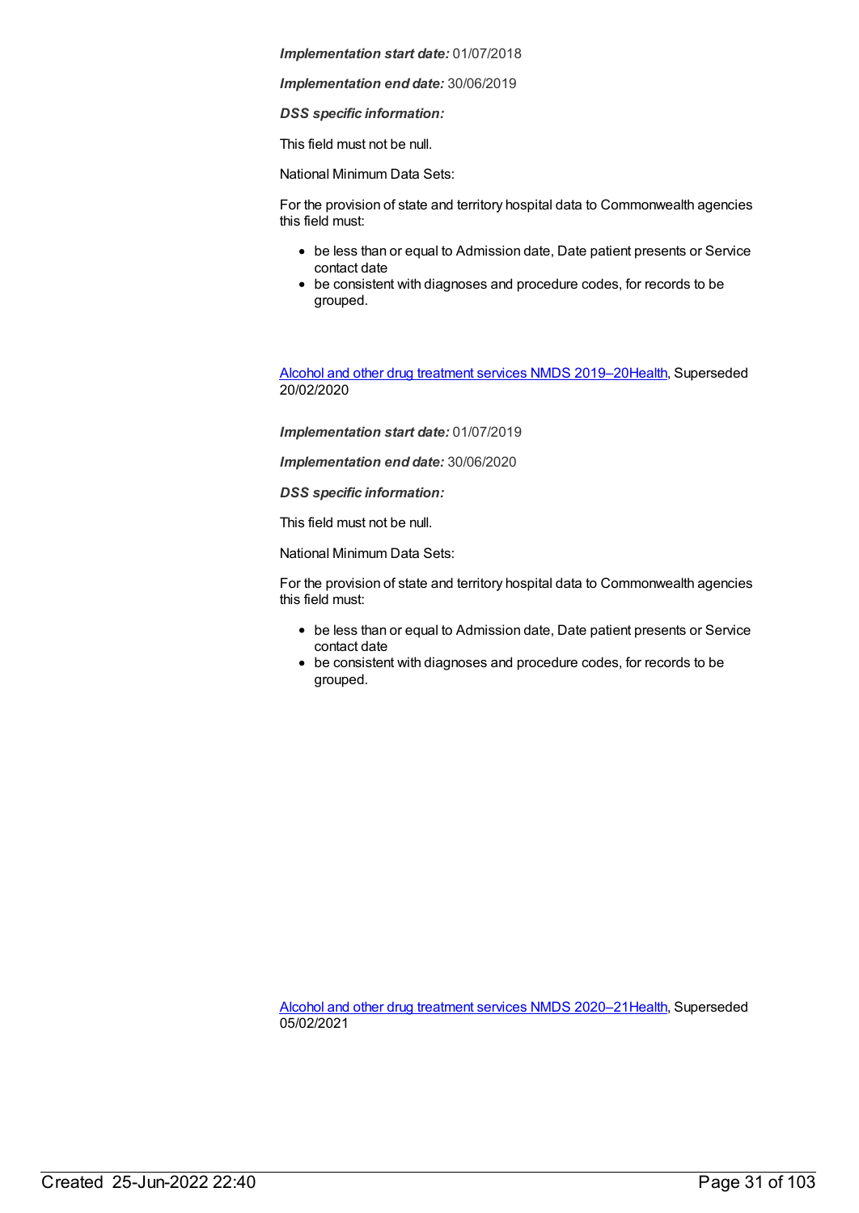***Implementation start date:*** 01/07/2018

***Implementation end date:*** 30/06/2019

***DSS specific information:***

This field must not be null.

National Minimum Data Sets:

For the provision of state and territory hospital data to Commonwealth agencies this field must:

- be less than or equal to Admission date, Date patient presents or Service contact date
- be consistent with diagnoses and procedure codes, for records to be grouped.

Alcohol and other drug treatment services NMDS 2019–20Health, Superseded 20/02/2020

***Implementation start date:*** 01/07/2019

***Implementation end date:*** 30/06/2020

***DSS specific information:***

This field must not be null.

National Minimum Data Sets:

For the provision of state and territory hospital data to Commonwealth agencies this field must:

- be less than or equal to Admission date, Date patient presents or Service contact date
- be consistent with diagnoses and procedure codes, for records to be grouped.

Alcohol and other drug treatment services NMDS 2020–21Health, Superseded 05/02/2021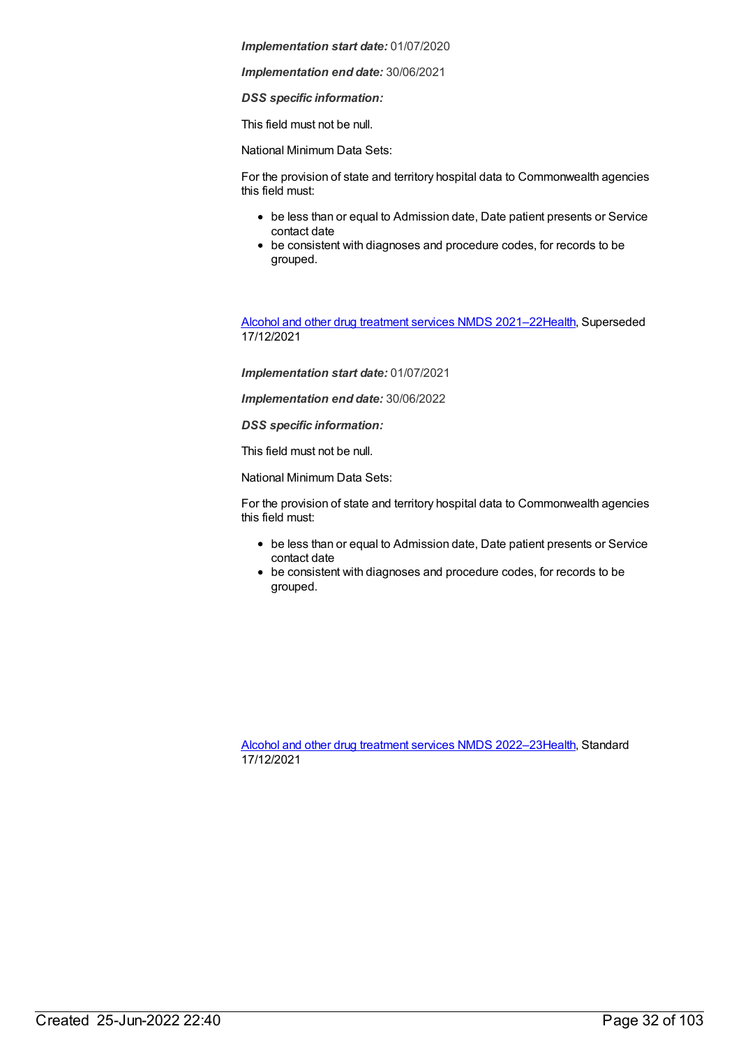***Implementation start date:*** 01/07/2020

***Implementation end date:*** 30/06/2021

***DSS specific information:***

This field must not be null.

National Minimum Data Sets:

For the provision of state and territory hospital data to Commonwealth agencies this field must:

- be less than or equal to Admission date, Date patient presents or Service contact date
- be consistent with diagnoses and procedure codes, for records to be grouped.

Alcohol and other drug treatment services NMDS 2021–22Health, Superseded 17/12/2021

***Implementation start date:*** 01/07/2021

***Implementation end date:*** 30/06/2022

***DSS specific information:***

This field must not be null.

National Minimum Data Sets:

For the provision of state and territory hospital data to Commonwealth agencies this field must:

- be less than or equal to Admission date, Date patient presents or Service contact date
- be consistent with diagnoses and procedure codes, for records to be grouped.

Alcohol and other drug treatment services NMDS 2022–23Health, Standard 17/12/2021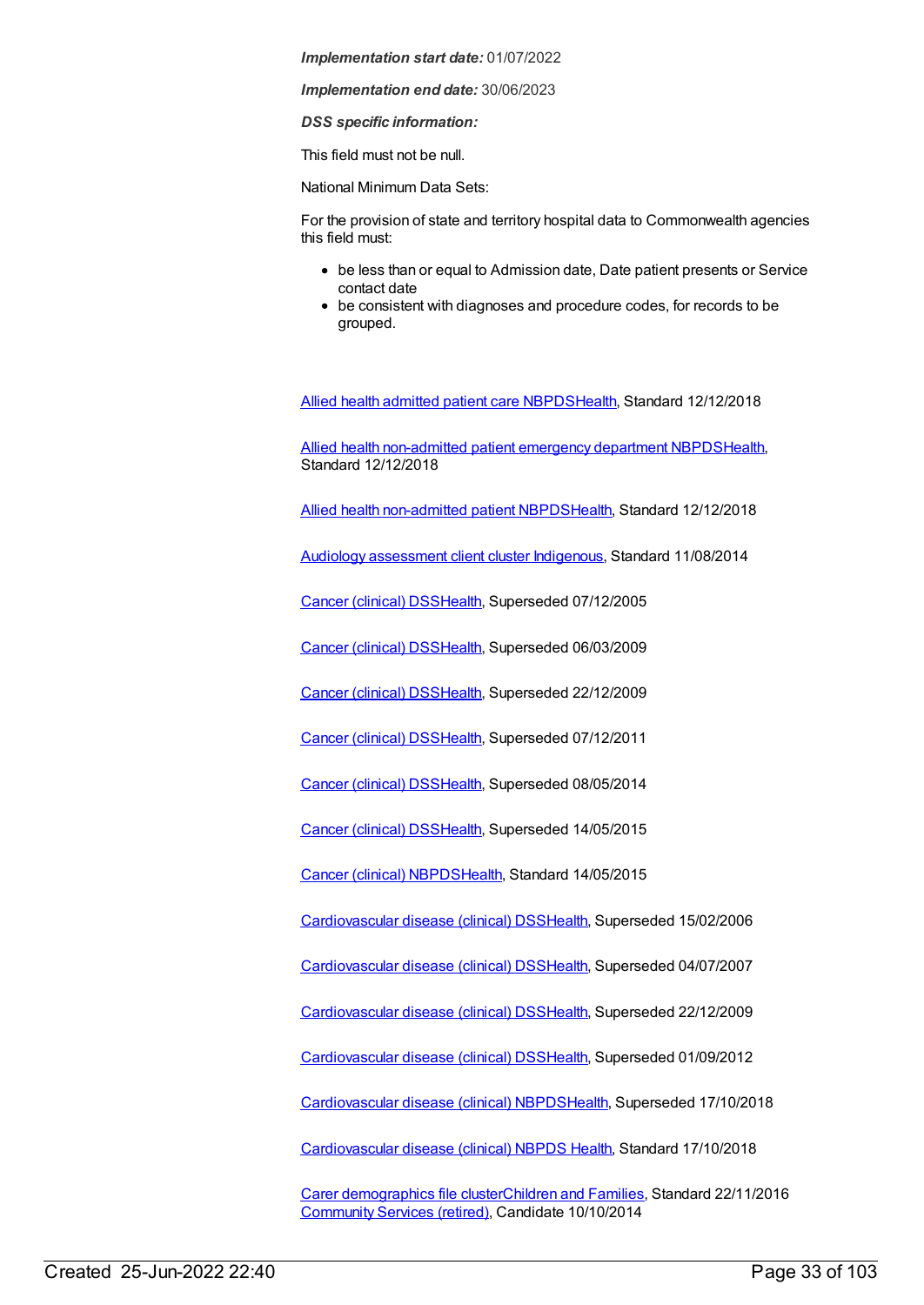*Implementation start date:* 01/07/2022

*Implementation end date:* 30/06/2023

***DSS specific information:***

This field must not be null.

National Minimum Data Sets:

For the provision of state and territory hospital data to Commonwealth agencies this field must:

- be less than or equal to Admission date, Date patient presents or Service contact date
- be consistent with diagnoses and procedure codes, for records to be grouped.

Allied health admitted patient care NBPDSHealth, Standard 12/12/2018

Allied health non-admitted patient emergency department NBPDSHealth, Standard 12/12/2018

Allied health non-admitted patient NBPDSHealth, Standard 12/12/2018

Audiology assessment client cluster Indigenous, Standard 11/08/2014

Cancer (clinical) DSSHealth, Superseded 07/12/2005

Cancer (clinical) DSSHealth, Superseded 06/03/2009

Cancer (clinical) DSSHealth, Superseded 22/12/2009

Cancer (clinical) DSSHealth, Superseded 07/12/2011

Cancer (clinical) DSSHealth, Superseded 08/05/2014

Cancer (clinical) DSSHealth, Superseded 14/05/2015

Cancer (clinical) NBPDSHealth, Standard 14/05/2015

Cardiovascular disease (clinical) DSSHealth, Superseded 15/02/2006

Cardiovascular disease (clinical) DSSHealth, Superseded 04/07/2007

Cardiovascular disease (clinical) DSSHealth, Superseded 22/12/2009

Cardiovascular disease (clinical) DSSHealth, Superseded 01/09/2012

Cardiovascular disease (clinical) NBPDSHealth, Superseded 17/10/2018

Cardiovascular disease (clinical) NBPDS Health, Standard 17/10/2018

Carer demographics file clusterChildren and Families, Standard 22/11/2016
Community Services (retired), Candidate 10/10/2014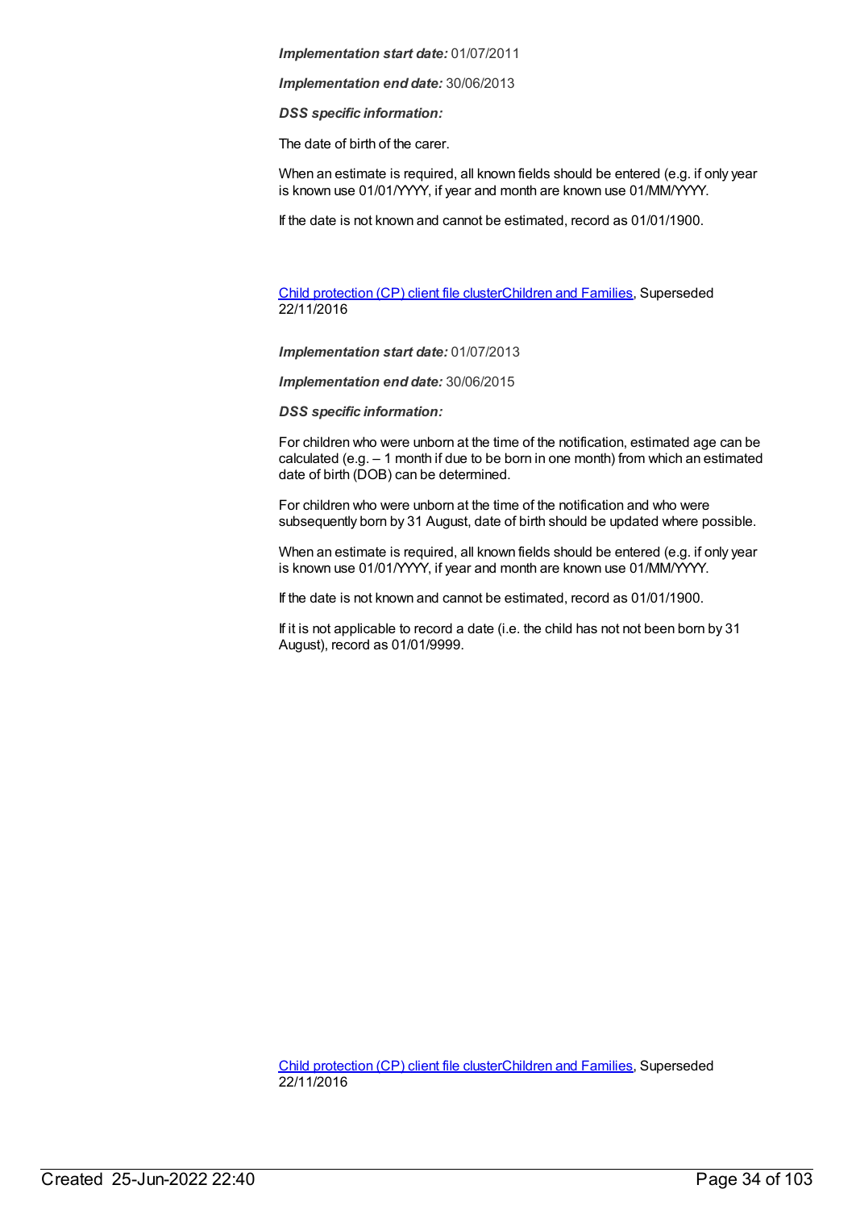*Implementation start date:* 01/07/2011

*Implementation end date:* 30/06/2013

***DSS specific information:***

The date of birth of the carer.

When an estimate is required, all known fields should be entered (e.g. if only year is known use 01/01/YYYY, if year and month are known use 01/MM/YYYY.

If the date is not known and cannot be estimated, record as 01/01/1900.

Child protection (CP) client file clusterChildren and Families, Superseded 22/11/2016

*Implementation start date:* 01/07/2013

*Implementation end date:* 30/06/2015

***DSS specific information:***

For children who were unborn at the time of the notification, estimated age can be calculated (e.g. – 1 month if due to be born in one month) from which an estimated date of birth (DOB) can be determined.

For children who were unborn at the time of the notification and who were subsequently born by 31 August, date of birth should be updated where possible.

When an estimate is required, all known fields should be entered (e.g. if only year is known use 01/01/YYYY, if year and month are known use 01/MM/YYYY.

If the date is not known and cannot be estimated, record as 01/01/1900.

If it is not applicable to record a date (i.e. the child has not not been born by 31 August), record as 01/01/9999.

Child protection (CP) client file clusterChildren and Families, Superseded 22/11/2016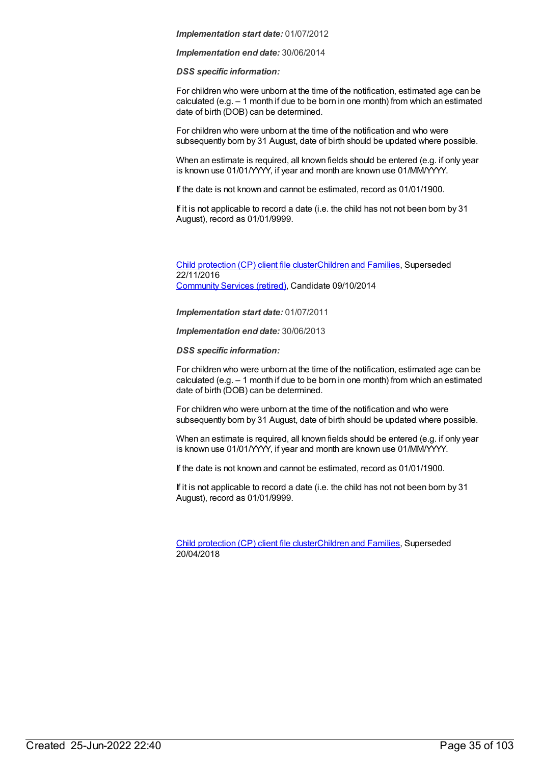***Implementation start date:*** 01/07/2012

***Implementation end date:*** 30/06/2014

***DSS specific information:***

For children who were unborn at the time of the notification, estimated age can be calculated (e.g. – 1 month if due to be born in one month) from which an estimated date of birth (DOB) can be determined.

For children who were unborn at the time of the notification and who were subsequently born by 31 August, date of birth should be updated where possible.

When an estimate is required, all known fields should be entered (e.g. if only year is known use 01/01/YYYY, if year and month are known use 01/MM/YYYY.

If the date is not known and cannot be estimated, record as 01/01/1900.

If it is not applicable to record a date (i.e. the child has not not been born by 31 August), record as 01/01/9999.

Child protection (CP) client file clusterChildren and Families, Superseded 22/11/2016
Community Services (retired), Candidate 09/10/2014

***Implementation start date:*** 01/07/2011

***Implementation end date:*** 30/06/2013

***DSS specific information:***

For children who were unborn at the time of the notification, estimated age can be calculated (e.g. – 1 month if due to be born in one month) from which an estimated date of birth (DOB) can be determined.

For children who were unborn at the time of the notification and who were subsequently born by 31 August, date of birth should be updated where possible.

When an estimate is required, all known fields should be entered (e.g. if only year is known use 01/01/YYYY, if year and month are known use 01/MM/YYYY.

If the date is not known and cannot be estimated, record as 01/01/1900.

If it is not applicable to record a date (i.e. the child has not not been born by 31 August), record as 01/01/9999.

Child protection (CP) client file clusterChildren and Families, Superseded 20/04/2018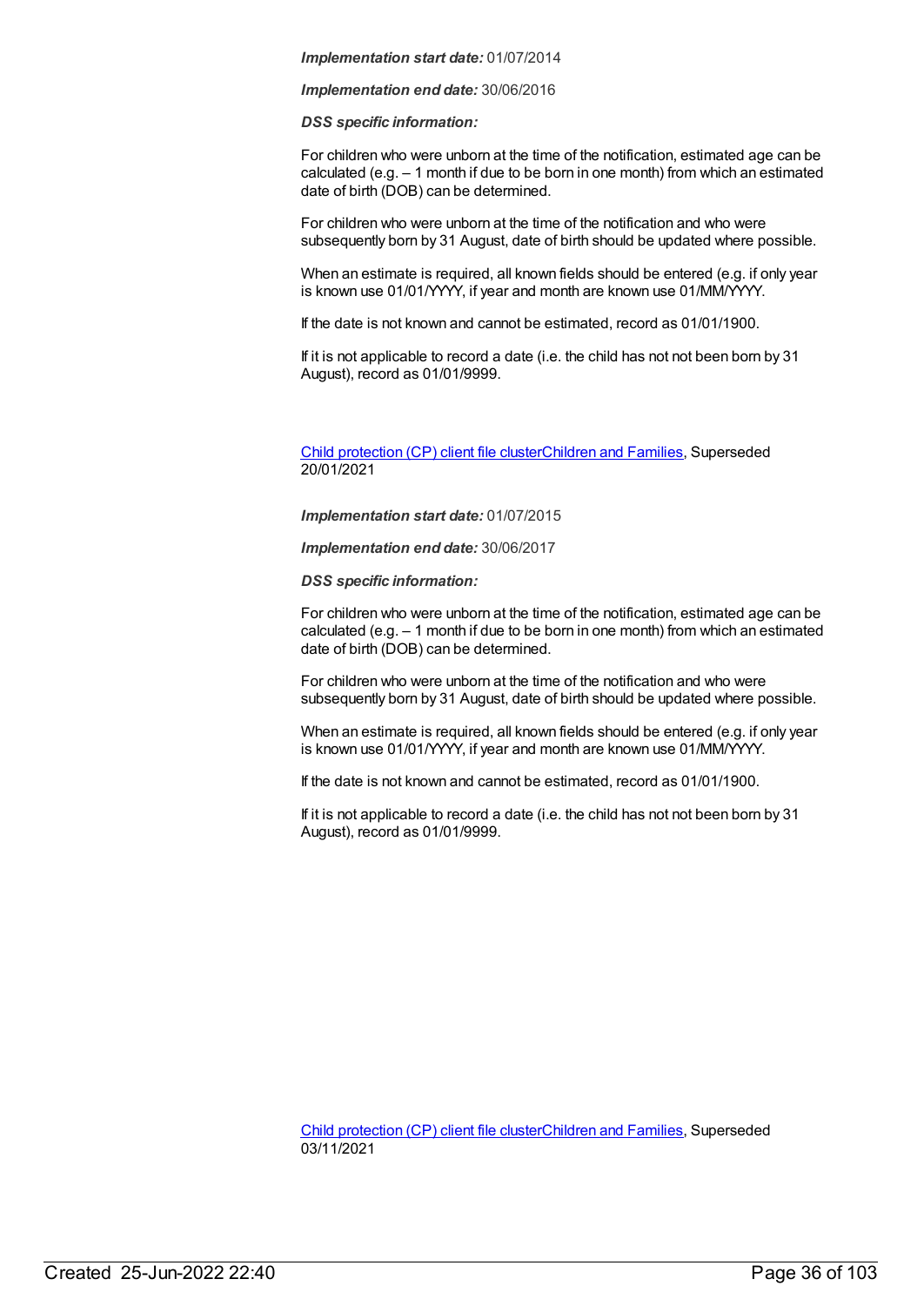***Implementation start date:*** 01/07/2014

***Implementation end date:*** 30/06/2016

***DSS specific information:***

For children who were unborn at the time of the notification, estimated age can be calculated (e.g. – 1 month if due to be born in one month) from which an estimated date of birth (DOB) can be determined.

For children who were unborn at the time of the notification and who were subsequently born by 31 August, date of birth should be updated where possible.

When an estimate is required, all known fields should be entered (e.g. if only year is known use 01/01/YYYY, if year and month are known use 01/MM/YYYY.

If the date is not known and cannot be estimated, record as 01/01/1900.

If it is not applicable to record a date (i.e. the child has not not been born by 31 August), record as 01/01/9999.

Child protection (CP) client file clusterChildren and Families, Superseded 20/01/2021

***Implementation start date:*** 01/07/2015

***Implementation end date:*** 30/06/2017

***DSS specific information:***

For children who were unborn at the time of the notification, estimated age can be calculated (e.g. – 1 month if due to be born in one month) from which an estimated date of birth (DOB) can be determined.

For children who were unborn at the time of the notification and who were subsequently born by 31 August, date of birth should be updated where possible.

When an estimate is required, all known fields should be entered (e.g. if only year is known use 01/01/YYYY, if year and month are known use 01/MM/YYYY.

If the date is not known and cannot be estimated, record as 01/01/1900.

If it is not applicable to record a date (i.e. the child has not not been born by 31 August), record as 01/01/9999.

Child protection (CP) client file clusterChildren and Families, Superseded 03/11/2021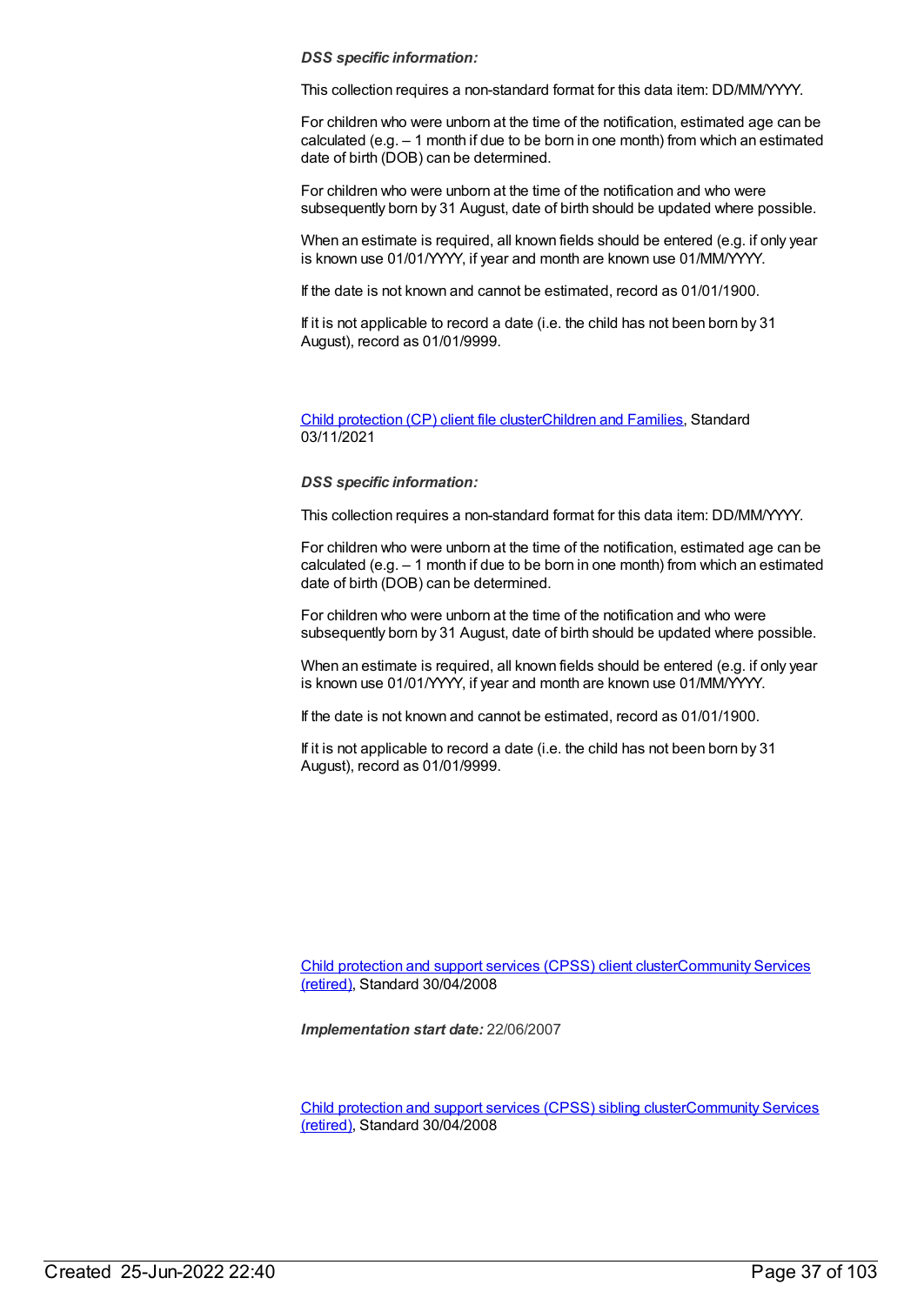***DSS specific information:***

This collection requires a non-standard format for this data item: DD/MM/YYYY.

For children who were unborn at the time of the notification, estimated age can be calculated (e.g. – 1 month if due to be born in one month) from which an estimated date of birth (DOB) can be determined.

For children who were unborn at the time of the notification and who were subsequently born by 31 August, date of birth should be updated where possible.

When an estimate is required, all known fields should be entered (e.g. if only year is known use 01/01/YYYY, if year and month are known use 01/MM/YYYY.

If the date is not known and cannot be estimated, record as 01/01/1900.

If it is not applicable to record a date (i.e. the child has not been born by 31 August), record as 01/01/9999.

Child protection (CP) client file clusterChildren and Families, Standard 03/11/2021

***DSS specific information:***

This collection requires a non-standard format for this data item: DD/MM/YYYY.

For children who were unborn at the time of the notification, estimated age can be calculated (e.g. – 1 month if due to be born in one month) from which an estimated date of birth (DOB) can be determined.

For children who were unborn at the time of the notification and who were subsequently born by 31 August, date of birth should be updated where possible.

When an estimate is required, all known fields should be entered (e.g. if only year is known use 01/01/YYYY, if year and month are known use 01/MM/YYYY.

If the date is not known and cannot be estimated, record as 01/01/1900.

If it is not applicable to record a date (i.e. the child has not been born by 31 August), record as 01/01/9999.

Child protection and support services (CPSS) client clusterCommunity Services (retired), Standard 30/04/2008

***Implementation start date:*** 22/06/2007

Child protection and support services (CPSS) sibling clusterCommunity Services (retired), Standard 30/04/2008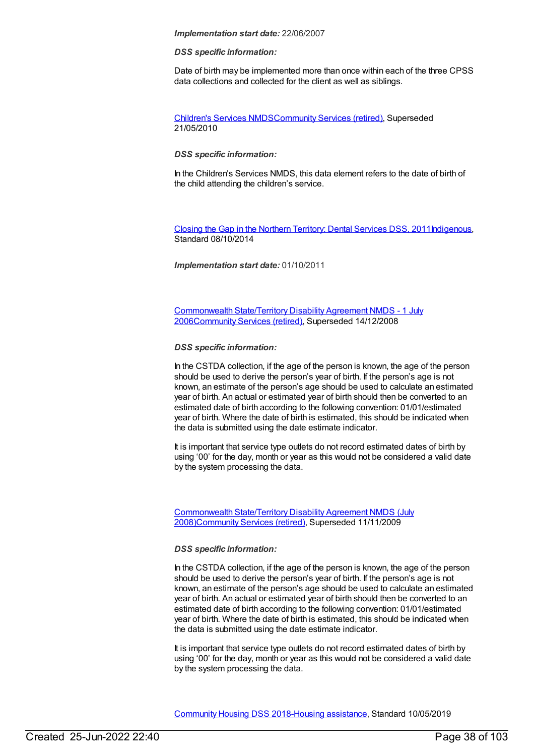***Implementation start date:*** 22/06/2007

***DSS specific information:***

Date of birth may be implemented more than once within each of the three CPSS data collections and collected for the client as well as siblings.

Children's Services NMDSCommunity Services (retired), Superseded 21/05/2010

***DSS specific information:***

In the Children's Services NMDS, this data element refers to the date of birth of the child attending the children's service.

Closing the Gap in the Northern Territory: Dental Services DSS, 2011Indigenous, Standard 08/10/2014

***Implementation start date:*** 01/10/2011

Commonwealth State/Territory Disability Agreement NMDS - 1 July 2006Community Services (retired), Superseded 14/12/2008

***DSS specific information:***

In the CSTDA collection, if the age of the person is known, the age of the person should be used to derive the person's year of birth. If the person's age is not known, an estimate of the person's age should be used to calculate an estimated year of birth. An actual or estimated year of birth should then be converted to an estimated date of birth according to the following convention: 01/01/estimated year of birth. Where the date of birth is estimated, this should be indicated when the data is submitted using the date estimate indicator.

It is important that service type outlets do not record estimated dates of birth by using '00' for the day, month or year as this would not be considered a valid date by the system processing the data.

Commonwealth State/Territory Disability Agreement NMDS (July 2008)Community Services (retired), Superseded 11/11/2009

***DSS specific information:***

In the CSTDA collection, if the age of the person is known, the age of the person should be used to derive the person's year of birth. If the person's age is not known, an estimate of the person's age should be used to calculate an estimated year of birth. An actual or estimated year of birth should then be converted to an estimated date of birth according to the following convention: 01/01/estimated year of birth. Where the date of birth is estimated, this should be indicated when the data is submitted using the date estimate indicator.

It is important that service type outlets do not record estimated dates of birth by using '00' for the day, month or year as this would not be considered a valid date by the system processing the data.

Community Housing DSS 2018-Housing assistance, Standard 10/05/2019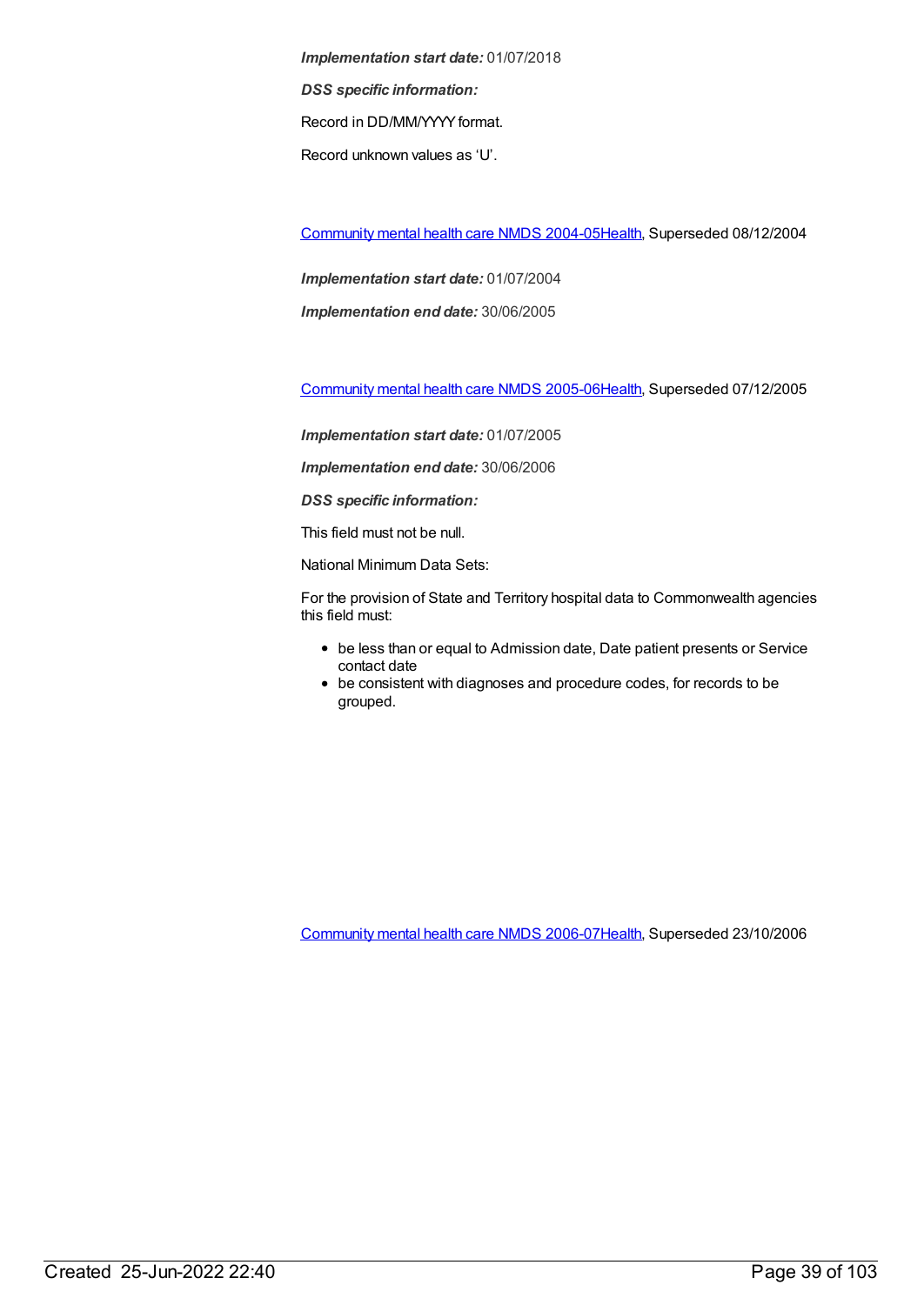***Implementation start date:*** 01/07/2018

***DSS specific information:***

Record in DD/MM/YYYY format.

Record unknown values as 'U'.

[Community mental health care NMDS 2004-05Health](), Superseded 08/12/2004

***Implementation start date:*** 01/07/2004

***Implementation end date:*** 30/06/2005

[Community mental health care NMDS 2005-06Health](), Superseded 07/12/2005

***Implementation start date:*** 01/07/2005

***Implementation end date:*** 30/06/2006

***DSS specific information:***

This field must not be null.

National Minimum Data Sets:

For the provision of State and Territory hospital data to Commonwealth agencies this field must:

- be less than or equal to Admission date, Date patient presents or Service contact date
- be consistent with diagnoses and procedure codes, for records to be grouped.

[Community mental health care NMDS 2006-07Health](), Superseded 23/10/2006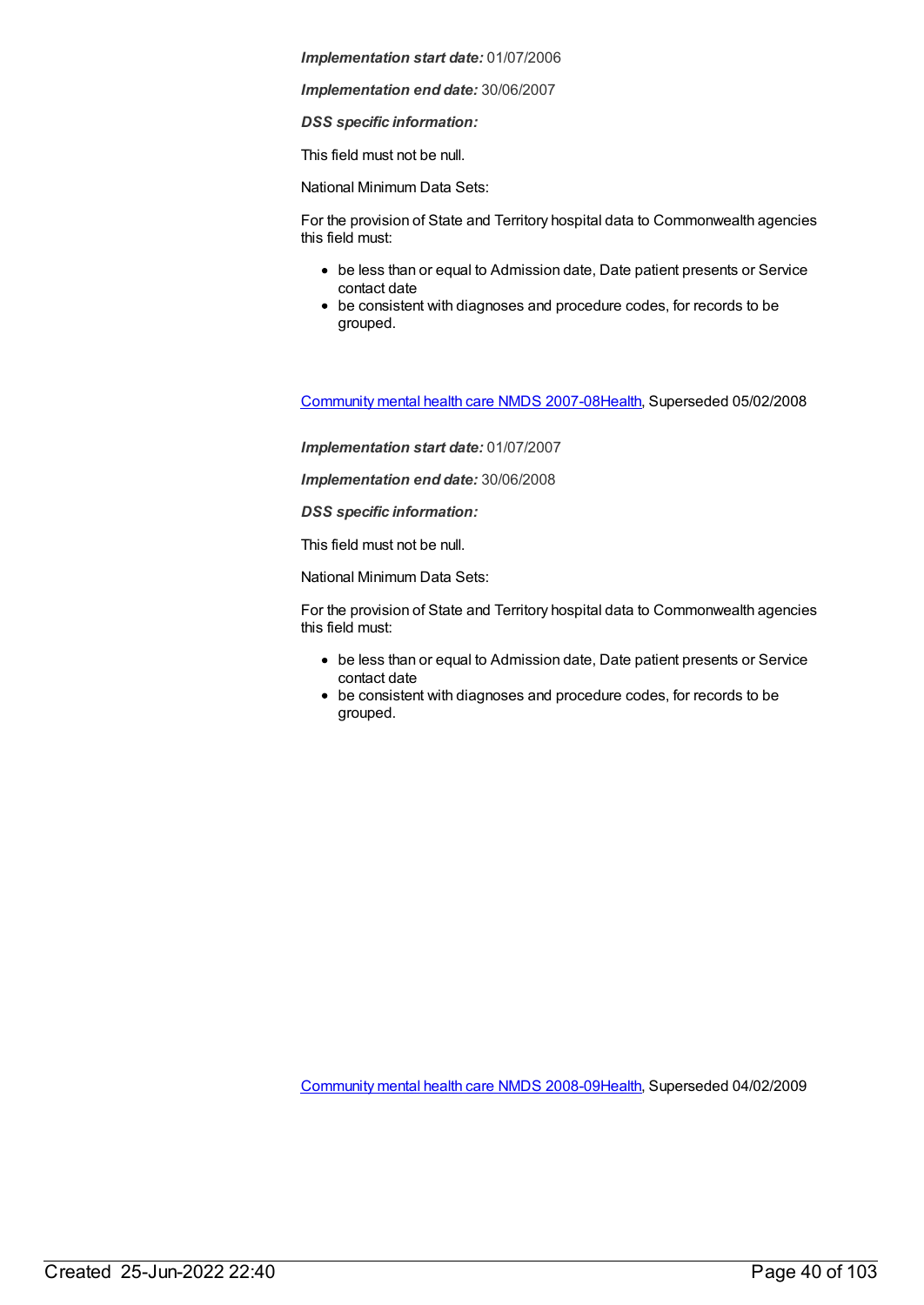***Implementation start date:*** 01/07/2006

***Implementation end date:*** 30/06/2007

***DSS specific information:***

This field must not be null.

National Minimum Data Sets:

For the provision of State and Territory hospital data to Commonwealth agencies this field must:

- be less than or equal to Admission date, Date patient presents or Service contact date
- be consistent with diagnoses and procedure codes, for records to be grouped.

Community mental health care NMDS 2007-08Health, Superseded 05/02/2008

***Implementation start date:*** 01/07/2007

***Implementation end date:*** 30/06/2008

***DSS specific information:***

This field must not be null.

National Minimum Data Sets:

For the provision of State and Territory hospital data to Commonwealth agencies this field must:

- be less than or equal to Admission date, Date patient presents or Service contact date
- be consistent with diagnoses and procedure codes, for records to be grouped.

Community mental health care NMDS 2008-09Health, Superseded 04/02/2009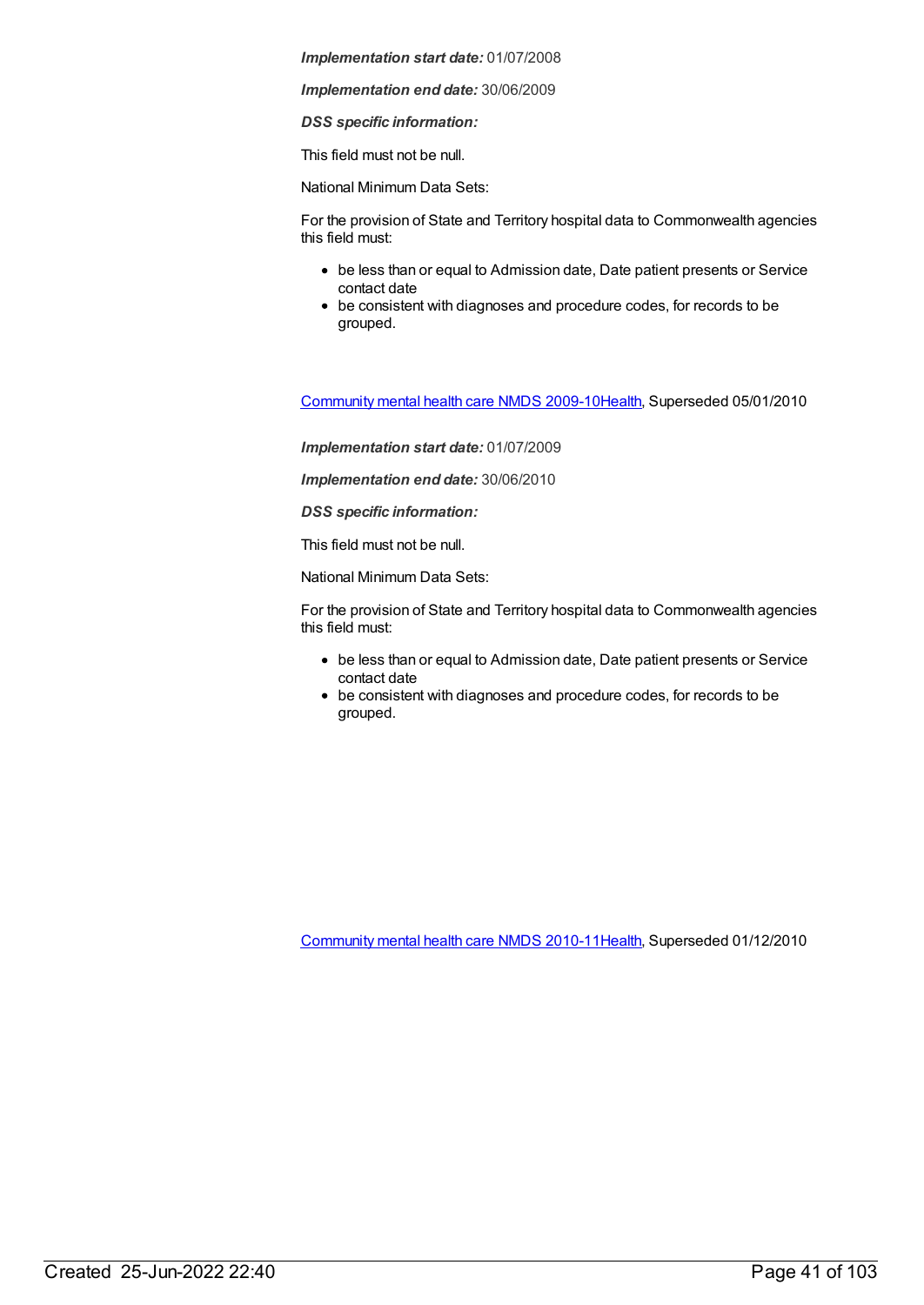***Implementation start date:*** 01/07/2008

***Implementation end date:*** 30/06/2009

***DSS specific information:***

This field must not be null.

National Minimum Data Sets:

For the provision of State and Territory hospital data to Commonwealth agencies this field must:

- be less than or equal to Admission date, Date patient presents or Service contact date
- be consistent with diagnoses and procedure codes, for records to be grouped.

Community mental health care NMDS 2009-10Health, Superseded 05/01/2010

***Implementation start date:*** 01/07/2009

***Implementation end date:*** 30/06/2010

***DSS specific information:***

This field must not be null.

National Minimum Data Sets:

For the provision of State and Territory hospital data to Commonwealth agencies this field must:

- be less than or equal to Admission date, Date patient presents or Service contact date
- be consistent with diagnoses and procedure codes, for records to be grouped.

Community mental health care NMDS 2010-11Health, Superseded 01/12/2010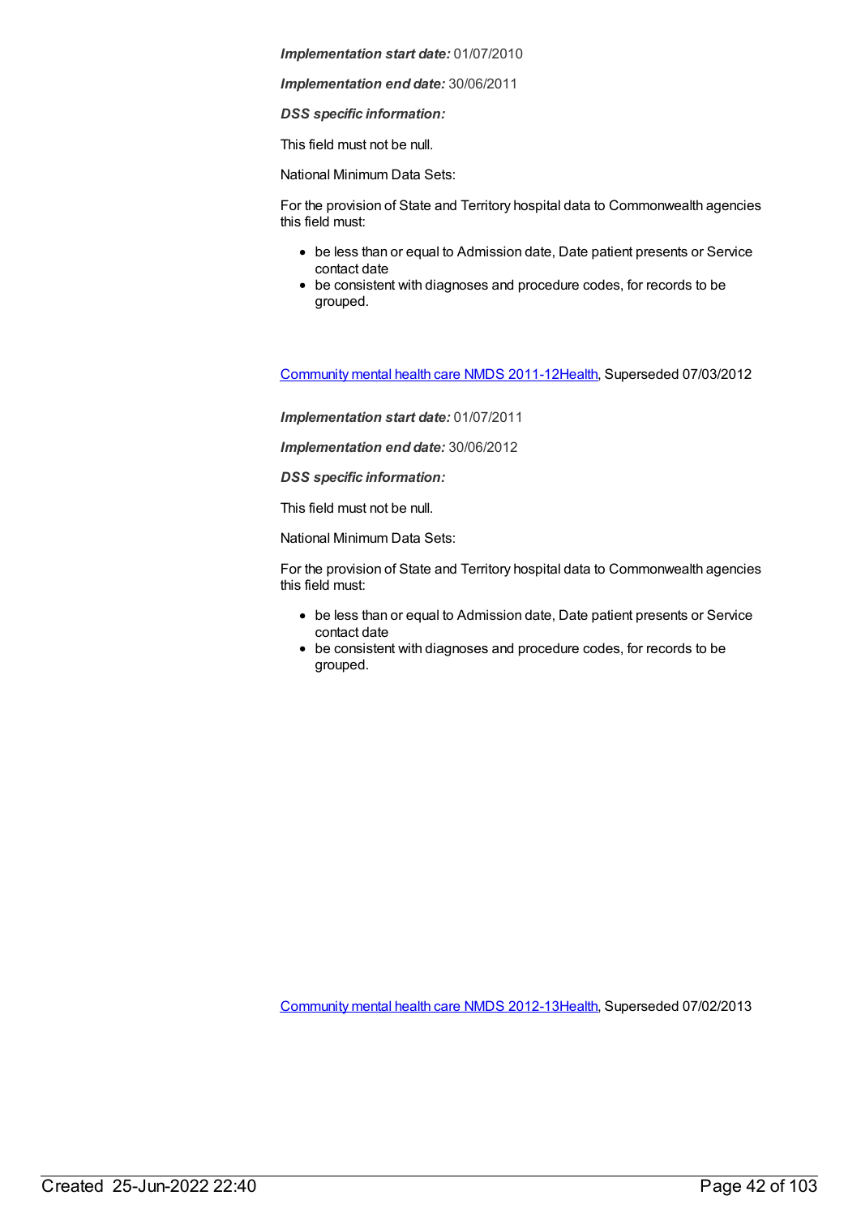***Implementation start date:*** 01/07/2010

***Implementation end date:*** 30/06/2011

***DSS specific information:***

This field must not be null.

National Minimum Data Sets:

For the provision of State and Territory hospital data to Commonwealth agencies this field must:

- be less than or equal to Admission date, Date patient presents or Service contact date
- be consistent with diagnoses and procedure codes, for records to be grouped.

Community mental health care NMDS 2011-12Health, Superseded 07/03/2012

***Implementation start date:*** 01/07/2011

***Implementation end date:*** 30/06/2012

***DSS specific information:***

This field must not be null.

National Minimum Data Sets:

For the provision of State and Territory hospital data to Commonwealth agencies this field must:

- be less than or equal to Admission date, Date patient presents or Service contact date
- be consistent with diagnoses and procedure codes, for records to be grouped.

Community mental health care NMDS 2012-13Health, Superseded 07/02/2013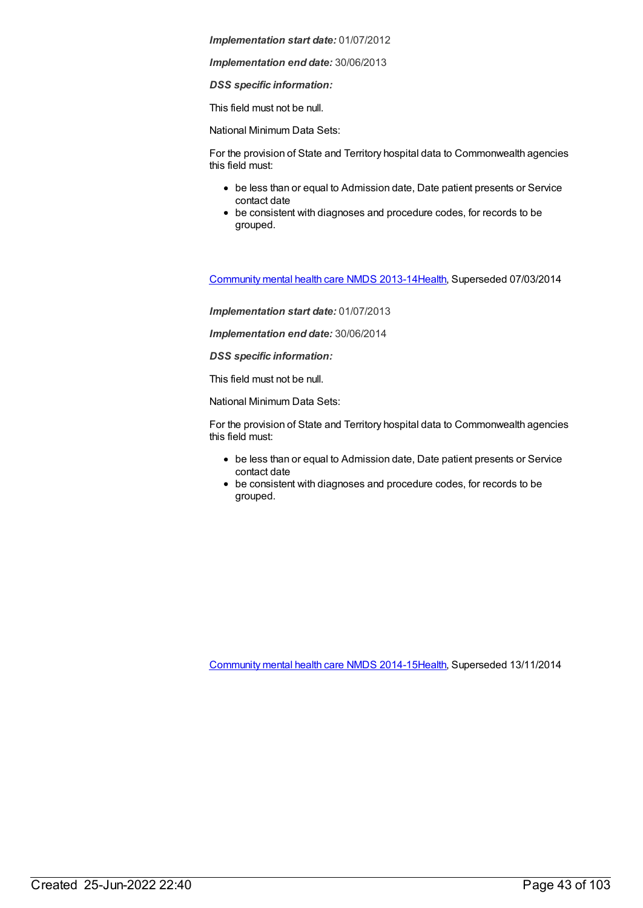***Implementation start date:*** 01/07/2012

***Implementation end date:*** 30/06/2013

***DSS specific information:***

This field must not be null.

National Minimum Data Sets:

For the provision of State and Territory hospital data to Commonwealth agencies this field must:

- be less than or equal to Admission date, Date patient presents or Service contact date
- be consistent with diagnoses and procedure codes, for records to be grouped.

Community mental health care NMDS 2013-14Health, Superseded 07/03/2014

***Implementation start date:*** 01/07/2013

***Implementation end date:*** 30/06/2014

***DSS specific information:***

This field must not be null.

National Minimum Data Sets:

For the provision of State and Territory hospital data to Commonwealth agencies this field must:

- be less than or equal to Admission date, Date patient presents or Service contact date
- be consistent with diagnoses and procedure codes, for records to be grouped.

Community mental health care NMDS 2014-15Health, Superseded 13/11/2014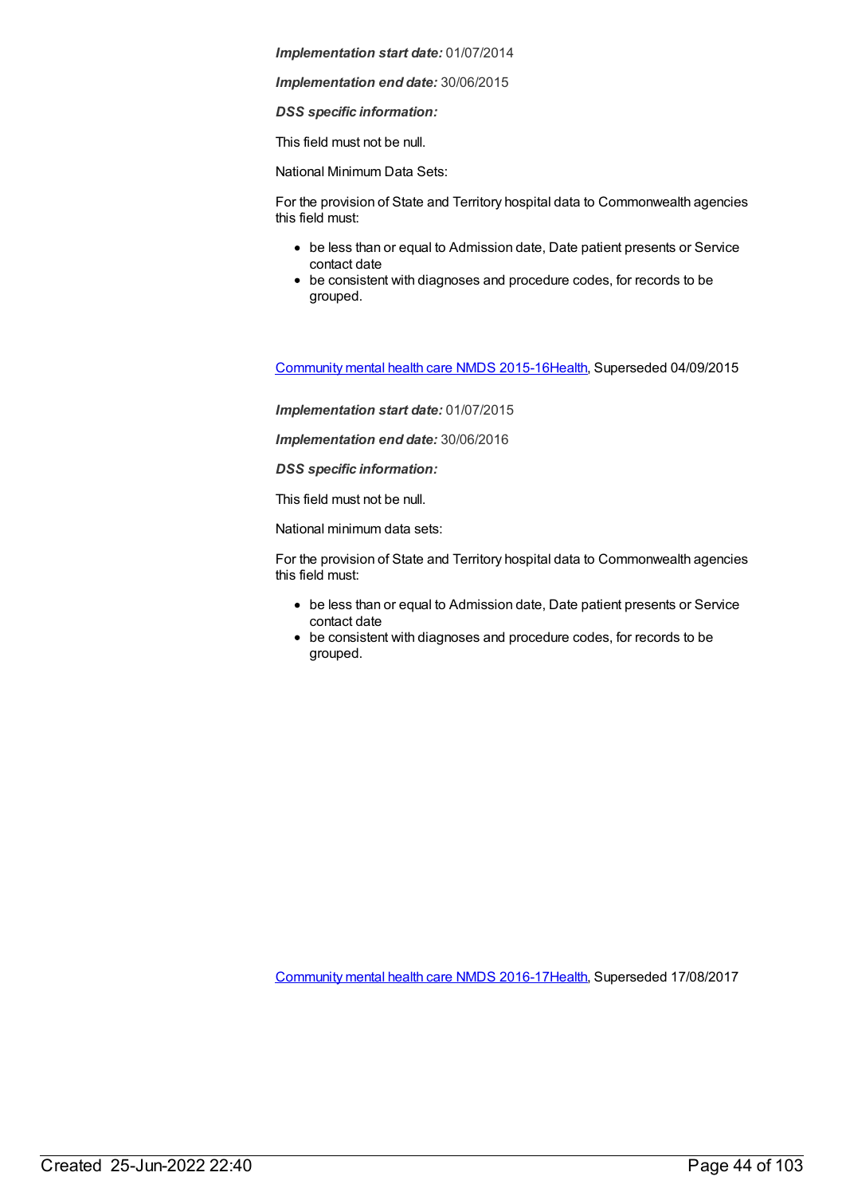***Implementation start date:*** 01/07/2014

***Implementation end date:*** 30/06/2015

***DSS specific information:***

This field must not be null.

National Minimum Data Sets:

For the provision of State and Territory hospital data to Commonwealth agencies this field must:

- be less than or equal to Admission date, Date patient presents or Service contact date
- be consistent with diagnoses and procedure codes, for records to be grouped.

Community mental health care NMDS 2015-16Health, Superseded 04/09/2015

***Implementation start date:*** 01/07/2015

***Implementation end date:*** 30/06/2016

***DSS specific information:***

This field must not be null.

National minimum data sets:

For the provision of State and Territory hospital data to Commonwealth agencies this field must:

- be less than or equal to Admission date, Date patient presents or Service contact date
- be consistent with diagnoses and procedure codes, for records to be grouped.

Community mental health care NMDS 2016-17Health, Superseded 17/08/2017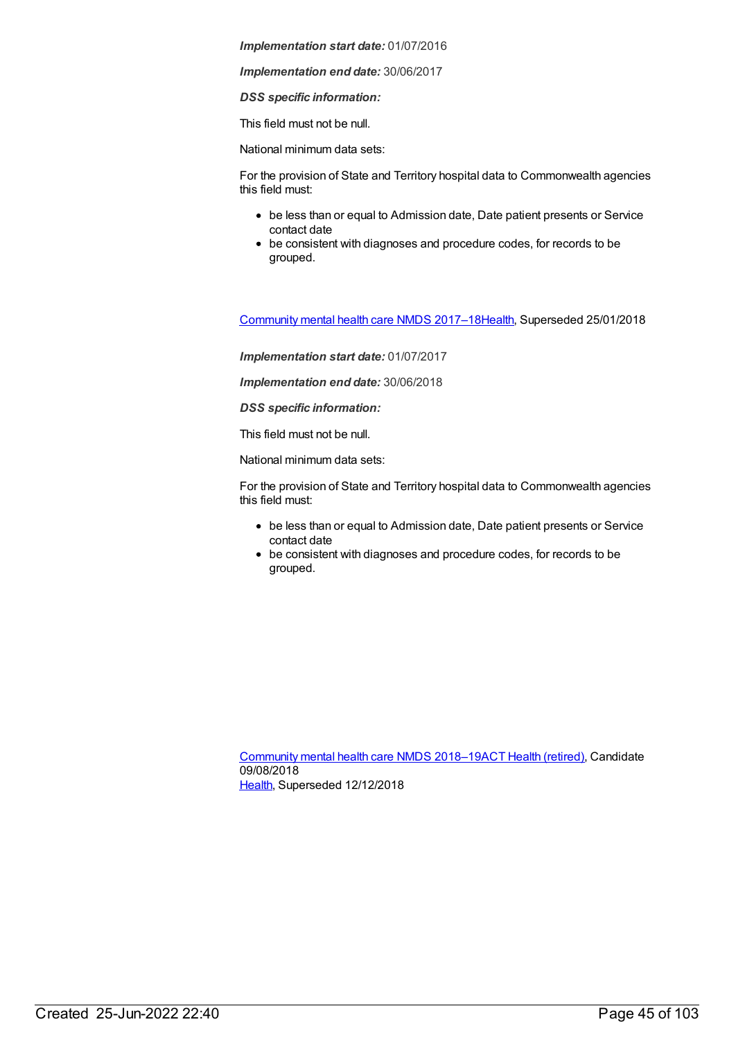***Implementation start date:*** 01/07/2016

***Implementation end date:*** 30/06/2017

***DSS specific information:***

This field must not be null.

National minimum data sets:

For the provision of State and Territory hospital data to Commonwealth agencies this field must:

- be less than or equal to Admission date, Date patient presents or Service contact date
- be consistent with diagnoses and procedure codes, for records to be grouped.

Community mental health care NMDS 2017–18Health, Superseded 25/01/2018

***Implementation start date:*** 01/07/2017

***Implementation end date:*** 30/06/2018

***DSS specific information:***

This field must not be null.

National minimum data sets:

For the provision of State and Territory hospital data to Commonwealth agencies this field must:

- be less than or equal to Admission date, Date patient presents or Service contact date
- be consistent with diagnoses and procedure codes, for records to be grouped.

Community mental health care NMDS 2018–19ACT Health (retired), Candidate 09/08/2018
Health, Superseded 12/12/2018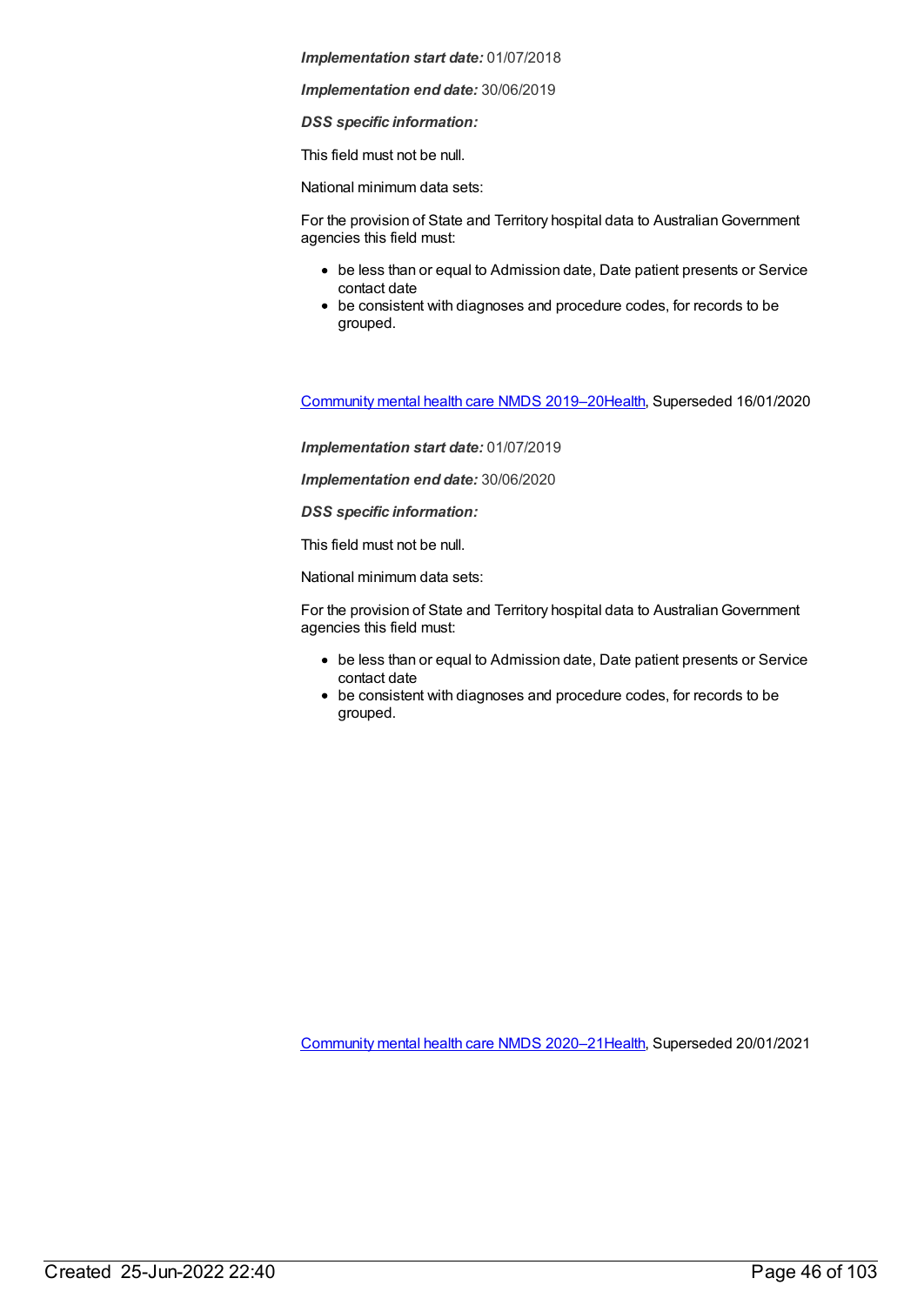***Implementation start date:*** 01/07/2018

***Implementation end date:*** 30/06/2019

***DSS specific information:***

This field must not be null.

National minimum data sets:

For the provision of State and Territory hospital data to Australian Government agencies this field must:

- be less than or equal to Admission date, Date patient presents or Service contact date
- be consistent with diagnoses and procedure codes, for records to be grouped.

Community mental health care NMDS 2019–20Health, Superseded 16/01/2020

***Implementation start date:*** 01/07/2019

***Implementation end date:*** 30/06/2020

***DSS specific information:***

This field must not be null.

National minimum data sets:

For the provision of State and Territory hospital data to Australian Government agencies this field must:

- be less than or equal to Admission date, Date patient presents or Service contact date
- be consistent with diagnoses and procedure codes, for records to be grouped.

Community mental health care NMDS 2020–21Health, Superseded 20/01/2021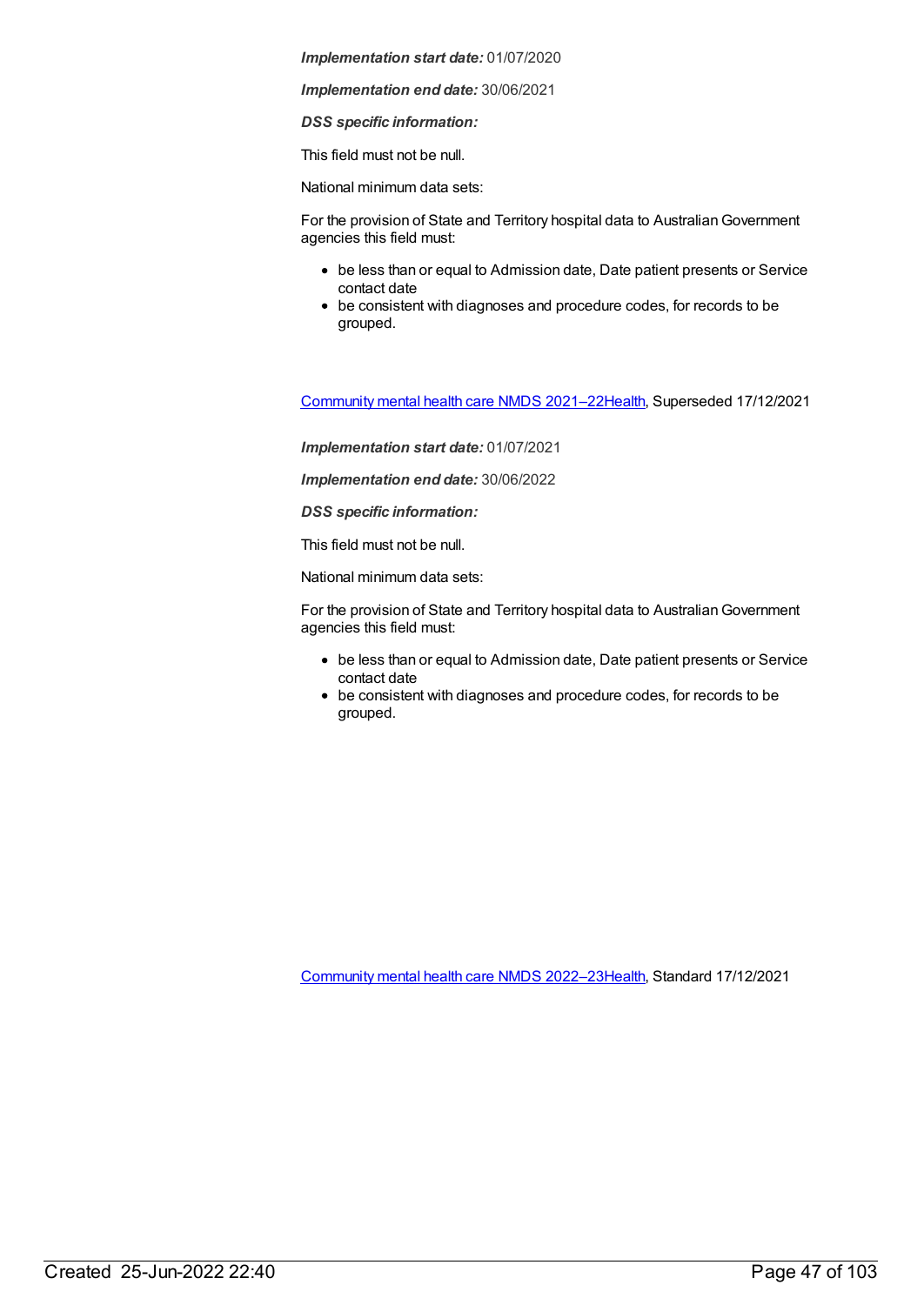***Implementation start date:*** 01/07/2020

***Implementation end date:*** 30/06/2021

***DSS specific information:***

This field must not be null.

National minimum data sets:

For the provision of State and Territory hospital data to Australian Government agencies this field must:

- be less than or equal to Admission date, Date patient presents or Service contact date
- be consistent with diagnoses and procedure codes, for records to be grouped.

Community mental health care NMDS 2021–22Health, Superseded 17/12/2021

***Implementation start date:*** 01/07/2021

***Implementation end date:*** 30/06/2022

***DSS specific information:***

This field must not be null.

National minimum data sets:

For the provision of State and Territory hospital data to Australian Government agencies this field must:

- be less than or equal to Admission date, Date patient presents or Service contact date
- be consistent with diagnoses and procedure codes, for records to be grouped.

Community mental health care NMDS 2022–23Health, Standard 17/12/2021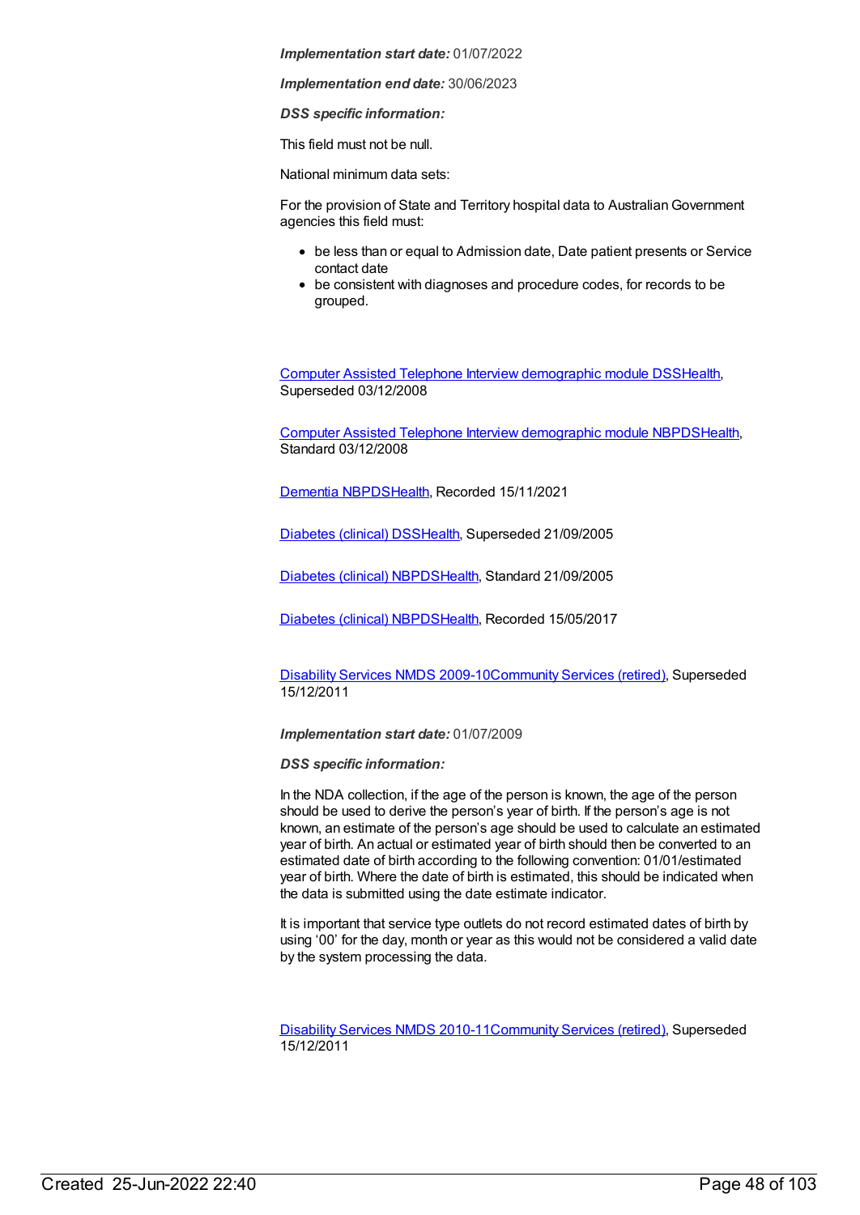***Implementation start date:*** 01/07/2022

***Implementation end date:*** 30/06/2023

***DSS specific information:***

This field must not be null.

National minimum data sets:

For the provision of State and Territory hospital data to Australian Government agencies this field must:

- be less than or equal to Admission date, Date patient presents or Service contact date
- be consistent with diagnoses and procedure codes, for records to be grouped.

Computer Assisted Telephone Interview demographic module DSSHealth, Superseded 03/12/2008

Computer Assisted Telephone Interview demographic module NBPDSHealth, Standard 03/12/2008

Dementia NBPDSHealth, Recorded 15/11/2021

Diabetes (clinical) DSSHealth, Superseded 21/09/2005

Diabetes (clinical) NBPDSHealth, Standard 21/09/2005

Diabetes (clinical) NBPDSHealth, Recorded 15/05/2017

Disability Services NMDS 2009-10Community Services (retired), Superseded 15/12/2011

***Implementation start date:*** 01/07/2009

***DSS specific information:***

In the NDA collection, if the age of the person is known, the age of the person should be used to derive the person’s year of birth. If the person’s age is not known, an estimate of the person’s age should be used to calculate an estimated year of birth. An actual or estimated year of birth should then be converted to an estimated date of birth according to the following convention: 01/01/estimated year of birth. Where the date of birth is estimated, this should be indicated when the data is submitted using the date estimate indicator.

It is important that service type outlets do not record estimated dates of birth by using ‘00’ for the day, month or year as this would not be considered a valid date by the system processing the data.

Disability Services NMDS 2010-11Community Services (retired), Superseded 15/12/2011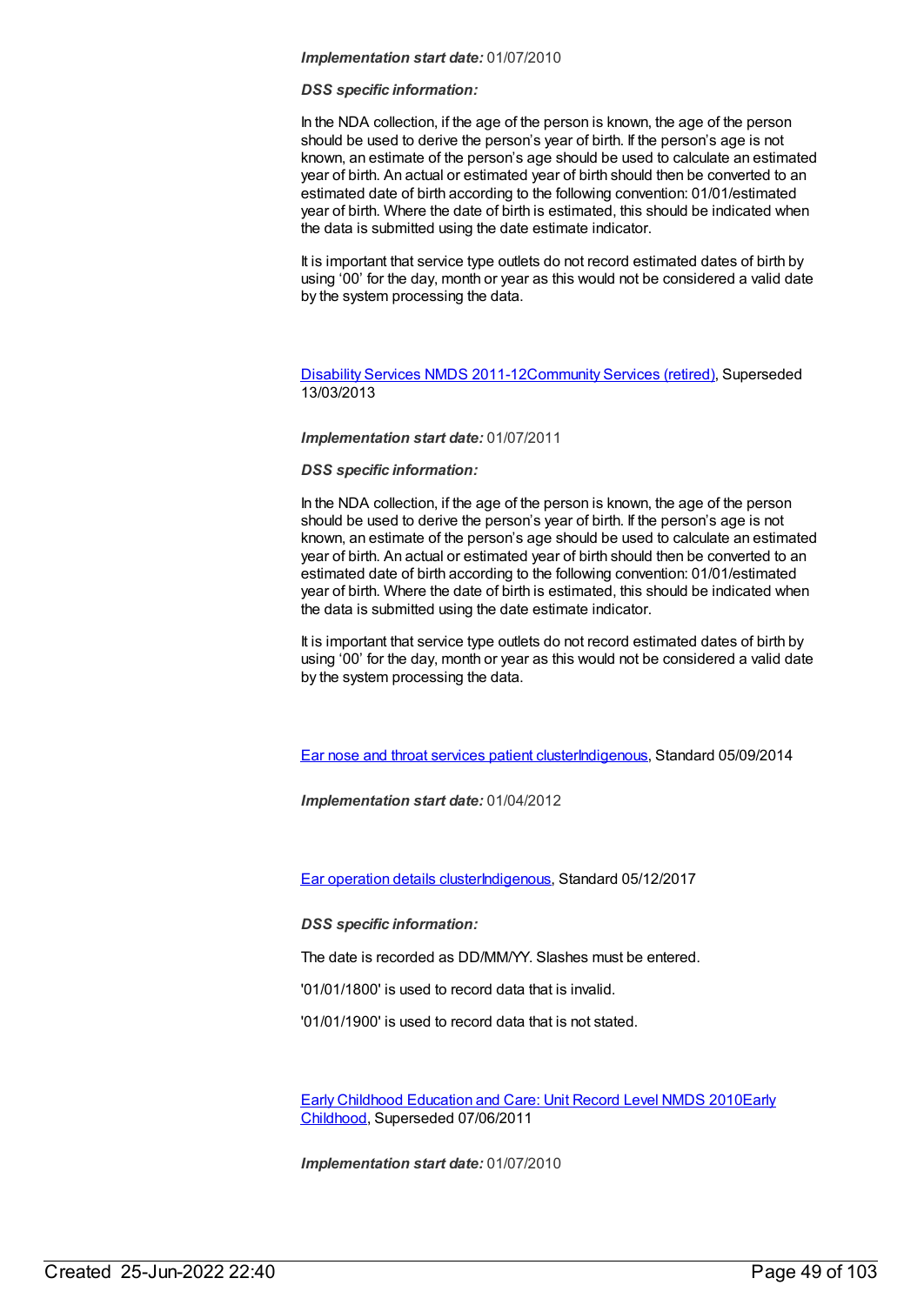***Implementation start date:*** 01/07/2010

***DSS specific information:***

In the NDA collection, if the age of the person is known, the age of the person should be used to derive the person's year of birth. If the person's age is not known, an estimate of the person's age should be used to calculate an estimated year of birth. An actual or estimated year of birth should then be converted to an estimated date of birth according to the following convention: 01/01/estimated year of birth. Where the date of birth is estimated, this should be indicated when the data is submitted using the date estimate indicator.

It is important that service type outlets do not record estimated dates of birth by using '00' for the day, month or year as this would not be considered a valid date by the system processing the data.

Disability Services NMDS 2011-12Community Services (retired), Superseded 13/03/2013

***Implementation start date:*** 01/07/2011

***DSS specific information:***

In the NDA collection, if the age of the person is known, the age of the person should be used to derive the person's year of birth. If the person's age is not known, an estimate of the person's age should be used to calculate an estimated year of birth. An actual or estimated year of birth should then be converted to an estimated date of birth according to the following convention: 01/01/estimated year of birth. Where the date of birth is estimated, this should be indicated when the data is submitted using the date estimate indicator.

It is important that service type outlets do not record estimated dates of birth by using '00' for the day, month or year as this would not be considered a valid date by the system processing the data.

Ear nose and throat services patient clusterIndigenous, Standard 05/09/2014

***Implementation start date:*** 01/04/2012

Ear operation details clusterIndigenous, Standard 05/12/2017

***DSS specific information:***

The date is recorded as DD/MM/YY. Slashes must be entered.

'01/01/1800' is used to record data that is invalid.

'01/01/1900' is used to record data that is not stated.

Early Childhood Education and Care: Unit Record Level NMDS 2010Early Childhood, Superseded 07/06/2011

***Implementation start date:*** 01/07/2010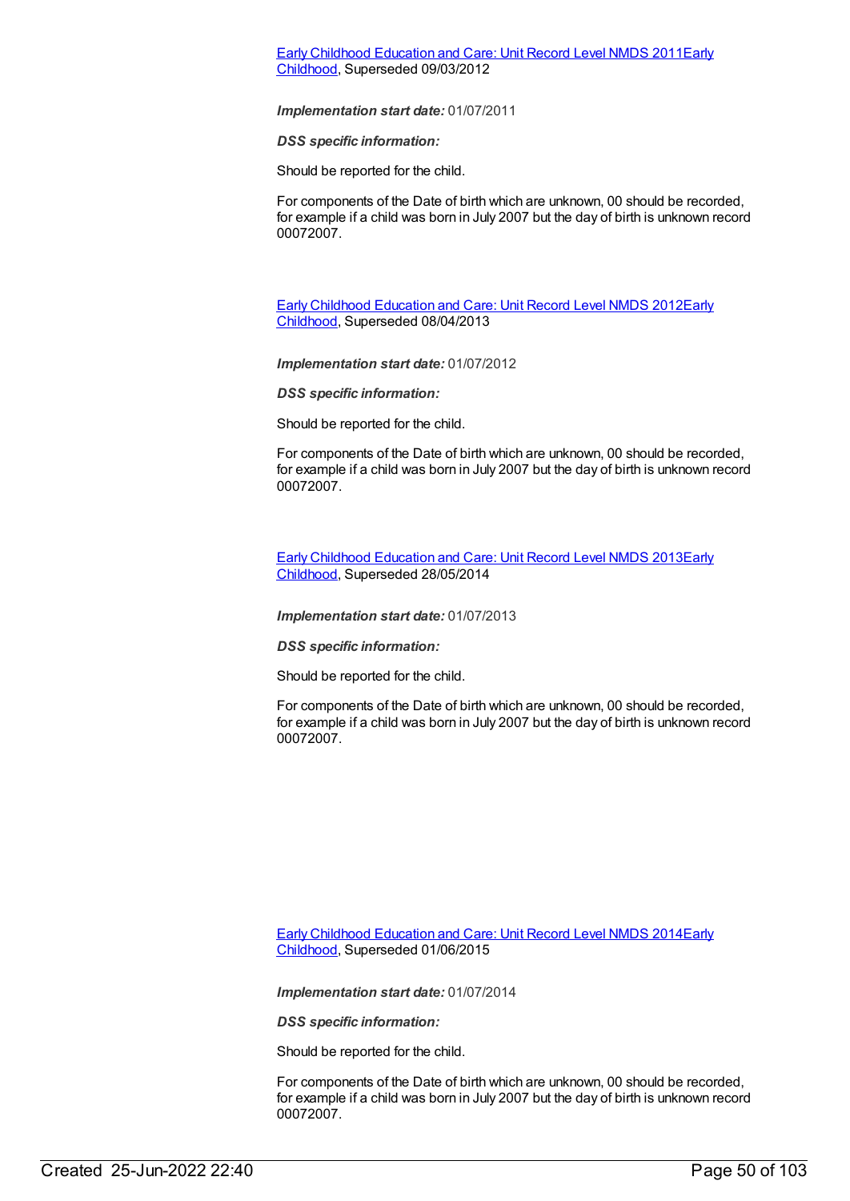[Early Childhood Education and Care: Unit Record Level NMDS 2011Early Childhood](), Superseded 09/03/2012

***Implementation start date:*** 01/07/2011

***DSS specific information:***

Should be reported for the child.

For components of the Date of birth which are unknown, 00 should be recorded, for example if a child was born in July 2007 but the day of birth is unknown record 00072007.

[Early Childhood Education and Care: Unit Record Level NMDS 2012Early Childhood](), Superseded 08/04/2013

***Implementation start date:*** 01/07/2012

***DSS specific information:***

Should be reported for the child.

For components of the Date of birth which are unknown, 00 should be recorded, for example if a child was born in July 2007 but the day of birth is unknown record 00072007.

[Early Childhood Education and Care: Unit Record Level NMDS 2013Early Childhood](), Superseded 28/05/2014

***Implementation start date:*** 01/07/2013

***DSS specific information:***

Should be reported for the child.

For components of the Date of birth which are unknown, 00 should be recorded, for example if a child was born in July 2007 but the day of birth is unknown record 00072007.

[Early Childhood Education and Care: Unit Record Level NMDS 2014Early Childhood](), Superseded 01/06/2015

***Implementation start date:*** 01/07/2014

***DSS specific information:***

Should be reported for the child.

For components of the Date of birth which are unknown, 00 should be recorded, for example if a child was born in July 2007 but the day of birth is unknown record 00072007.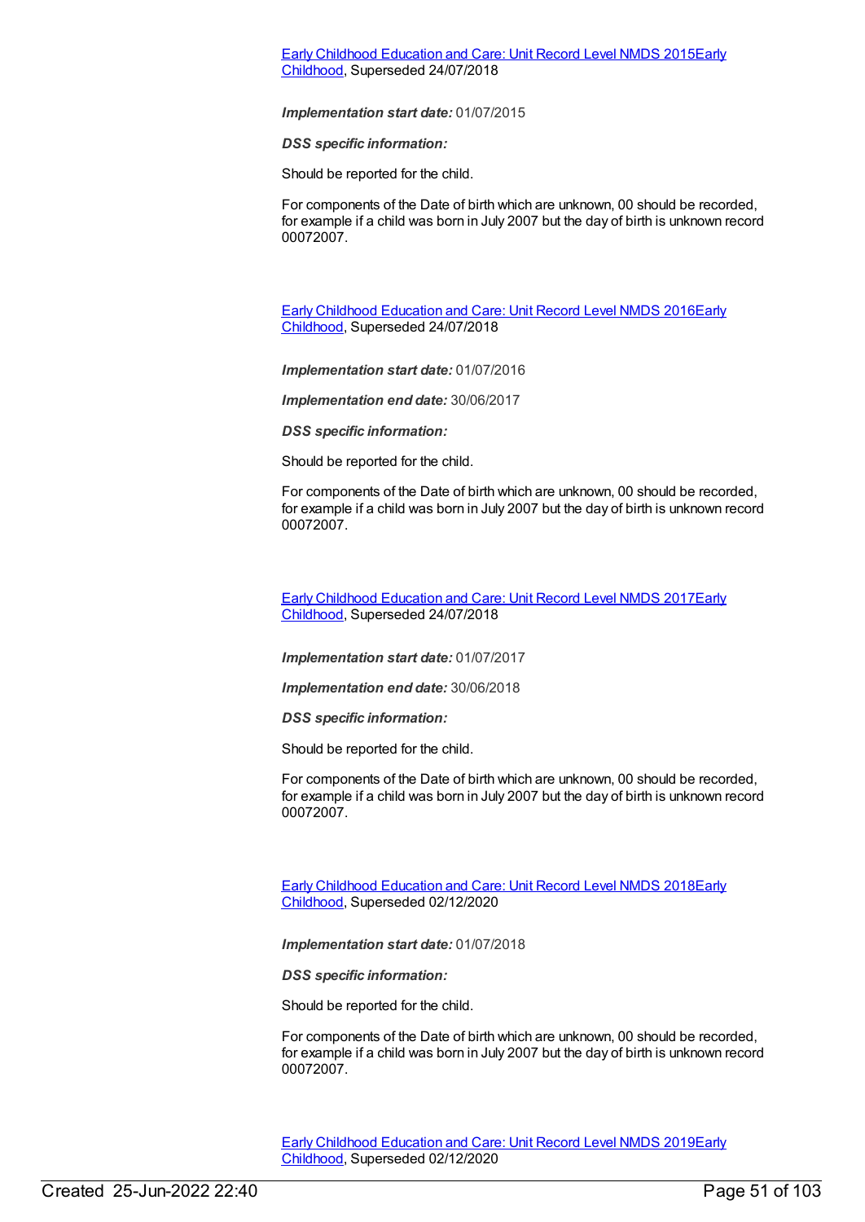[Early Childhood Education and Care: Unit Record Level NMDS 2015Early Childhood], Superseded 24/07/2018

***Implementation start date:*** 01/07/2015

***DSS specific information:***

Should be reported for the child.

For components of the Date of birth which are unknown, 00 should be recorded, for example if a child was born in July 2007 but the day of birth is unknown record 00072007.

[Early Childhood Education and Care: Unit Record Level NMDS 2016Early Childhood], Superseded 24/07/2018

***Implementation start date:*** 01/07/2016

***Implementation end date:*** 30/06/2017

***DSS specific information:***

Should be reported for the child.

For components of the Date of birth which are unknown, 00 should be recorded, for example if a child was born in July 2007 but the day of birth is unknown record 00072007.

[Early Childhood Education and Care: Unit Record Level NMDS 2017Early Childhood], Superseded 24/07/2018

***Implementation start date:*** 01/07/2017

***Implementation end date:*** 30/06/2018

***DSS specific information:***

Should be reported for the child.

For components of the Date of birth which are unknown, 00 should be recorded, for example if a child was born in July 2007 but the day of birth is unknown record 00072007.

[Early Childhood Education and Care: Unit Record Level NMDS 2018Early Childhood], Superseded 02/12/2020

***Implementation start date:*** 01/07/2018

***DSS specific information:***

Should be reported for the child.

For components of the Date of birth which are unknown, 00 should be recorded, for example if a child was born in July 2007 but the day of birth is unknown record 00072007.

[Early Childhood Education and Care: Unit Record Level NMDS 2019Early Childhood], Superseded 02/12/2020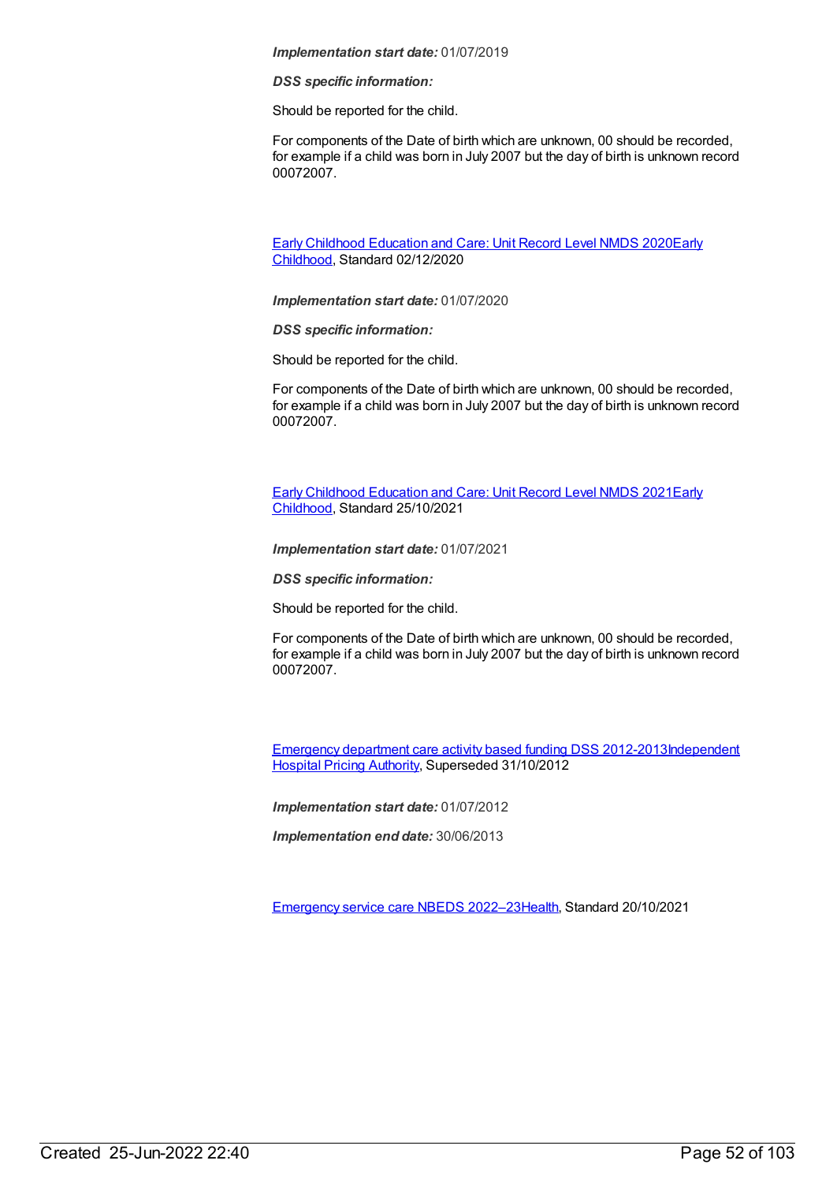***Implementation start date:*** 01/07/2019

***DSS specific information:***

Should be reported for the child.

For components of the Date of birth which are unknown, 00 should be recorded, for example if a child was born in July 2007 but the day of birth is unknown record 00072007.

[Early Childhood Education and Care: Unit Record Level NMDS 2020](#)[Early Childhood](#), Standard 02/12/2020

***Implementation start date:*** 01/07/2020

***DSS specific information:***

Should be reported for the child.

For components of the Date of birth which are unknown, 00 should be recorded, for example if a child was born in July 2007 but the day of birth is unknown record 00072007.

[Early Childhood Education and Care: Unit Record Level NMDS 2021](#)[Early Childhood](#), Standard 25/10/2021

***Implementation start date:*** 01/07/2021

***DSS specific information:***

Should be reported for the child.

For components of the Date of birth which are unknown, 00 should be recorded, for example if a child was born in July 2007 but the day of birth is unknown record 00072007.

[Emergency department care activity based funding DSS 2012-2013](#)[Independent Hospital Pricing Authority](#), Superseded 31/10/2012

***Implementation start date:*** 01/07/2012

***Implementation end date:*** 30/06/2013

[Emergency service care NBEDS 2022–23](#)[Health](#), Standard 20/10/2021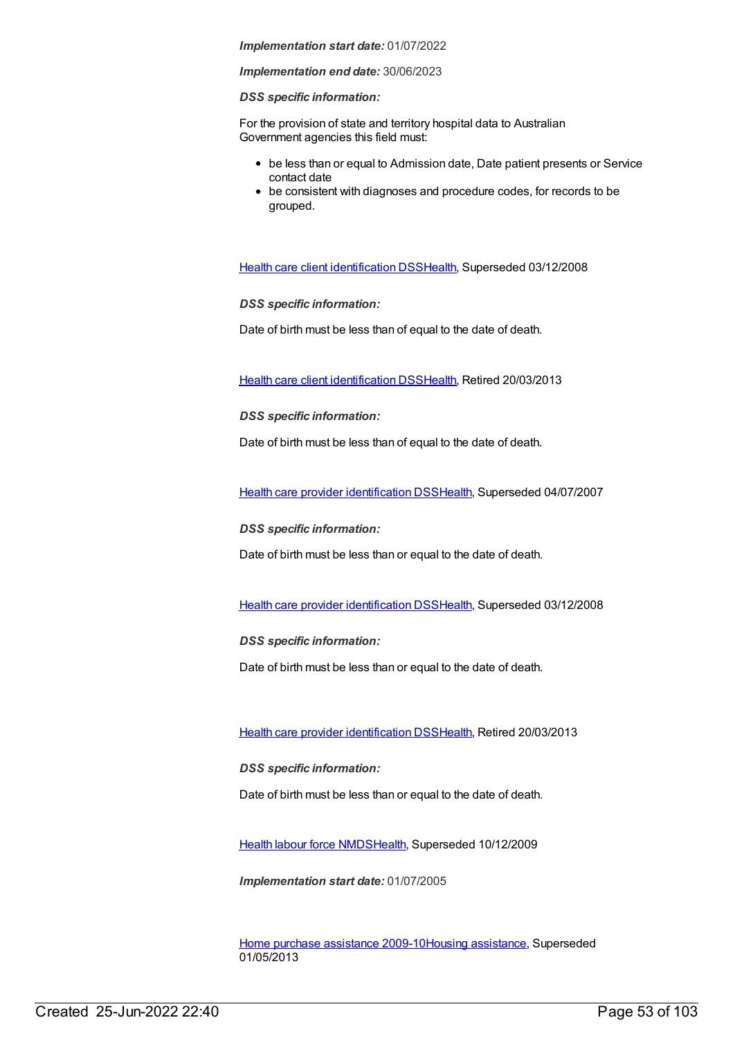***Implementation start date:*** 01/07/2022

***Implementation end date:*** 30/06/2023

***DSS specific information:***

For the provision of state and territory hospital data to Australian Government agencies this field must:

- be less than or equal to Admission date, Date patient presents or Service contact date
- be consistent with diagnoses and procedure codes, for records to be grouped.

Health care client identification DSSHealth, Superseded 03/12/2008

***DSS specific information:***

Date of birth must be less than of equal to the date of death.

Health care client identification DSSHealth, Retired 20/03/2013

***DSS specific information:***

Date of birth must be less than of equal to the date of death.

Health care provider identification DSSHealth, Superseded 04/07/2007

***DSS specific information:***

Date of birth must be less than or equal to the date of death.

Health care provider identification DSSHealth, Superseded 03/12/2008

***DSS specific information:***

Date of birth must be less than or equal to the date of death.

Health care provider identification DSSHealth, Retired 20/03/2013

***DSS specific information:***

Date of birth must be less than or equal to the date of death.

Health labour force NMDSHealth, Superseded 10/12/2009

***Implementation start date:*** 01/07/2005

Home purchase assistance 2009-10Housing assistance, Superseded 01/05/2013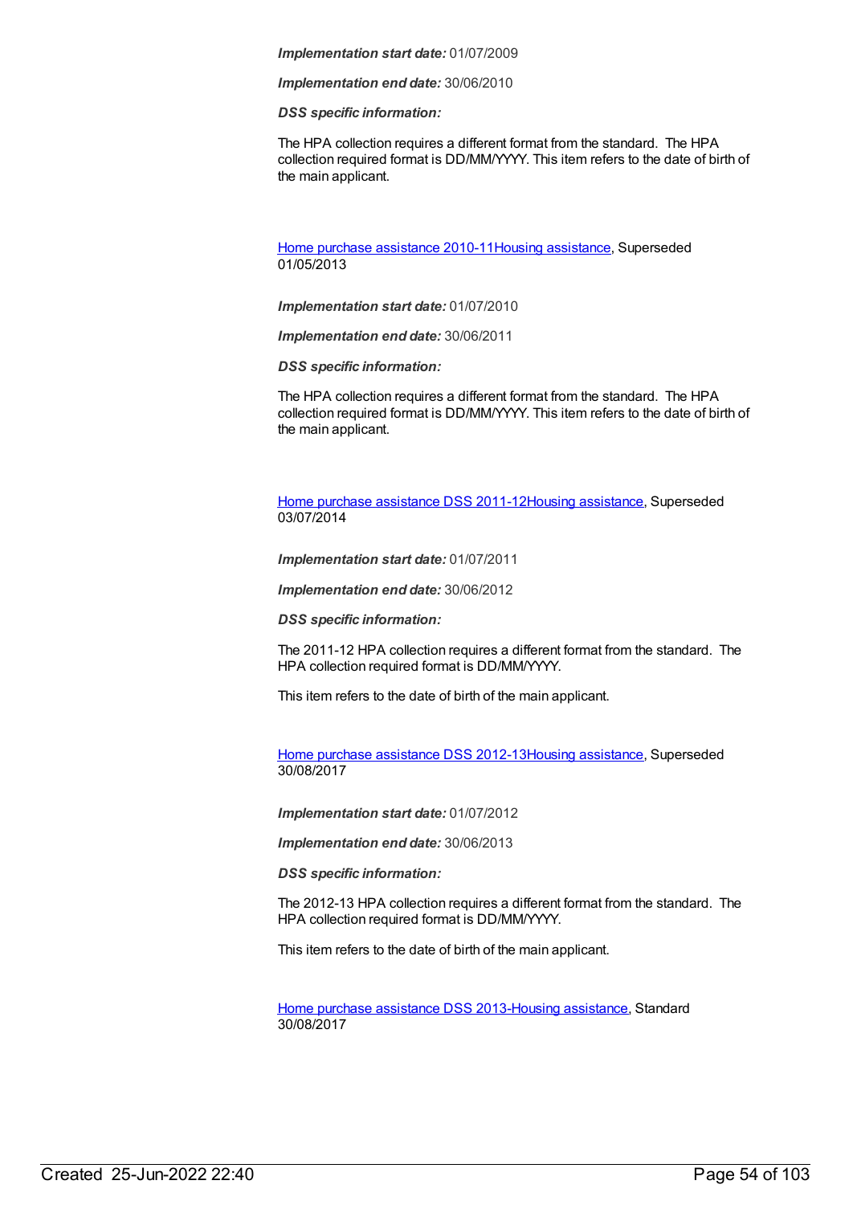***Implementation start date:*** 01/07/2009

***Implementation end date:*** 30/06/2010

***DSS specific information:***

The HPA collection requires a different format from the standard. The HPA collection required format is DD/MM/YYYY. This item refers to the date of birth of the main applicant.

Home purchase assistance 2010-11Housing assistance, Superseded 01/05/2013

***Implementation start date:*** 01/07/2010

***Implementation end date:*** 30/06/2011

***DSS specific information:***

The HPA collection requires a different format from the standard. The HPA collection required format is DD/MM/YYYY. This item refers to the date of birth of the main applicant.

Home purchase assistance DSS 2011-12Housing assistance, Superseded 03/07/2014

***Implementation start date:*** 01/07/2011

***Implementation end date:*** 30/06/2012

***DSS specific information:***

The 2011-12 HPA collection requires a different format from the standard. The HPA collection required format is DD/MM/YYYY.

This item refers to the date of birth of the main applicant.

Home purchase assistance DSS 2012-13Housing assistance, Superseded 30/08/2017

***Implementation start date:*** 01/07/2012

***Implementation end date:*** 30/06/2013

***DSS specific information:***

The 2012-13 HPA collection requires a different format from the standard. The HPA collection required format is DD/MM/YYYY.

This item refers to the date of birth of the main applicant.

Home purchase assistance DSS 2013-Housing assistance, Standard 30/08/2017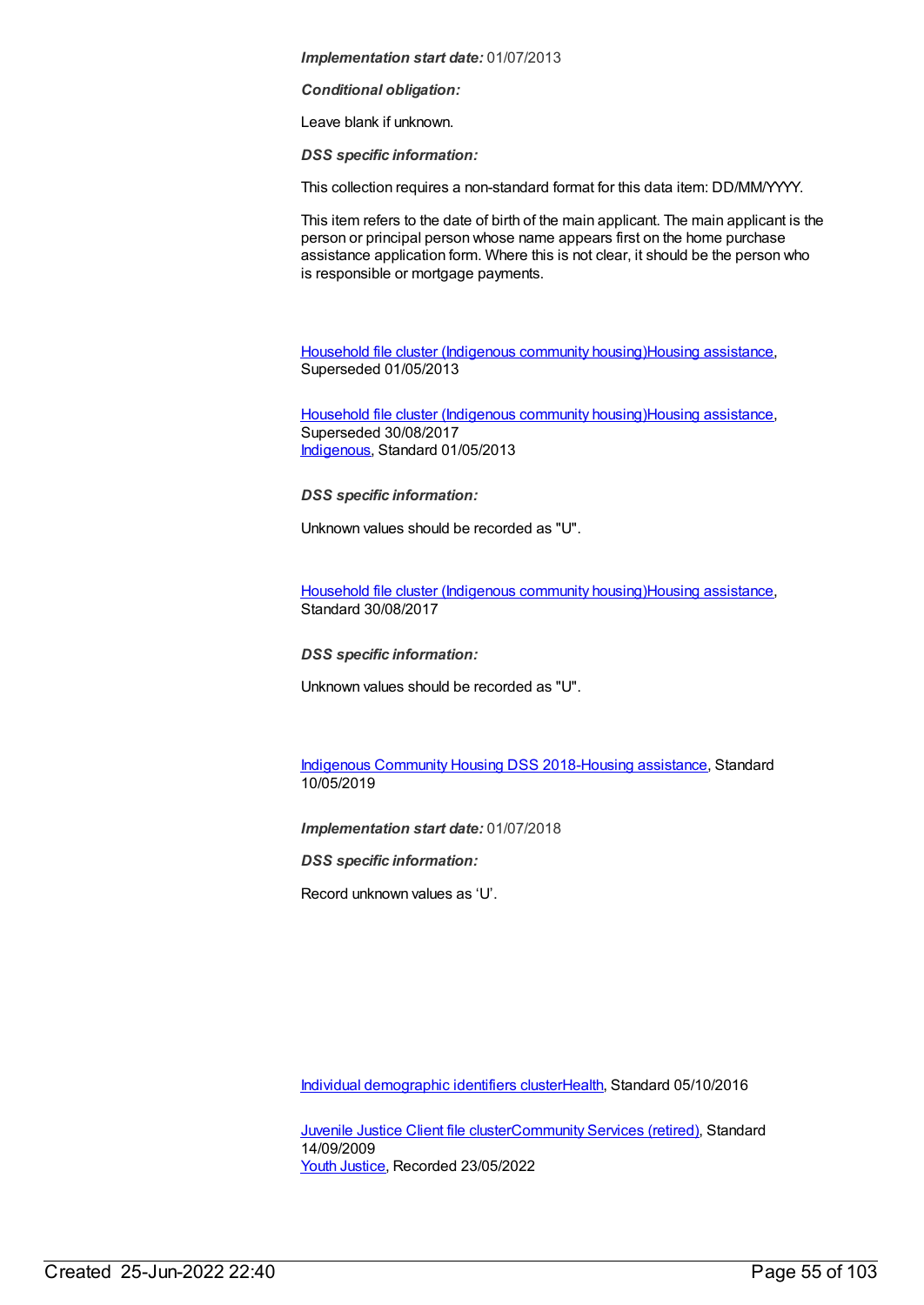***Implementation start date:*** 01/07/2013

***Conditional obligation:***

Leave blank if unknown.

***DSS specific information:***

This collection requires a non-standard format for this data item: DD/MM/YYYY.

This item refers to the date of birth of the main applicant. The main applicant is the person or principal person whose name appears first on the home purchase assistance application form. Where this is not clear, it should be the person who is responsible or mortgage payments.

Household file cluster (Indigenous community housing)Housing assistance, Superseded 01/05/2013

Household file cluster (Indigenous community housing)Housing assistance, Superseded 30/08/2017
Indigenous, Standard 01/05/2013

***DSS specific information:***

Unknown values should be recorded as "U".

Household file cluster (Indigenous community housing)Housing assistance, Standard 30/08/2017

***DSS specific information:***

Unknown values should be recorded as "U".

Indigenous Community Housing DSS 2018-Housing assistance, Standard 10/05/2019

***Implementation start date:*** 01/07/2018

***DSS specific information:***

Record unknown values as ‘U’.

Individual demographic identifiers clusterHealth, Standard 05/10/2016

Juvenile Justice Client file clusterCommunity Services (retired), Standard 14/09/2009
Youth Justice, Recorded 23/05/2022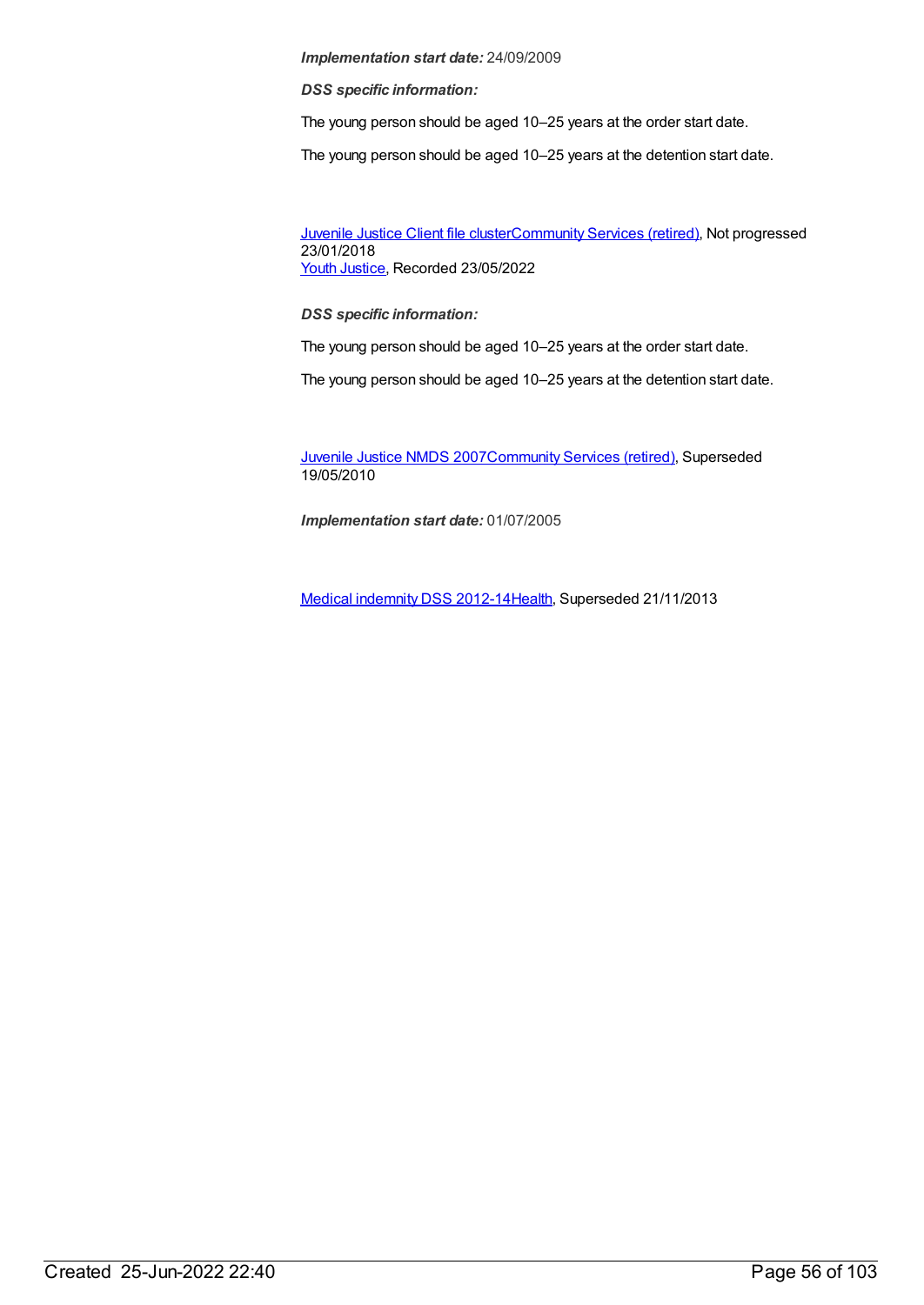***Implementation start date:*** 24/09/2009

***DSS specific information:***

The young person should be aged 10–25 years at the order start date.

The young person should be aged 10–25 years at the detention start date.

Juvenile Justice Client file clusterCommunity Services (retired), Not progressed 23/01/2018
Youth Justice, Recorded 23/05/2022

***DSS specific information:***

The young person should be aged 10–25 years at the order start date.

The young person should be aged 10–25 years at the detention start date.

Juvenile Justice NMDS 2007Community Services (retired), Superseded 19/05/2010

***Implementation start date:*** 01/07/2005

Medical indemnity DSS 2012-14Health, Superseded 21/11/2013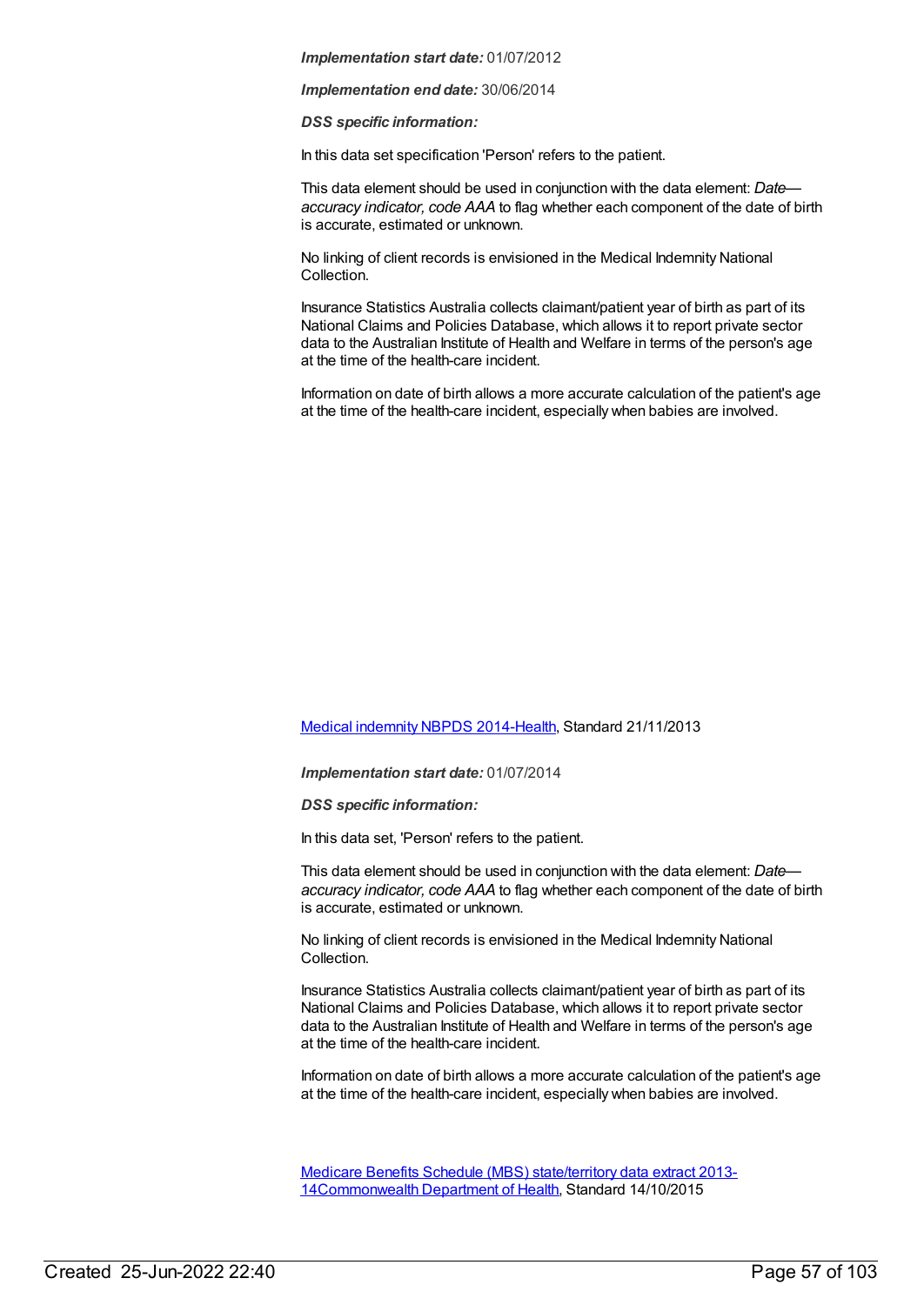***Implementation start date:*** 01/07/2012

***Implementation end date:*** 30/06/2014

***DSS specific information:***

In this data set specification 'Person' refers to the patient.

This data element should be used in conjunction with the data element: *Date—accuracy indicator, code AAA* to flag whether each component of the date of birth is accurate, estimated or unknown.

No linking of client records is envisioned in the Medical Indemnity National Collection.

Insurance Statistics Australia collects claimant/patient year of birth as part of its National Claims and Policies Database, which allows it to report private sector data to the Australian Institute of Health and Welfare in terms of the person's age at the time of the health-care incident.

Information on date of birth allows a more accurate calculation of the patient's age at the time of the health-care incident, especially when babies are involved.

[Medical indemnity NBPDS 2014-Health](), Standard 21/11/2013

***Implementation start date:*** 01/07/2014

***DSS specific information:***

In this data set, 'Person' refers to the patient.

This data element should be used in conjunction with the data element: *Date—accuracy indicator, code AAA* to flag whether each component of the date of birth is accurate, estimated or unknown.

No linking of client records is envisioned in the Medical Indemnity National Collection.

Insurance Statistics Australia collects claimant/patient year of birth as part of its National Claims and Policies Database, which allows it to report private sector data to the Australian Institute of Health and Welfare in terms of the person's age at the time of the health-care incident.

Information on date of birth allows a more accurate calculation of the patient's age at the time of the health-care incident, especially when babies are involved.

[Medicare Benefits Schedule (MBS) state/territory data extract 2013-14Commonwealth Department of Health](), Standard 14/10/2015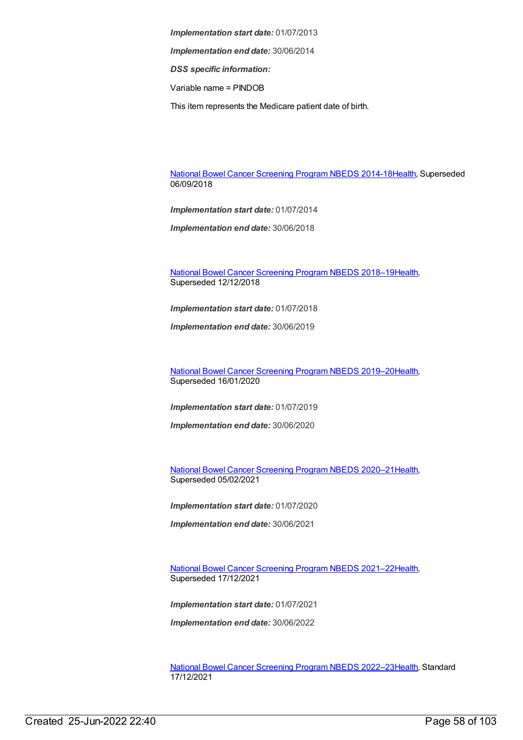***Implementation start date:*** 01/07/2013

***Implementation end date:*** 30/06/2014

***DSS specific information:***

Variable name = PINDOB

This item represents the Medicare patient date of birth.

National Bowel Cancer Screening Program NBEDS 2014-18Health, Superseded 06/09/2018

***Implementation start date:*** 01/07/2014

***Implementation end date:*** 30/06/2018

National Bowel Cancer Screening Program NBEDS 2018–19Health, Superseded 12/12/2018

***Implementation start date:*** 01/07/2018

***Implementation end date:*** 30/06/2019

National Bowel Cancer Screening Program NBEDS 2019–20Health, Superseded 16/01/2020

***Implementation start date:*** 01/07/2019

***Implementation end date:*** 30/06/2020

National Bowel Cancer Screening Program NBEDS 2020–21Health, Superseded 05/02/2021

***Implementation start date:*** 01/07/2020

***Implementation end date:*** 30/06/2021

National Bowel Cancer Screening Program NBEDS 2021–22Health, Superseded 17/12/2021

***Implementation start date:*** 01/07/2021

***Implementation end date:*** 30/06/2022

National Bowel Cancer Screening Program NBEDS 2022–23Health, Standard 17/12/2021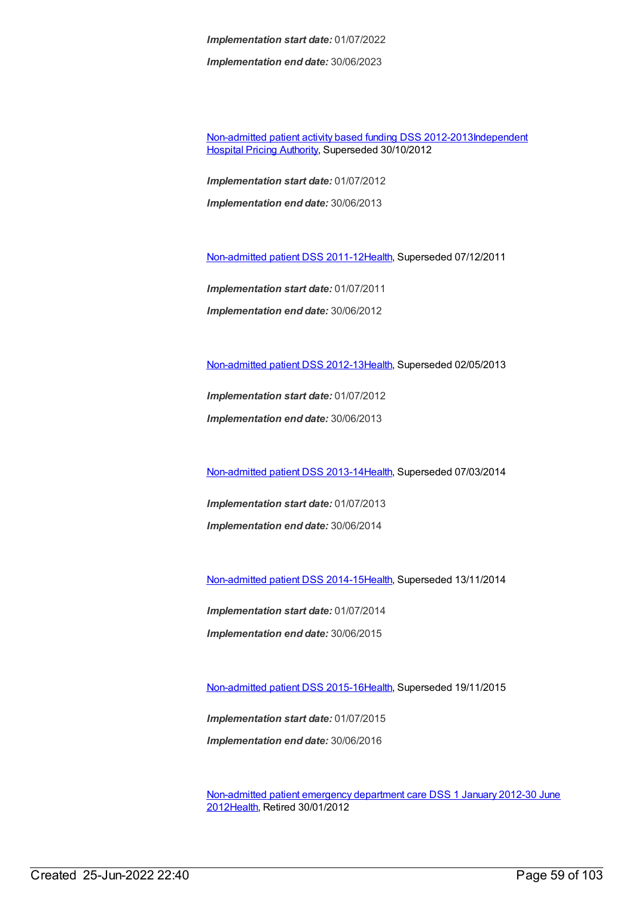***Implementation start date:*** 01/07/2022

***Implementation end date:*** 30/06/2023

Non-admitted patient activity based funding DSS 2012-2013Independent Hospital Pricing Authority, Superseded 30/10/2012

***Implementation start date:*** 01/07/2012

***Implementation end date:*** 30/06/2013

Non-admitted patient DSS 2011-12Health, Superseded 07/12/2011

***Implementation start date:*** 01/07/2011

***Implementation end date:*** 30/06/2012

Non-admitted patient DSS 2012-13Health, Superseded 02/05/2013

***Implementation start date:*** 01/07/2012

***Implementation end date:*** 30/06/2013

Non-admitted patient DSS 2013-14Health, Superseded 07/03/2014

***Implementation start date:*** 01/07/2013

***Implementation end date:*** 30/06/2014

Non-admitted patient DSS 2014-15Health, Superseded 13/11/2014

***Implementation start date:*** 01/07/2014

***Implementation end date:*** 30/06/2015

Non-admitted patient DSS 2015-16Health, Superseded 19/11/2015

***Implementation start date:*** 01/07/2015

***Implementation end date:*** 30/06/2016

Non-admitted patient emergency department care DSS 1 January 2012-30 June 2012Health, Retired 30/01/2012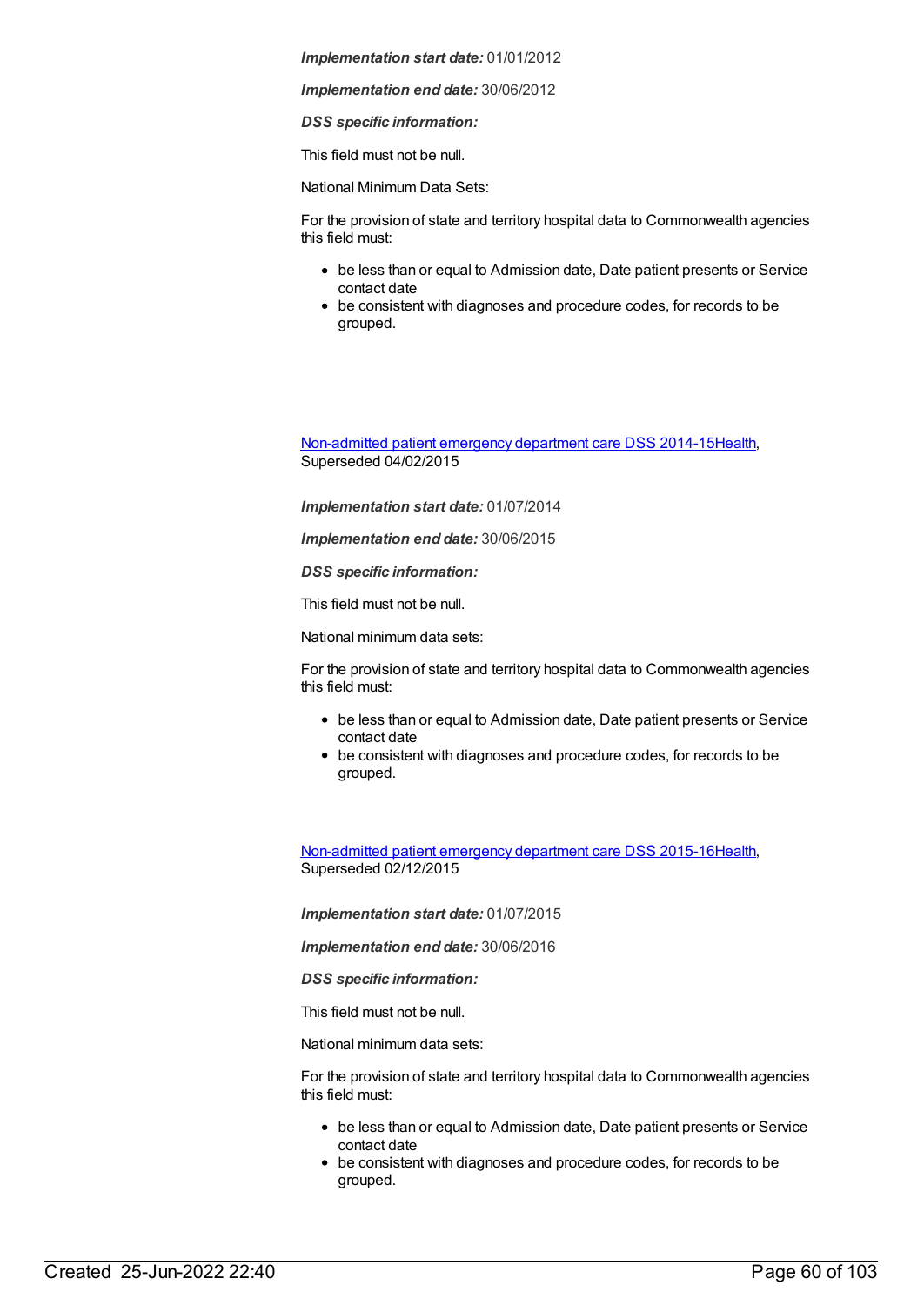***Implementation start date:*** 01/01/2012

***Implementation end date:*** 30/06/2012

***DSS specific information:***

This field must not be null.

National Minimum Data Sets:

For the provision of state and territory hospital data to Commonwealth agencies this field must:

- be less than or equal to Admission date, Date patient presents or Service contact date
- be consistent with diagnoses and procedure codes, for records to be grouped.

[Non-admitted patient emergency department care DSS 2014-15Health](), Superseded 04/02/2015

***Implementation start date:*** 01/07/2014

***Implementation end date:*** 30/06/2015

***DSS specific information:***

This field must not be null.

National minimum data sets:

For the provision of state and territory hospital data to Commonwealth agencies this field must:

- be less than or equal to Admission date, Date patient presents or Service contact date
- be consistent with diagnoses and procedure codes, for records to be grouped.

[Non-admitted patient emergency department care DSS 2015-16Health](), Superseded 02/12/2015

***Implementation start date:*** 01/07/2015

***Implementation end date:*** 30/06/2016

***DSS specific information:***

This field must not be null.

National minimum data sets:

For the provision of state and territory hospital data to Commonwealth agencies this field must:

- be less than or equal to Admission date, Date patient presents or Service contact date
- be consistent with diagnoses and procedure codes, for records to be grouped.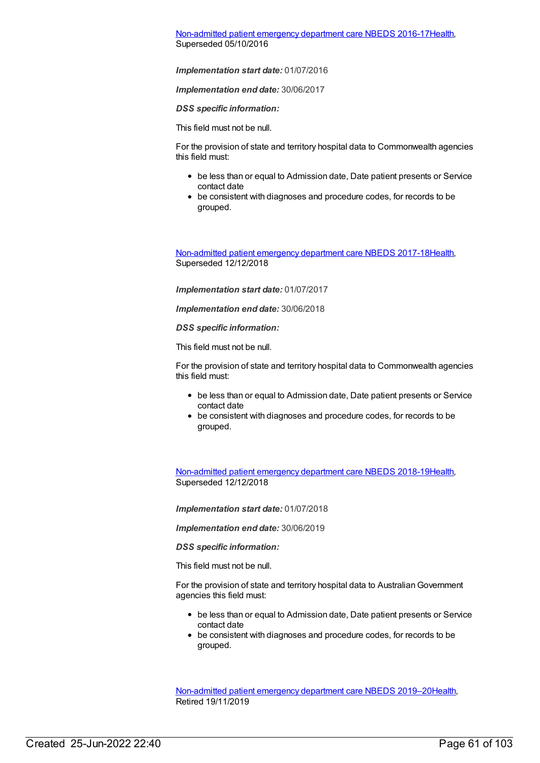Non-admitted patient emergency department care NBEDS 2016-17Health, Superseded 05/10/2016

***Implementation start date:*** 01/07/2016

***Implementation end date:*** 30/06/2017

***DSS specific information:***

This field must not be null.

For the provision of state and territory hospital data to Commonwealth agencies this field must:

- be less than or equal to Admission date, Date patient presents or Service contact date
- be consistent with diagnoses and procedure codes, for records to be grouped.

Non-admitted patient emergency department care NBEDS 2017-18Health, Superseded 12/12/2018

***Implementation start date:*** 01/07/2017

***Implementation end date:*** 30/06/2018

***DSS specific information:***

This field must not be null.

For the provision of state and territory hospital data to Commonwealth agencies this field must:

- be less than or equal to Admission date, Date patient presents or Service contact date
- be consistent with diagnoses and procedure codes, for records to be grouped.

Non-admitted patient emergency department care NBEDS 2018-19Health, Superseded 12/12/2018

***Implementation start date:*** 01/07/2018

***Implementation end date:*** 30/06/2019

***DSS specific information:***

This field must not be null.

For the provision of state and territory hospital data to Australian Government agencies this field must:

- be less than or equal to Admission date, Date patient presents or Service contact date
- be consistent with diagnoses and procedure codes, for records to be grouped.

Non-admitted patient emergency department care NBEDS 2019–20Health, Retired 19/11/2019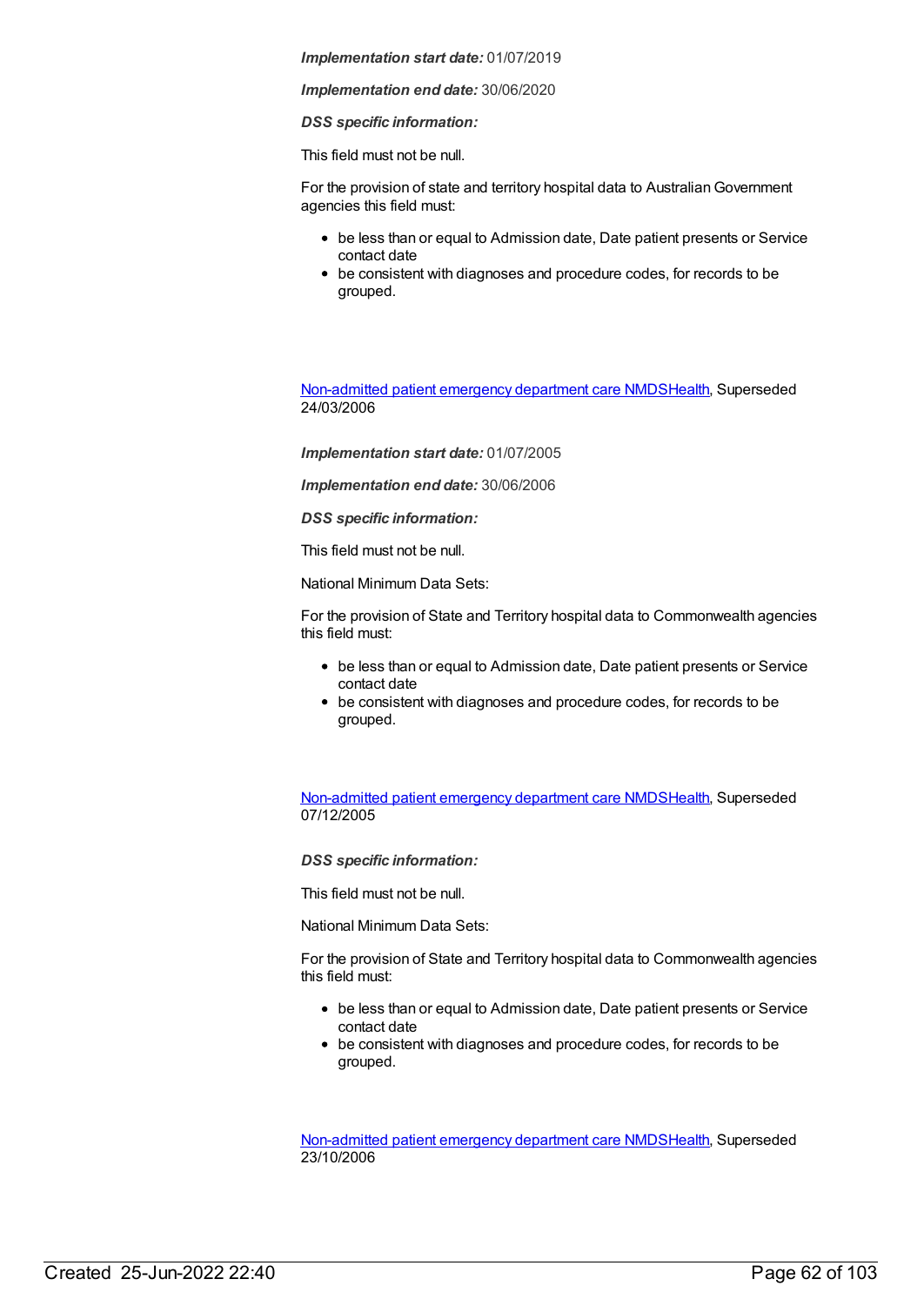***Implementation start date:*** 01/07/2019

***Implementation end date:*** 30/06/2020

***DSS specific information:***

This field must not be null.

For the provision of state and territory hospital data to Australian Government agencies this field must:

- be less than or equal to Admission date, Date patient presents or Service contact date
- be consistent with diagnoses and procedure codes, for records to be grouped.

Non-admitted patient emergency department care NMDSHealth, Superseded 24/03/2006

***Implementation start date:*** 01/07/2005

***Implementation end date:*** 30/06/2006

***DSS specific information:***

This field must not be null.

National Minimum Data Sets:

For the provision of State and Territory hospital data to Commonwealth agencies this field must:

- be less than or equal to Admission date, Date patient presents or Service contact date
- be consistent with diagnoses and procedure codes, for records to be grouped.

Non-admitted patient emergency department care NMDSHealth, Superseded 07/12/2005

***DSS specific information:***

This field must not be null.

National Minimum Data Sets:

For the provision of State and Territory hospital data to Commonwealth agencies this field must:

- be less than or equal to Admission date, Date patient presents or Service contact date
- be consistent with diagnoses and procedure codes, for records to be grouped.

Non-admitted patient emergency department care NMDSHealth, Superseded 23/10/2006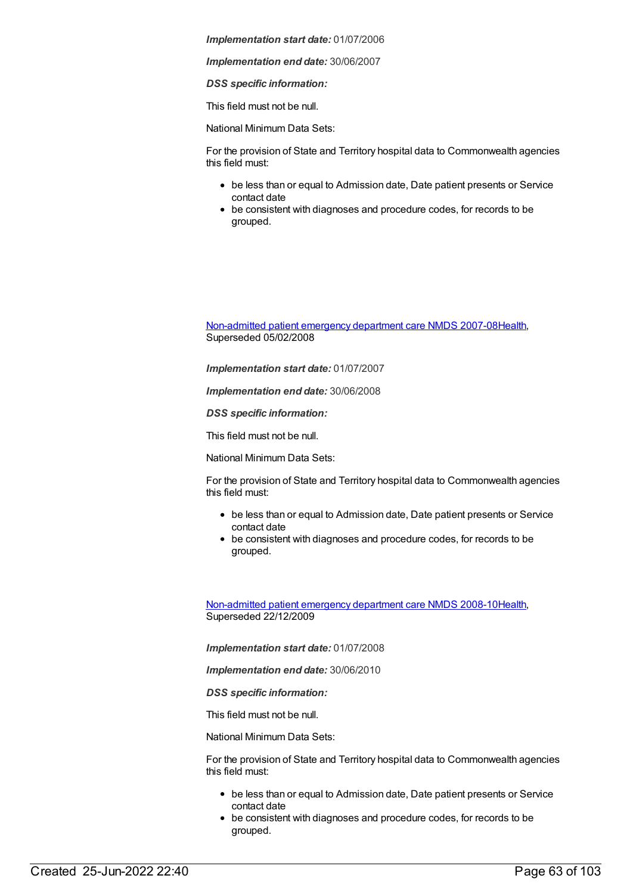***Implementation start date:*** 01/07/2006

***Implementation end date:*** 30/06/2007

***DSS specific information:***

This field must not be null.

National Minimum Data Sets:

For the provision of State and Territory hospital data to Commonwealth agencies this field must:

- be less than or equal to Admission date, Date patient presents or Service contact date
- be consistent with diagnoses and procedure codes, for records to be grouped.

[Non-admitted patient emergency department care NMDS 2007-08Health](), Superseded 05/02/2008

***Implementation start date:*** 01/07/2007

***Implementation end date:*** 30/06/2008

***DSS specific information:***

This field must not be null.

National Minimum Data Sets:

For the provision of State and Territory hospital data to Commonwealth agencies this field must:

- be less than or equal to Admission date, Date patient presents or Service contact date
- be consistent with diagnoses and procedure codes, for records to be grouped.

[Non-admitted patient emergency department care NMDS 2008-10Health](), Superseded 22/12/2009

***Implementation start date:*** 01/07/2008

***Implementation end date:*** 30/06/2010

***DSS specific information:***

This field must not be null.

National Minimum Data Sets:

For the provision of State and Territory hospital data to Commonwealth agencies this field must:

- be less than or equal to Admission date, Date patient presents or Service contact date
- be consistent with diagnoses and procedure codes, for records to be grouped.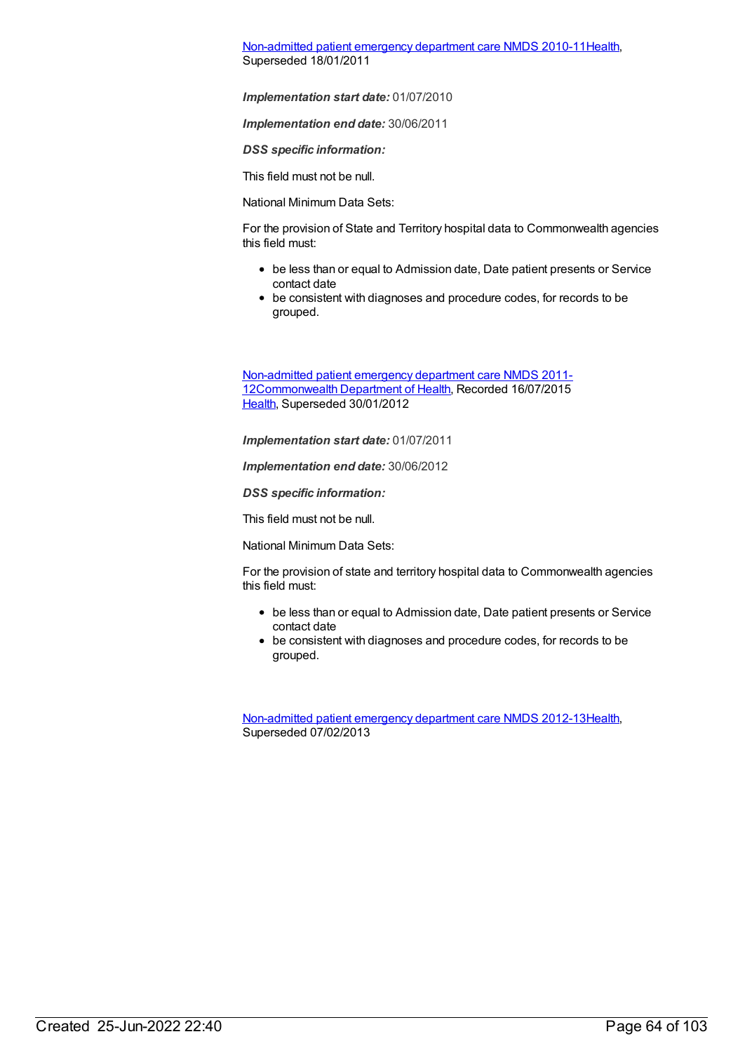Non-admitted patient emergency department care NMDS 2010-11Health, Superseded 18/01/2011

***Implementation start date:*** 01/07/2010

***Implementation end date:*** 30/06/2011

***DSS specific information:***

This field must not be null.

National Minimum Data Sets:

For the provision of State and Territory hospital data to Commonwealth agencies this field must:

- be less than or equal to Admission date, Date patient presents or Service contact date
- be consistent with diagnoses and procedure codes, for records to be grouped.

Non-admitted patient emergency department care NMDS 2011-12Commonwealth Department of Health, Recorded 16/07/2015
Health, Superseded 30/01/2012

***Implementation start date:*** 01/07/2011

***Implementation end date:*** 30/06/2012

***DSS specific information:***

This field must not be null.

National Minimum Data Sets:

For the provision of state and territory hospital data to Commonwealth agencies this field must:

- be less than or equal to Admission date, Date patient presents or Service contact date
- be consistent with diagnoses and procedure codes, for records to be grouped.

Non-admitted patient emergency department care NMDS 2012-13Health, Superseded 07/02/2013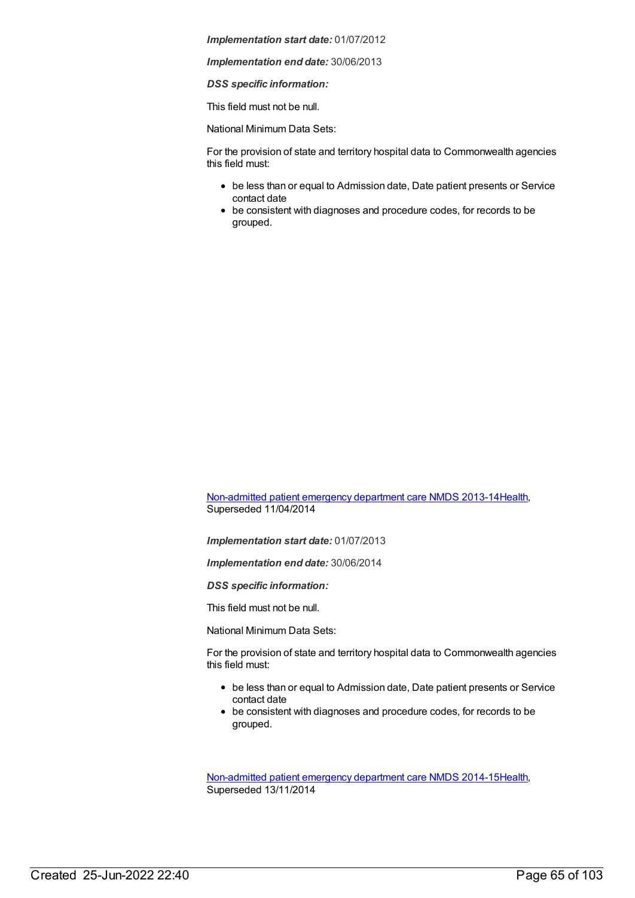***Implementation start date:*** 01/07/2012

***Implementation end date:*** 30/06/2013

***DSS specific information:***

This field must not be null.

National Minimum Data Sets:

For the provision of state and territory hospital data to Commonwealth agencies this field must:

- be less than or equal to Admission date, Date patient presents or Service contact date
- be consistent with diagnoses and procedure codes, for records to be grouped.

[Non-admitted patient emergency department care NMDS 2013-14Health](), Superseded 11/04/2014

***Implementation start date:*** 01/07/2013

***Implementation end date:*** 30/06/2014

***DSS specific information:***

This field must not be null.

National Minimum Data Sets:

For the provision of state and territory hospital data to Commonwealth agencies this field must:

- be less than or equal to Admission date, Date patient presents or Service contact date
- be consistent with diagnoses and procedure codes, for records to be grouped.

[Non-admitted patient emergency department care NMDS 2014-15Health](), Superseded 13/11/2014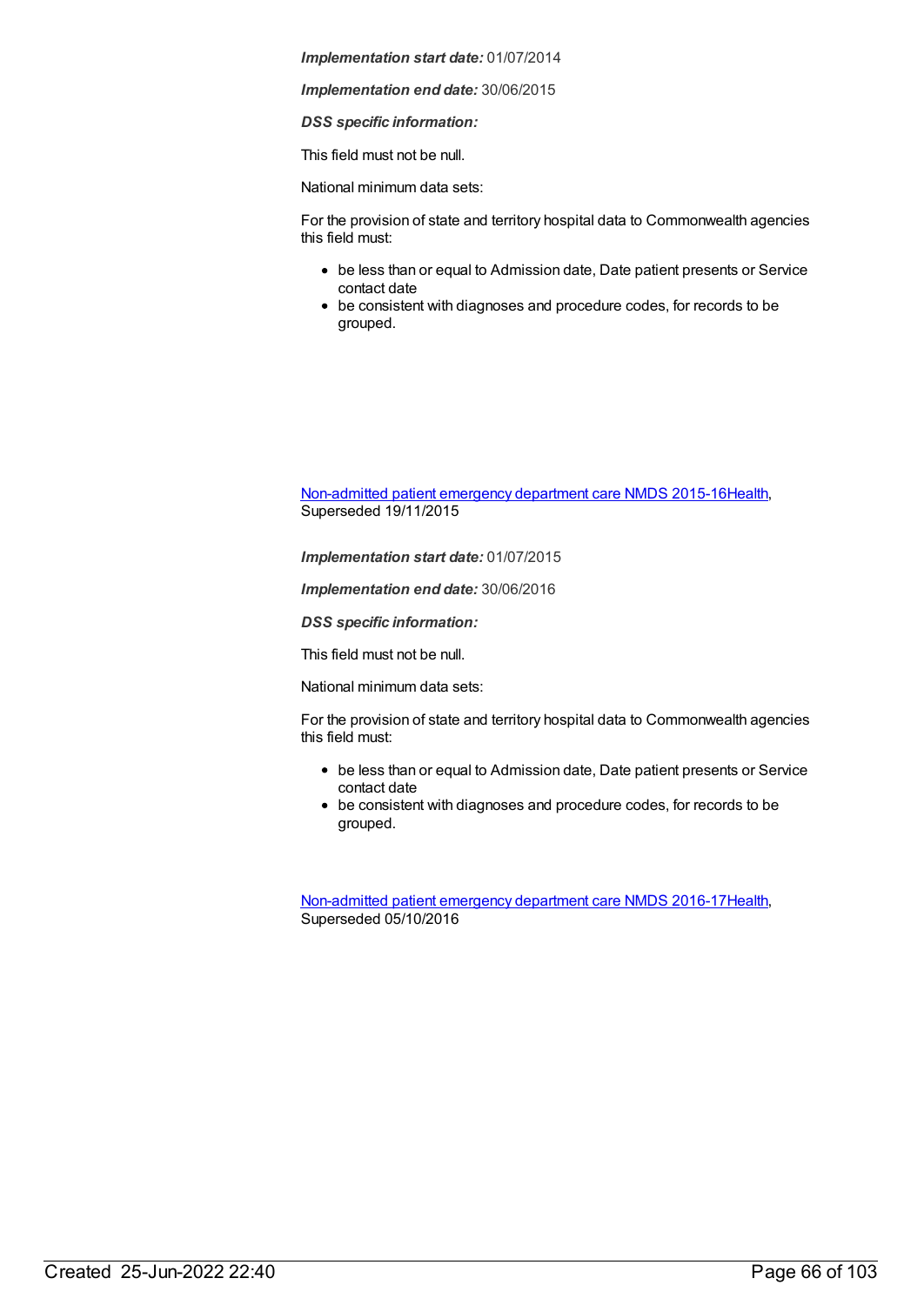***Implementation start date:*** 01/07/2014

***Implementation end date:*** 30/06/2015

***DSS specific information:***

This field must not be null.

National minimum data sets:

For the provision of state and territory hospital data to Commonwealth agencies this field must:

- be less than or equal to Admission date, Date patient presents or Service contact date
- be consistent with diagnoses and procedure codes, for records to be grouped.

Non-admitted patient emergency department care NMDS 2015-16Health, Superseded 19/11/2015

***Implementation start date:*** 01/07/2015

***Implementation end date:*** 30/06/2016

***DSS specific information:***

This field must not be null.

National minimum data sets:

For the provision of state and territory hospital data to Commonwealth agencies this field must:

- be less than or equal to Admission date, Date patient presents or Service contact date
- be consistent with diagnoses and procedure codes, for records to be grouped.

Non-admitted patient emergency department care NMDS 2016-17Health, Superseded 05/10/2016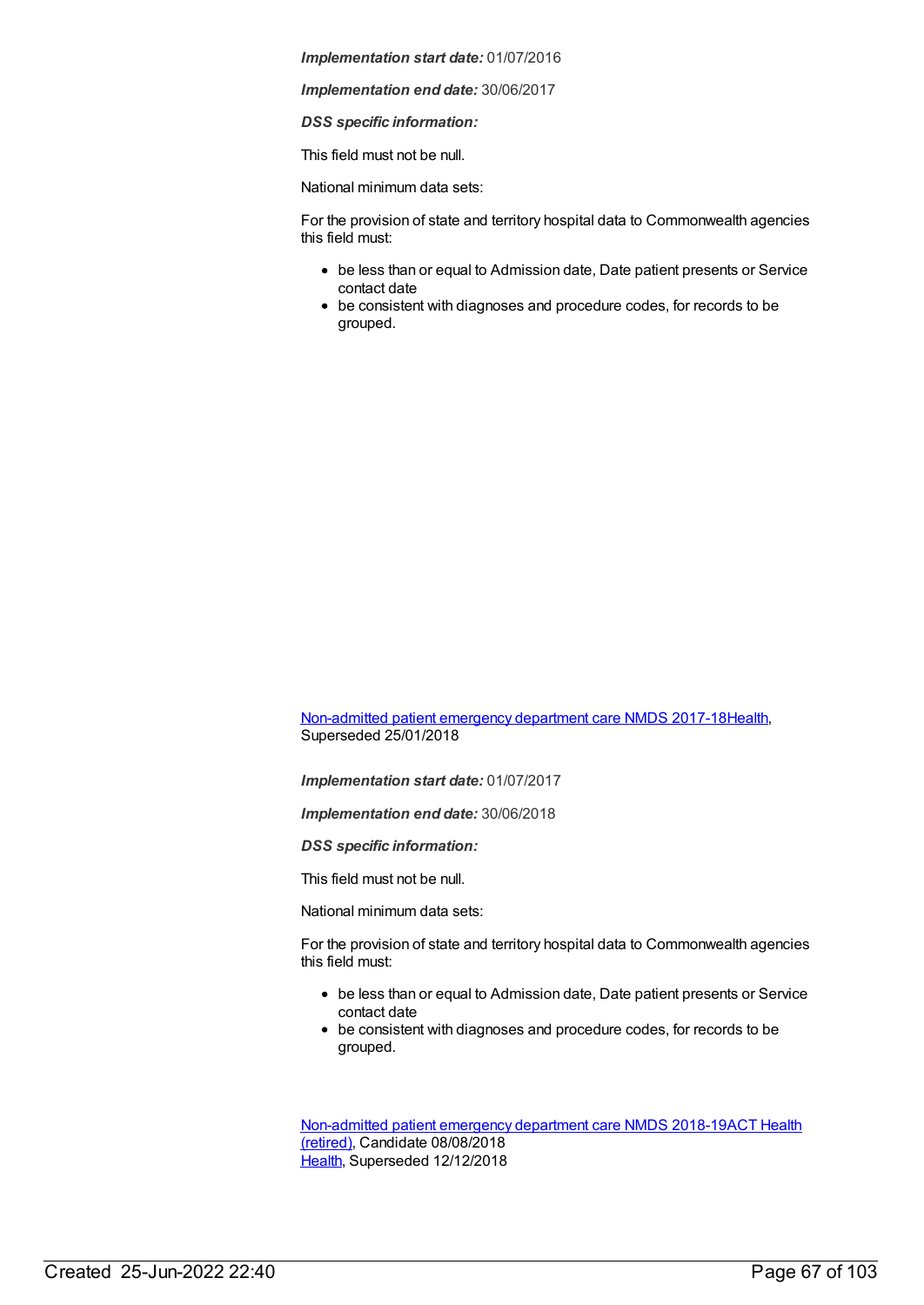***Implementation start date:*** 01/07/2016

***Implementation end date:*** 30/06/2017

***DSS specific information:***

This field must not be null.

National minimum data sets:

For the provision of state and territory hospital data to Commonwealth agencies this field must:

- be less than or equal to Admission date, Date patient presents or Service contact date
- be consistent with diagnoses and procedure codes, for records to be grouped.

Non-admitted patient emergency department care NMDS 2017-18Health, Superseded 25/01/2018

***Implementation start date:*** 01/07/2017

***Implementation end date:*** 30/06/2018

***DSS specific information:***

This field must not be null.

National minimum data sets:

For the provision of state and territory hospital data to Commonwealth agencies this field must:

- be less than or equal to Admission date, Date patient presents or Service contact date
- be consistent with diagnoses and procedure codes, for records to be grouped.

Non-admitted patient emergency department care NMDS 2018-19ACT Health (retired), Candidate 08/08/2018
Health, Superseded 12/12/2018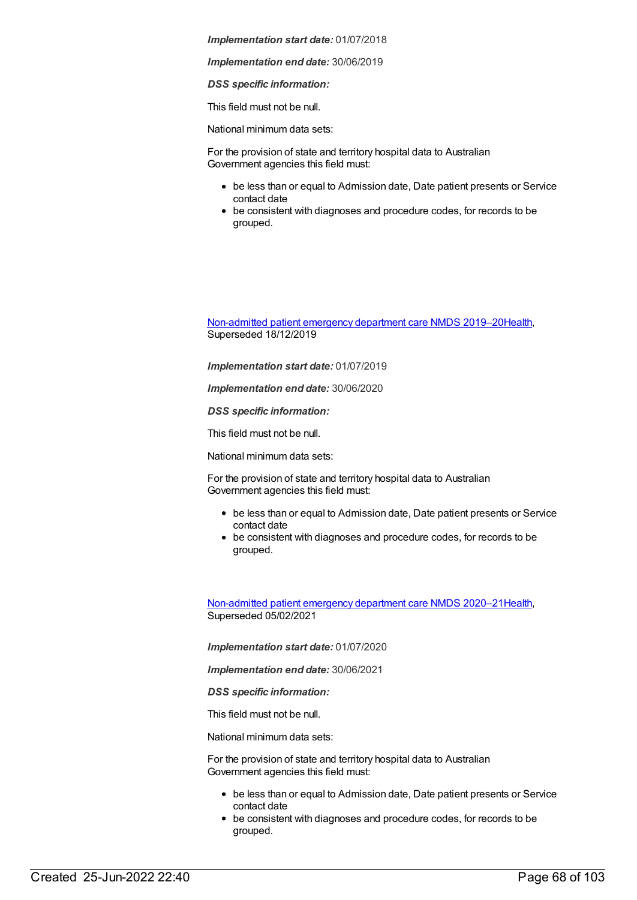***Implementation start date:*** 01/07/2018

***Implementation end date:*** 30/06/2019

***DSS specific information:***

This field must not be null.

National minimum data sets:

For the provision of state and territory hospital data to Australian Government agencies this field must:

- be less than or equal to Admission date, Date patient presents or Service contact date
- be consistent with diagnoses and procedure codes, for records to be grouped.

[Non-admitted patient emergency department care NMDS 2019–20Health](), Superseded 18/12/2019

***Implementation start date:*** 01/07/2019

***Implementation end date:*** 30/06/2020

***DSS specific information:***

This field must not be null.

National minimum data sets:

For the provision of state and territory hospital data to Australian Government agencies this field must:

- be less than or equal to Admission date, Date patient presents or Service contact date
- be consistent with diagnoses and procedure codes, for records to be grouped.

[Non-admitted patient emergency department care NMDS 2020–21Health](), Superseded 05/02/2021

***Implementation start date:*** 01/07/2020

***Implementation end date:*** 30/06/2021

***DSS specific information:***

This field must not be null.

National minimum data sets:

For the provision of state and territory hospital data to Australian Government agencies this field must:

- be less than or equal to Admission date, Date patient presents or Service contact date
- be consistent with diagnoses and procedure codes, for records to be grouped.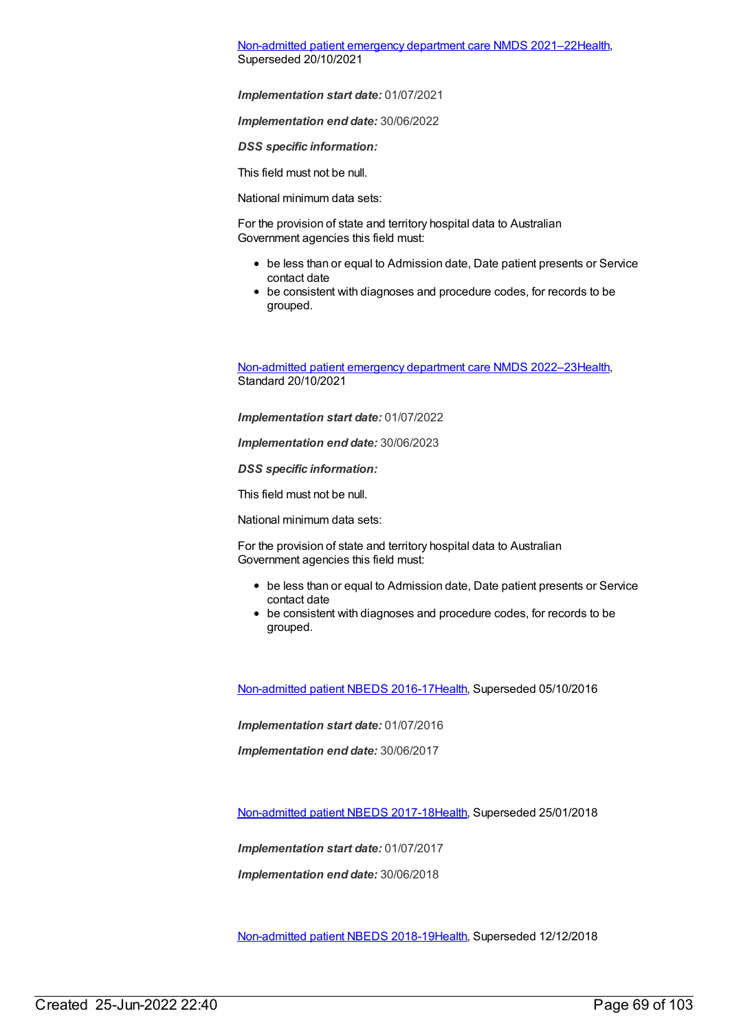[Non-admitted patient emergency department care NMDS 2021–22Health](), Superseded 20/10/2021

***Implementation start date:*** 01/07/2021

***Implementation end date:*** 30/06/2022

***DSS specific information:***

This field must not be null.

National minimum data sets:

For the provision of state and territory hospital data to Australian Government agencies this field must:

- be less than or equal to Admission date, Date patient presents or Service contact date
- be consistent with diagnoses and procedure codes, for records to be grouped.

[Non-admitted patient emergency department care NMDS 2022–23Health](), Standard 20/10/2021

***Implementation start date:*** 01/07/2022

***Implementation end date:*** 30/06/2023

***DSS specific information:***

This field must not be null.

National minimum data sets:

For the provision of state and territory hospital data to Australian Government agencies this field must:

- be less than or equal to Admission date, Date patient presents or Service contact date
- be consistent with diagnoses and procedure codes, for records to be grouped.

[Non-admitted patient NBEDS 2016-17Health](), Superseded 05/10/2016

***Implementation start date:*** 01/07/2016

***Implementation end date:*** 30/06/2017

[Non-admitted patient NBEDS 2017-18Health](), Superseded 25/01/2018

***Implementation start date:*** 01/07/2017

***Implementation end date:*** 30/06/2018

[Non-admitted patient NBEDS 2018-19Health](), Superseded 12/12/2018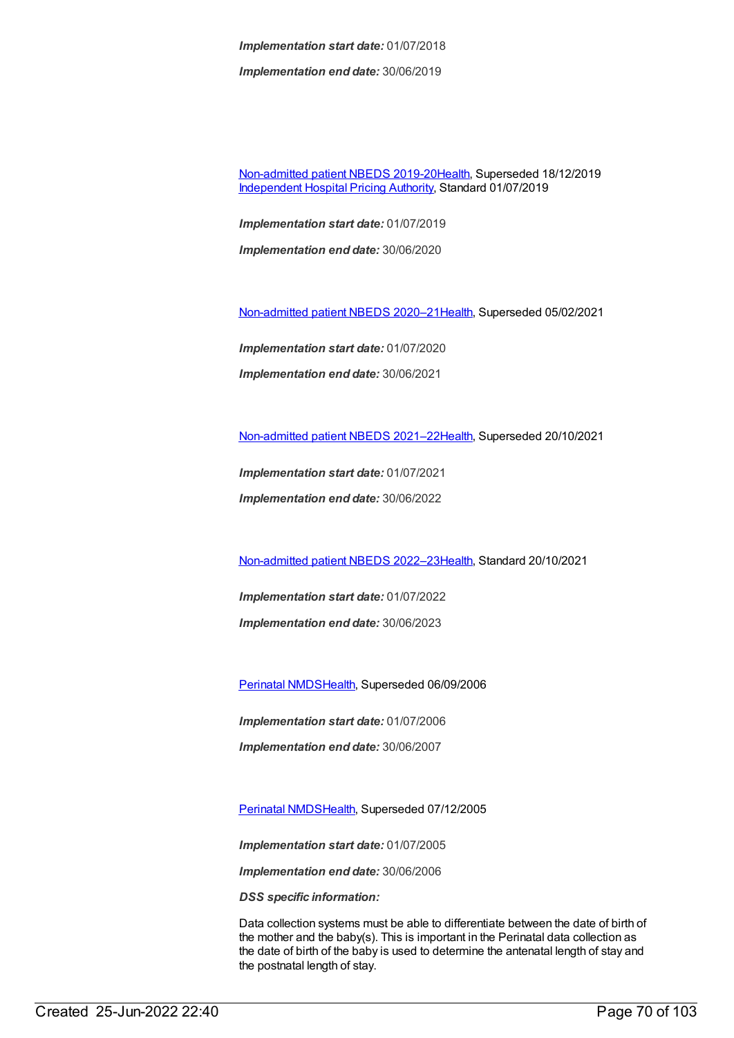***Implementation start date:*** 01/07/2018

***Implementation end date:*** 30/06/2019

Non-admitted patient NBEDS 2019-20Health, Superseded 18/12/2019
Independent Hospital Pricing Authority, Standard 01/07/2019

***Implementation start date:*** 01/07/2019

***Implementation end date:*** 30/06/2020

Non-admitted patient NBEDS 2020–21Health, Superseded 05/02/2021

***Implementation start date:*** 01/07/2020

***Implementation end date:*** 30/06/2021

Non-admitted patient NBEDS 2021–22Health, Superseded 20/10/2021

***Implementation start date:*** 01/07/2021

***Implementation end date:*** 30/06/2022

Non-admitted patient NBEDS 2022–23Health, Standard 20/10/2021

***Implementation start date:*** 01/07/2022

***Implementation end date:*** 30/06/2023

Perinatal NMDSHealth, Superseded 06/09/2006

***Implementation start date:*** 01/07/2006

***Implementation end date:*** 30/06/2007

Perinatal NMDSHealth, Superseded 07/12/2005

***Implementation start date:*** 01/07/2005

***Implementation end date:*** 30/06/2006

***DSS specific information:***

Data collection systems must be able to differentiate between the date of birth of the mother and the baby(s). This is important in the Perinatal data collection as the date of birth of the baby is used to determine the antenatal length of stay and the postnatal length of stay.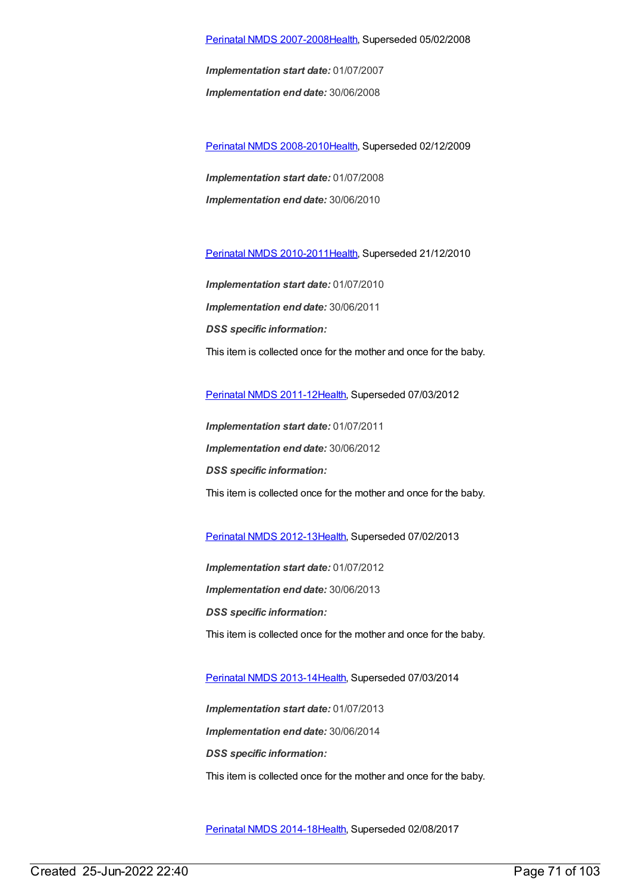[Perinatal NMDS 2007-2008Health], Superseded 05/02/2008

***Implementation start date:*** 01/07/2007

***Implementation end date:*** 30/06/2008

[Perinatal NMDS 2008-2010Health], Superseded 02/12/2009

***Implementation start date:*** 01/07/2008

***Implementation end date:*** 30/06/2010

[Perinatal NMDS 2010-2011Health], Superseded 21/12/2010

***Implementation start date:*** 01/07/2010

***Implementation end date:*** 30/06/2011

***DSS specific information:***

This item is collected once for the mother and once for the baby.

[Perinatal NMDS 2011-12Health], Superseded 07/03/2012

***Implementation start date:*** 01/07/2011

***Implementation end date:*** 30/06/2012

***DSS specific information:***

This item is collected once for the mother and once for the baby.

[Perinatal NMDS 2012-13Health], Superseded 07/02/2013

***Implementation start date:*** 01/07/2012

***Implementation end date:*** 30/06/2013

***DSS specific information:***

This item is collected once for the mother and once for the baby.

[Perinatal NMDS 2013-14Health], Superseded 07/03/2014

***Implementation start date:*** 01/07/2013

***Implementation end date:*** 30/06/2014

***DSS specific information:***

This item is collected once for the mother and once for the baby.

[Perinatal NMDS 2014-18Health], Superseded 02/08/2017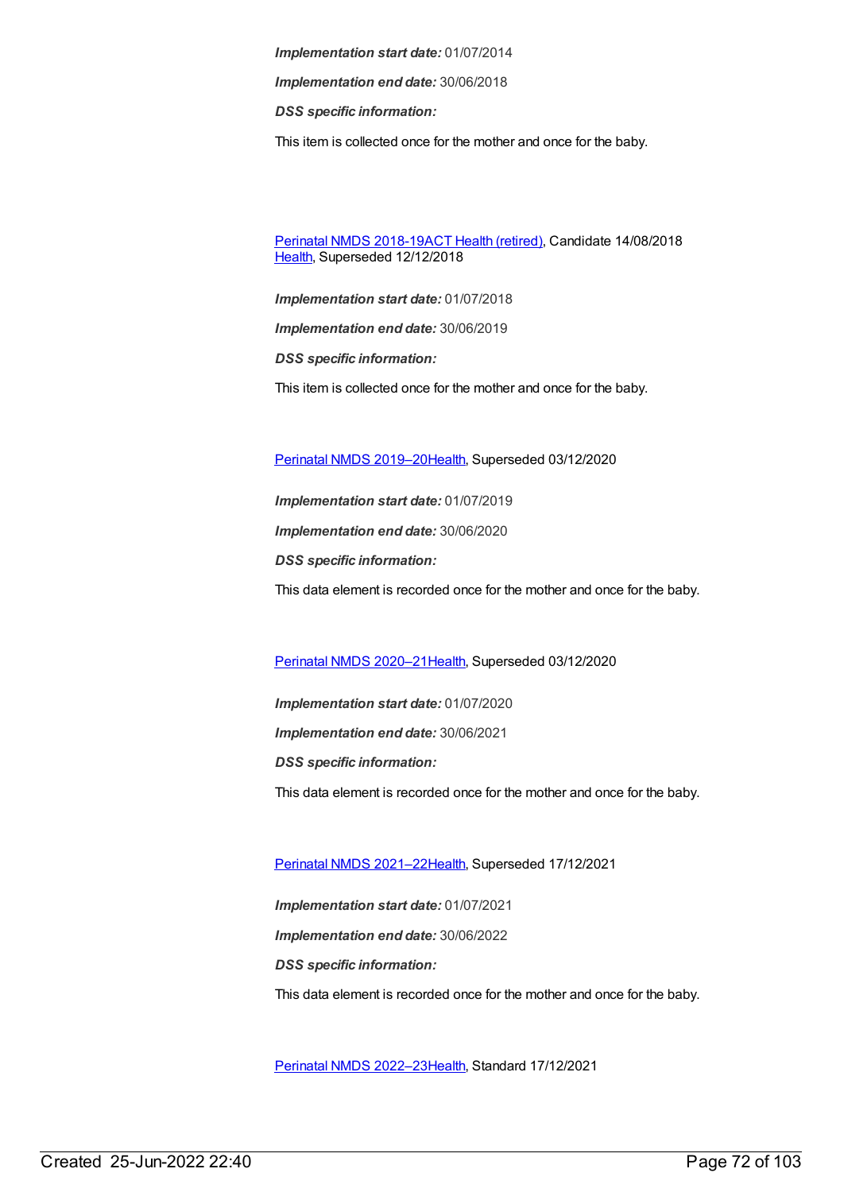*Implementation start date:* 01/07/2014

*Implementation end date:* 30/06/2018

*DSS specific information:*

This item is collected once for the mother and once for the baby.

[Perinatal NMDS 2018-19](#)[ACT Health (retired)](#), Candidate 14/08/2018
[Health](#), Superseded 12/12/2018

*Implementation start date:* 01/07/2018

*Implementation end date:* 30/06/2019

*DSS specific information:*

This item is collected once for the mother and once for the baby.

[Perinatal NMDS 2019–20](#)[Health](#), Superseded 03/12/2020

*Implementation start date:* 01/07/2019

*Implementation end date:* 30/06/2020

*DSS specific information:*

This data element is recorded once for the mother and once for the baby.

[Perinatal NMDS 2020–21](#)[Health](#), Superseded 03/12/2020

*Implementation start date:* 01/07/2020

*Implementation end date:* 30/06/2021

*DSS specific information:*

This data element is recorded once for the mother and once for the baby.

[Perinatal NMDS 2021–22](#)[Health](#), Superseded 17/12/2021

*Implementation start date:* 01/07/2021

*Implementation end date:* 30/06/2022

*DSS specific information:*

This data element is recorded once for the mother and once for the baby.

[Perinatal NMDS 2022–23](#)[Health](#), Standard 17/12/2021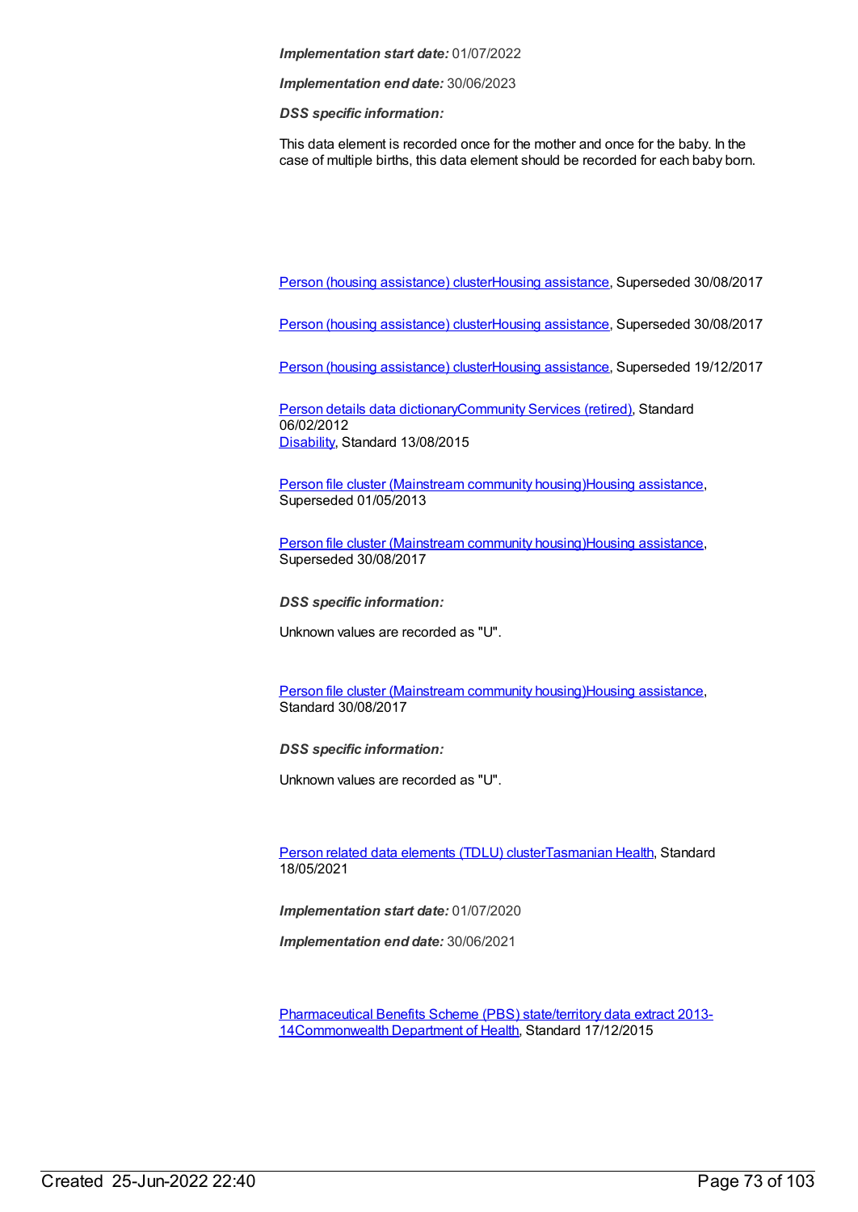*Implementation start date:* 01/07/2022

*Implementation end date:* 30/06/2023

*DSS specific information:*

This data element is recorded once for the mother and once for the baby. In the case of multiple births, this data element should be recorded for each baby born.

Person (housing assistance) clusterHousing assistance, Superseded 30/08/2017

Person (housing assistance) clusterHousing assistance, Superseded 30/08/2017

Person (housing assistance) clusterHousing assistance, Superseded 19/12/2017

Person details data dictionaryCommunity Services (retired), Standard 06/02/2012
Disability, Standard 13/08/2015

Person file cluster (Mainstream community housing)Housing assistance, Superseded 01/05/2013

Person file cluster (Mainstream community housing)Housing assistance, Superseded 30/08/2017

*DSS specific information:*

Unknown values are recorded as "U".

Person file cluster (Mainstream community housing)Housing assistance, Standard 30/08/2017

*DSS specific information:*

Unknown values are recorded as "U".

Person related data elements (TDLU) clusterTasmanian Health, Standard 18/05/2021

*Implementation start date:* 01/07/2020

*Implementation end date:* 30/06/2021

Pharmaceutical Benefits Scheme (PBS) state/territory data extract 2013-14Commonwealth Department of Health, Standard 17/12/2015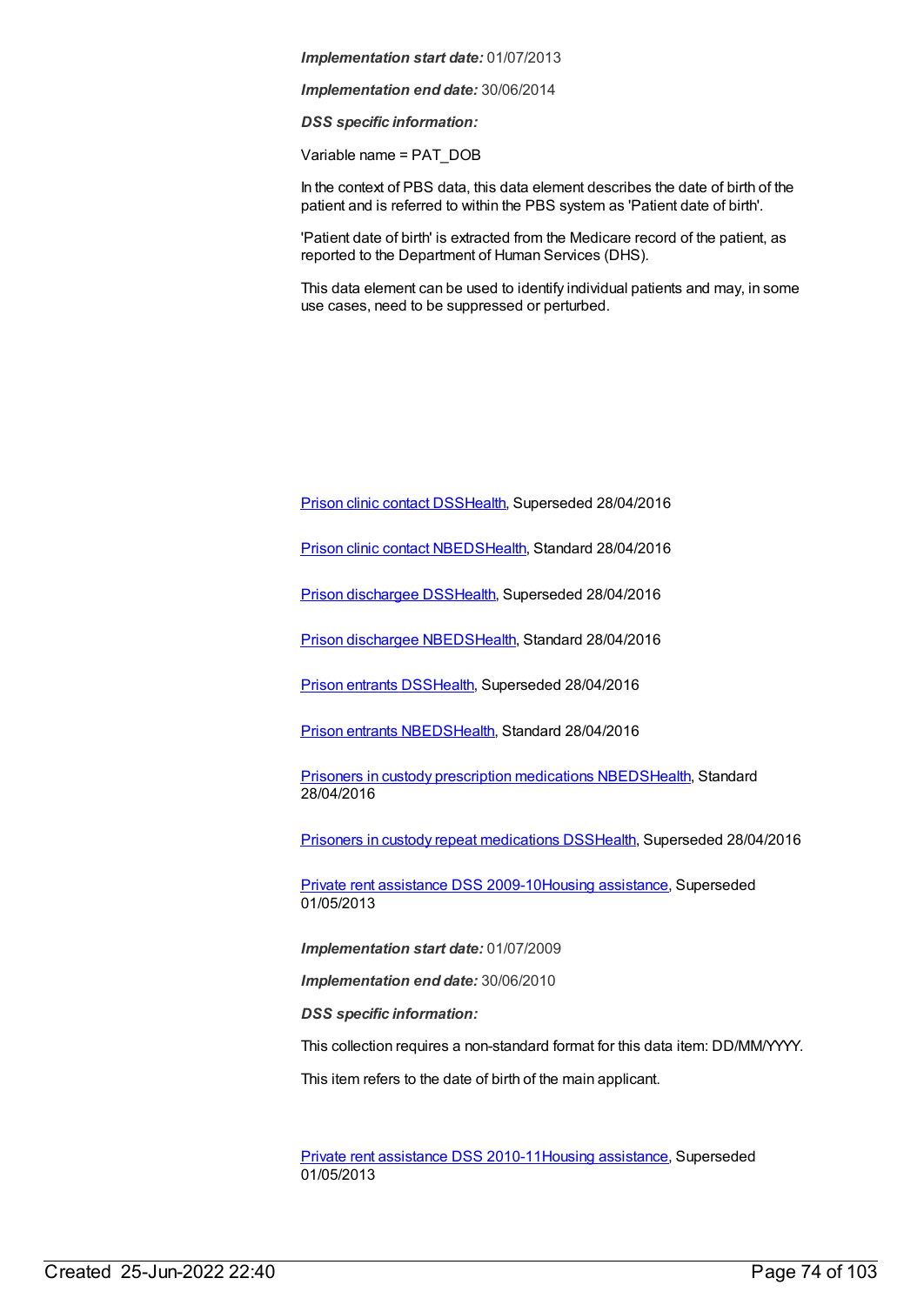***Implementation start date:*** 01/07/2013

***Implementation end date:*** 30/06/2014

***DSS specific information:***

Variable name = PAT_DOB

In the context of PBS data, this data element describes the date of birth of the patient and is referred to within the PBS system as 'Patient date of birth'.

'Patient date of birth' is extracted from the Medicare record of the patient, as reported to the Department of Human Services (DHS).

This data element can be used to identify individual patients and may, in some use cases, need to be suppressed or perturbed.

Prison clinic contact DSSHealth, Superseded 28/04/2016

Prison clinic contact NBEDSHealth, Standard 28/04/2016

Prison dischargee DSSHealth, Superseded 28/04/2016

Prison dischargee NBEDSHealth, Standard 28/04/2016

Prison entrants DSSHealth, Superseded 28/04/2016

Prison entrants NBEDSHealth, Standard 28/04/2016

Prisoners in custody prescription medications NBEDSHealth, Standard 28/04/2016

Prisoners in custody repeat medications DSSHealth, Superseded 28/04/2016

Private rent assistance DSS 2009-10Housing assistance, Superseded 01/05/2013

***Implementation start date:*** 01/07/2009

***Implementation end date:*** 30/06/2010

***DSS specific information:***

This collection requires a non-standard format for this data item: DD/MM/YYYY.

This item refers to the date of birth of the main applicant.

Private rent assistance DSS 2010-11Housing assistance, Superseded 01/05/2013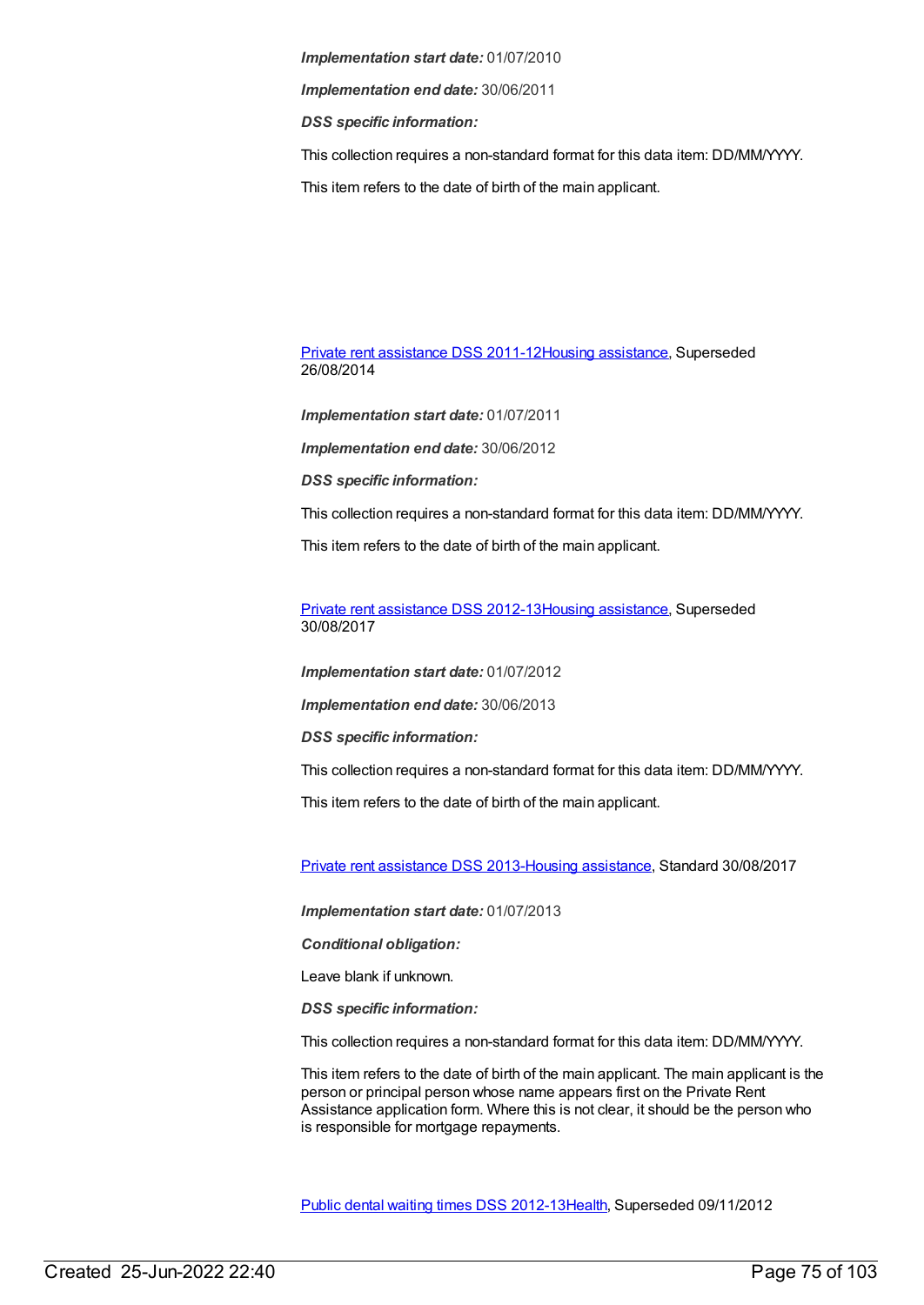***Implementation start date:*** 01/07/2010

***Implementation end date:*** 30/06/2011

***DSS specific information:***

This collection requires a non-standard format for this data item: DD/MM/YYYY.

This item refers to the date of birth of the main applicant.

[Private rent assistance DSS 2011-12Housing assistance](), Superseded 26/08/2014

***Implementation start date:*** 01/07/2011

***Implementation end date:*** 30/06/2012

***DSS specific information:***

This collection requires a non-standard format for this data item: DD/MM/YYYY.

This item refers to the date of birth of the main applicant.

[Private rent assistance DSS 2012-13Housing assistance](), Superseded 30/08/2017

***Implementation start date:*** 01/07/2012

***Implementation end date:*** 30/06/2013

***DSS specific information:***

This collection requires a non-standard format for this data item: DD/MM/YYYY.

This item refers to the date of birth of the main applicant.

[Private rent assistance DSS 2013-Housing assistance](), Standard 30/08/2017

***Implementation start date:*** 01/07/2013

***Conditional obligation:***

Leave blank if unknown.

***DSS specific information:***

This collection requires a non-standard format for this data item: DD/MM/YYYY.

This item refers to the date of birth of the main applicant. The main applicant is the person or principal person whose name appears first on the Private Rent Assistance application form. Where this is not clear, it should be the person who is responsible for mortgage repayments.

[Public dental waiting times DSS 2012-13Health](), Superseded 09/11/2012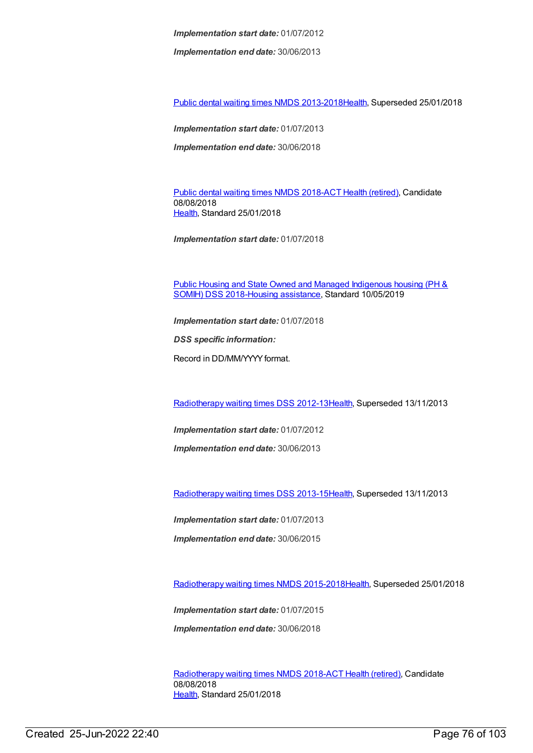***Implementation start date:*** 01/07/2012

***Implementation end date:*** 30/06/2013

Public dental waiting times NMDS 2013-2018Health, Superseded 25/01/2018

***Implementation start date:*** 01/07/2013

***Implementation end date:*** 30/06/2018

Public dental waiting times NMDS 2018-ACT Health (retired), Candidate 08/08/2018
Health, Standard 25/01/2018

***Implementation start date:*** 01/07/2018

Public Housing and State Owned and Managed Indigenous housing (PH & SOMIH) DSS 2018-Housing assistance, Standard 10/05/2019

***Implementation start date:*** 01/07/2018

***DSS specific information:***

Record in DD/MM/YYYY format.

Radiotherapy waiting times DSS 2012-13Health, Superseded 13/11/2013

***Implementation start date:*** 01/07/2012

***Implementation end date:*** 30/06/2013

Radiotherapy waiting times DSS 2013-15Health, Superseded 13/11/2013

***Implementation start date:*** 01/07/2013

***Implementation end date:*** 30/06/2015

Radiotherapy waiting times NMDS 2015-2018Health, Superseded 25/01/2018

***Implementation start date:*** 01/07/2015

***Implementation end date:*** 30/06/2018

Radiotherapy waiting times NMDS 2018-ACT Health (retired), Candidate 08/08/2018
Health, Standard 25/01/2018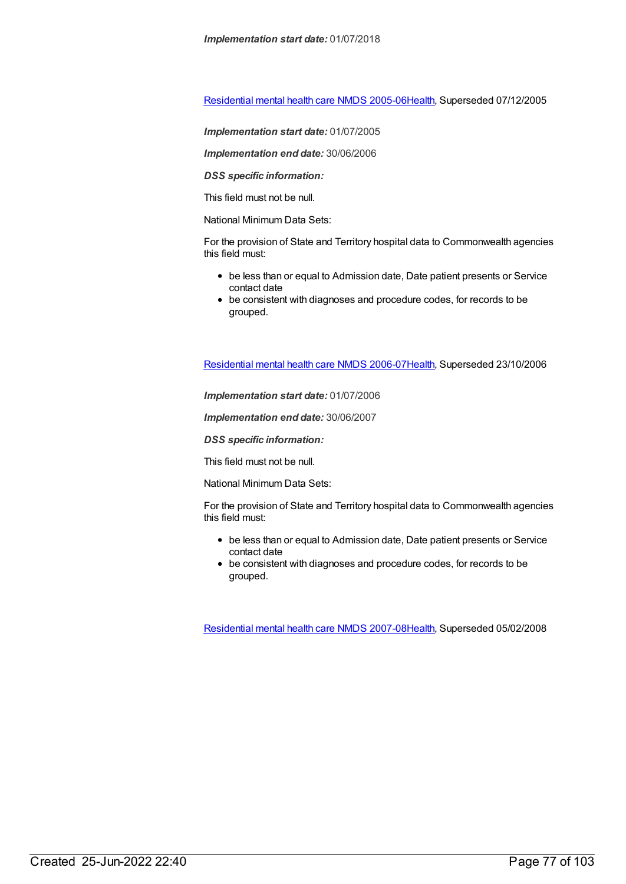***Implementation start date:*** 01/07/2018

[Residential mental health care NMDS 2005-06Health](), Superseded 07/12/2005

***Implementation start date:*** 01/07/2005

***Implementation end date:*** 30/06/2006

***DSS specific information:***

This field must not be null.

National Minimum Data Sets:

For the provision of State and Territory hospital data to Commonwealth agencies this field must:

- be less than or equal to Admission date, Date patient presents or Service contact date
- be consistent with diagnoses and procedure codes, for records to be grouped.

[Residential mental health care NMDS 2006-07Health](), Superseded 23/10/2006

***Implementation start date:*** 01/07/2006

***Implementation end date:*** 30/06/2007

***DSS specific information:***

This field must not be null.

National Minimum Data Sets:

For the provision of State and Territory hospital data to Commonwealth agencies this field must:

- be less than or equal to Admission date, Date patient presents or Service contact date
- be consistent with diagnoses and procedure codes, for records to be grouped.

[Residential mental health care NMDS 2007-08Health](), Superseded 05/02/2008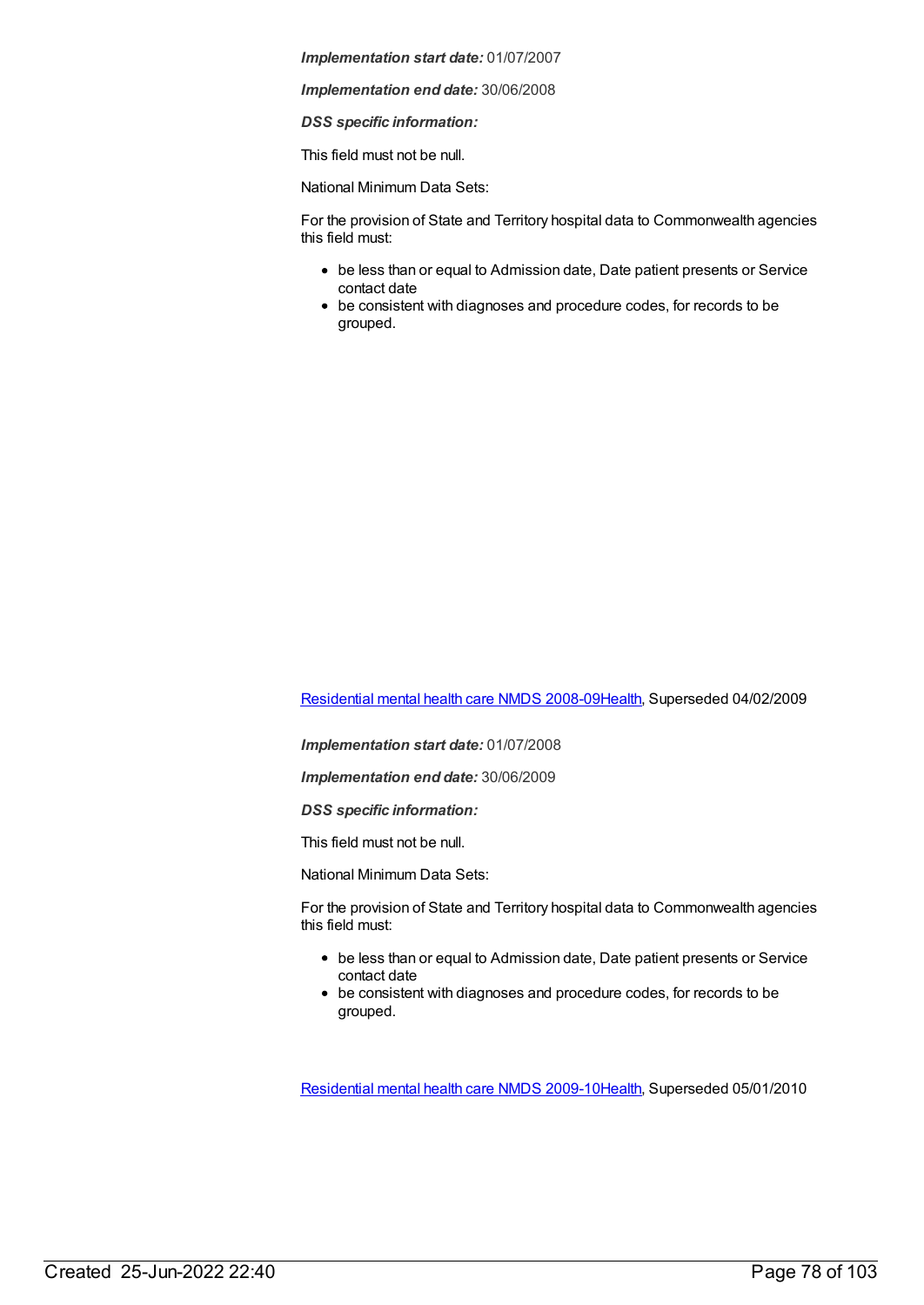***Implementation start date:*** 01/07/2007

***Implementation end date:*** 30/06/2008

***DSS specific information:***

This field must not be null.

National Minimum Data Sets:

For the provision of State and Territory hospital data to Commonwealth agencies this field must:

- be less than or equal to Admission date, Date patient presents or Service contact date
- be consistent with diagnoses and procedure codes, for records to be grouped.

[Residential mental health care NMDS 2008-09Health](), Superseded 04/02/2009

***Implementation start date:*** 01/07/2008

***Implementation end date:*** 30/06/2009

***DSS specific information:***

This field must not be null.

National Minimum Data Sets:

For the provision of State and Territory hospital data to Commonwealth agencies this field must:

- be less than or equal to Admission date, Date patient presents or Service contact date
- be consistent with diagnoses and procedure codes, for records to be grouped.

[Residential mental health care NMDS 2009-10Health](), Superseded 05/01/2010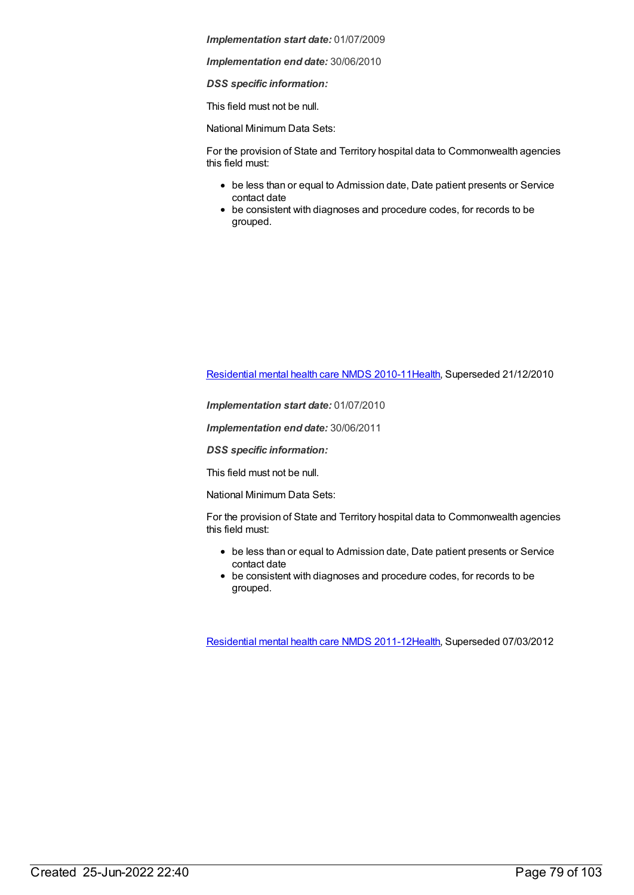***Implementation start date:*** 01/07/2009

***Implementation end date:*** 30/06/2010

***DSS specific information:***

This field must not be null.

National Minimum Data Sets:

For the provision of State and Territory hospital data to Commonwealth agencies this field must:

- be less than or equal to Admission date, Date patient presents or Service contact date
- be consistent with diagnoses and procedure codes, for records to be grouped.

[Residential mental health care NMDS 2010-11Health](#), Superseded 21/12/2010

***Implementation start date:*** 01/07/2010

***Implementation end date:*** 30/06/2011

***DSS specific information:***

This field must not be null.

National Minimum Data Sets:

For the provision of State and Territory hospital data to Commonwealth agencies this field must:

- be less than or equal to Admission date, Date patient presents or Service contact date
- be consistent with diagnoses and procedure codes, for records to be grouped.

[Residential mental health care NMDS 2011-12Health](#), Superseded 07/03/2012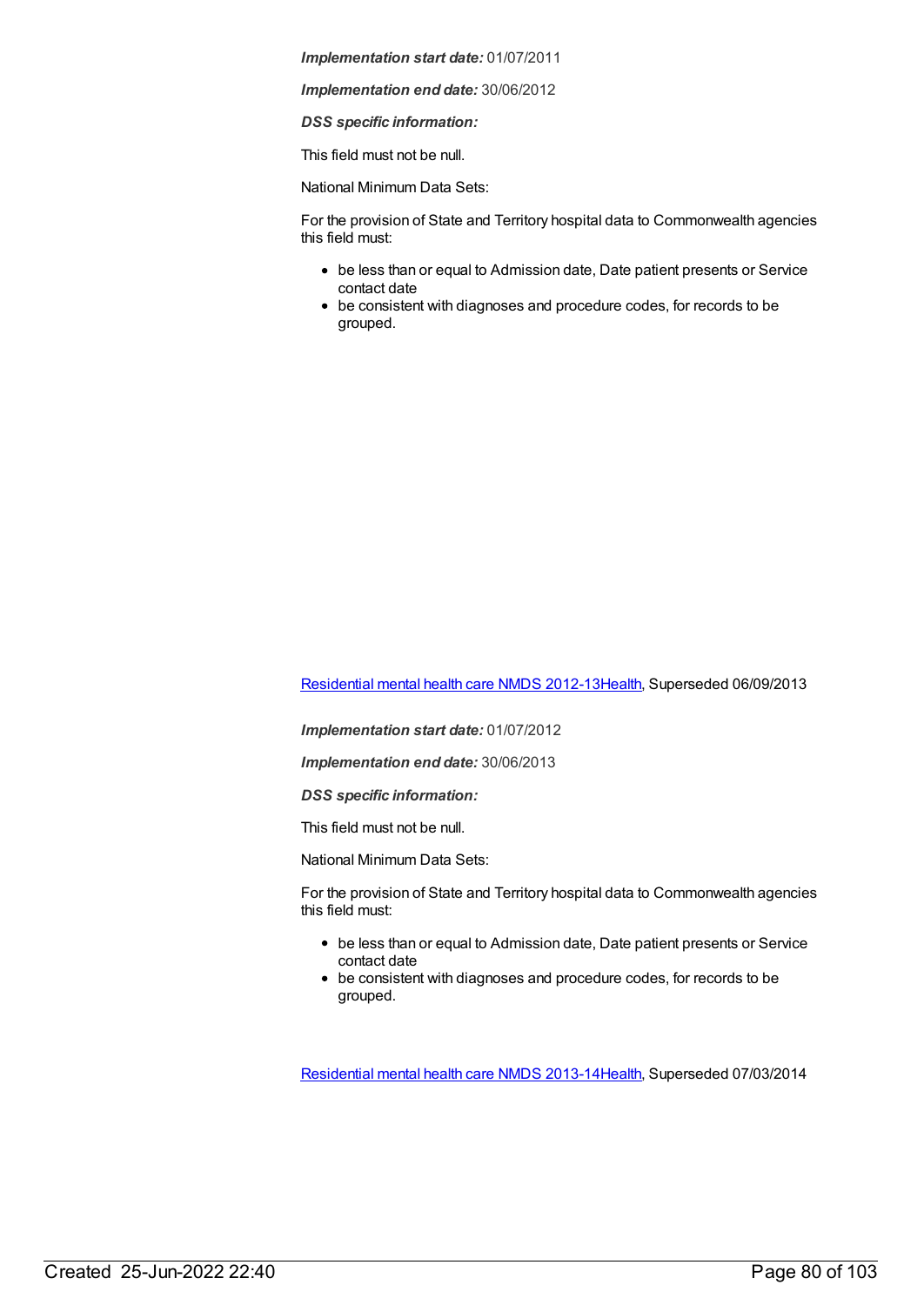***Implementation start date:*** 01/07/2011

***Implementation end date:*** 30/06/2012

***DSS specific information:***

This field must not be null.

National Minimum Data Sets:

For the provision of State and Territory hospital data to Commonwealth agencies this field must:

- be less than or equal to Admission date, Date patient presents or Service contact date
- be consistent with diagnoses and procedure codes, for records to be grouped.

Residential mental health care NMDS 2012-13Health, Superseded 06/09/2013

***Implementation start date:*** 01/07/2012

***Implementation end date:*** 30/06/2013

***DSS specific information:***

This field must not be null.

National Minimum Data Sets:

For the provision of State and Territory hospital data to Commonwealth agencies this field must:

- be less than or equal to Admission date, Date patient presents or Service contact date
- be consistent with diagnoses and procedure codes, for records to be grouped.

Residential mental health care NMDS 2013-14Health, Superseded 07/03/2014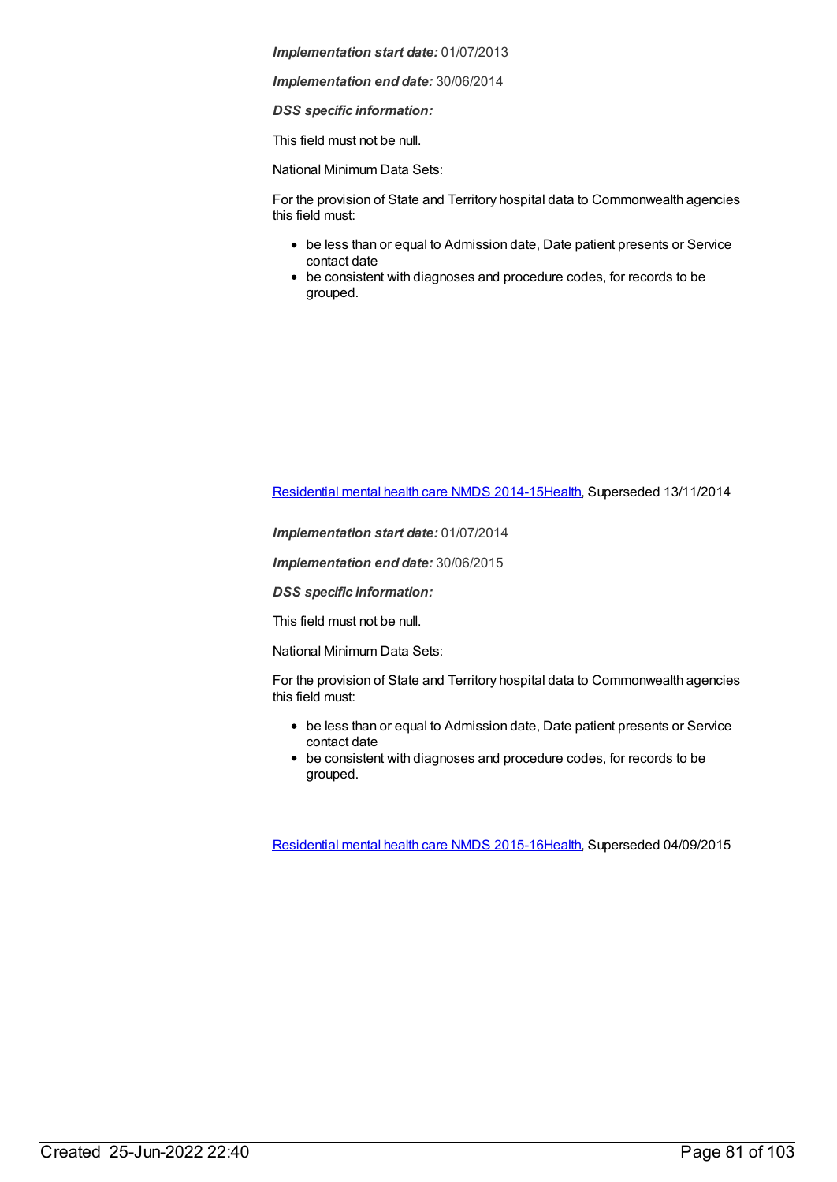***Implementation start date:*** 01/07/2013

***Implementation end date:*** 30/06/2014

***DSS specific information:***

This field must not be null.

National Minimum Data Sets:

For the provision of State and Territory hospital data to Commonwealth agencies this field must:

- be less than or equal to Admission date, Date patient presents or Service contact date
- be consistent with diagnoses and procedure codes, for records to be grouped.

Residential mental health care NMDS 2014-15Health, Superseded 13/11/2014

***Implementation start date:*** 01/07/2014

***Implementation end date:*** 30/06/2015

***DSS specific information:***

This field must not be null.

National Minimum Data Sets:

For the provision of State and Territory hospital data to Commonwealth agencies this field must:

- be less than or equal to Admission date, Date patient presents or Service contact date
- be consistent with diagnoses and procedure codes, for records to be grouped.

Residential mental health care NMDS 2015-16Health, Superseded 04/09/2015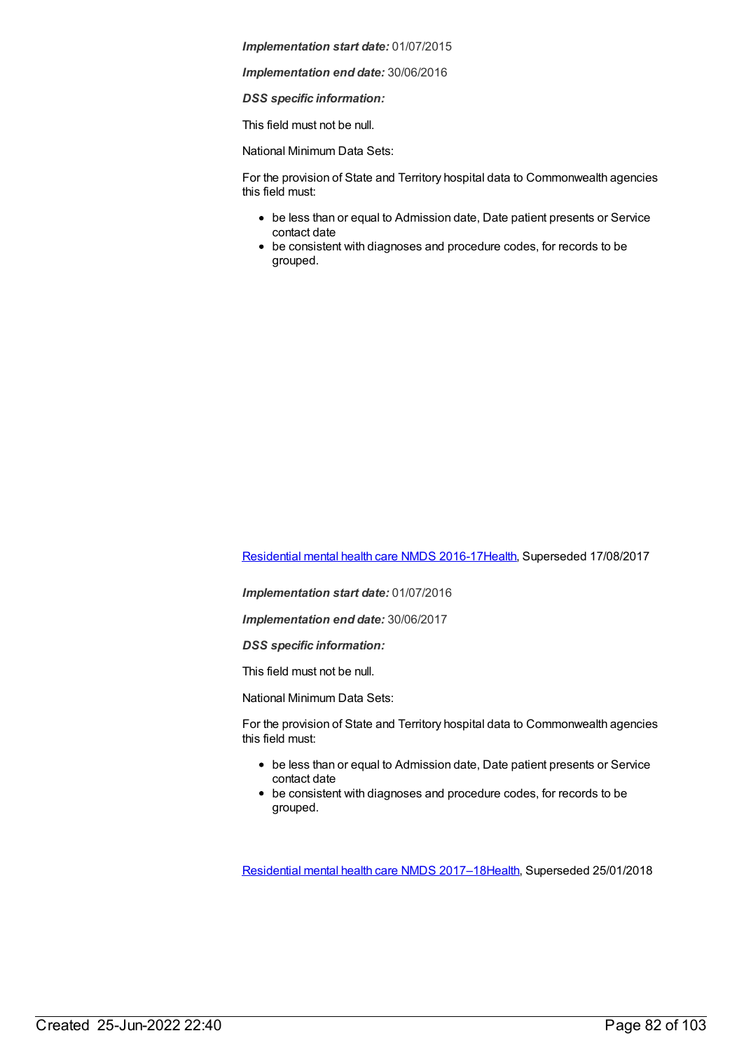***Implementation start date:*** 01/07/2015

***Implementation end date:*** 30/06/2016

***DSS specific information:***

This field must not be null.

National Minimum Data Sets:

For the provision of State and Territory hospital data to Commonwealth agencies this field must:

- be less than or equal to Admission date, Date patient presents or Service contact date
- be consistent with diagnoses and procedure codes, for records to be grouped.

[Residential mental health care NMDS 2016-17Health](), Superseded 17/08/2017

***Implementation start date:*** 01/07/2016

***Implementation end date:*** 30/06/2017

***DSS specific information:***

This field must not be null.

National Minimum Data Sets:

For the provision of State and Territory hospital data to Commonwealth agencies this field must:

- be less than or equal to Admission date, Date patient presents or Service contact date
- be consistent with diagnoses and procedure codes, for records to be grouped.

[Residential mental health care NMDS 2017–18Health](), Superseded 25/01/2018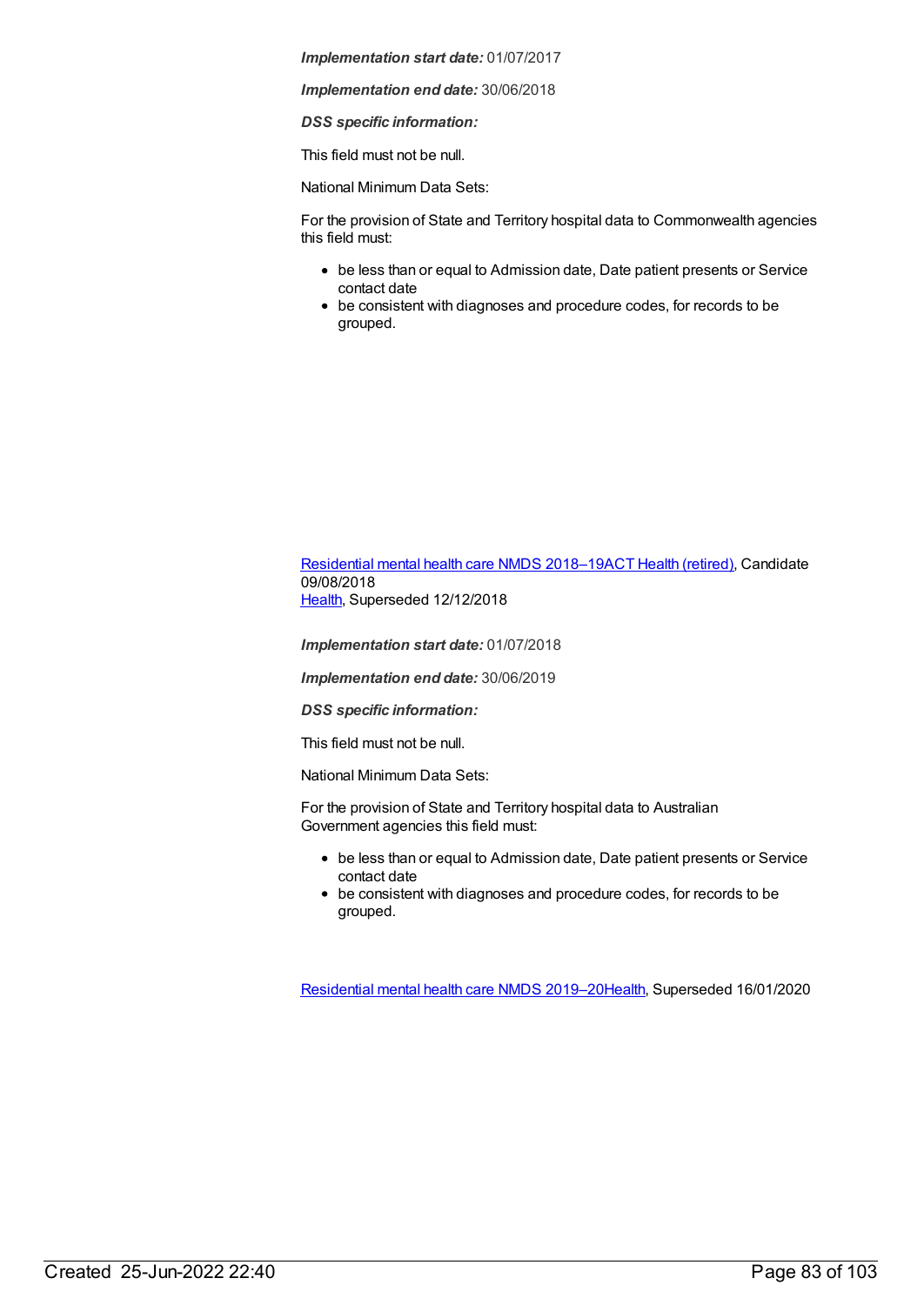***Implementation start date:*** 01/07/2017

***Implementation end date:*** 30/06/2018

***DSS specific information:***

This field must not be null.

National Minimum Data Sets:

For the provision of State and Territory hospital data to Commonwealth agencies this field must:

- be less than or equal to Admission date, Date patient presents or Service contact date
- be consistent with diagnoses and procedure codes, for records to be grouped.

Residential mental health care NMDS 2018–19ACT Health (retired), Candidate 09/08/2018
Health, Superseded 12/12/2018

***Implementation start date:*** 01/07/2018

***Implementation end date:*** 30/06/2019

***DSS specific information:***

This field must not be null.

National Minimum Data Sets:

For the provision of State and Territory hospital data to Australian Government agencies this field must:

- be less than or equal to Admission date, Date patient presents or Service contact date
- be consistent with diagnoses and procedure codes, for records to be grouped.

Residential mental health care NMDS 2019–20Health, Superseded 16/01/2020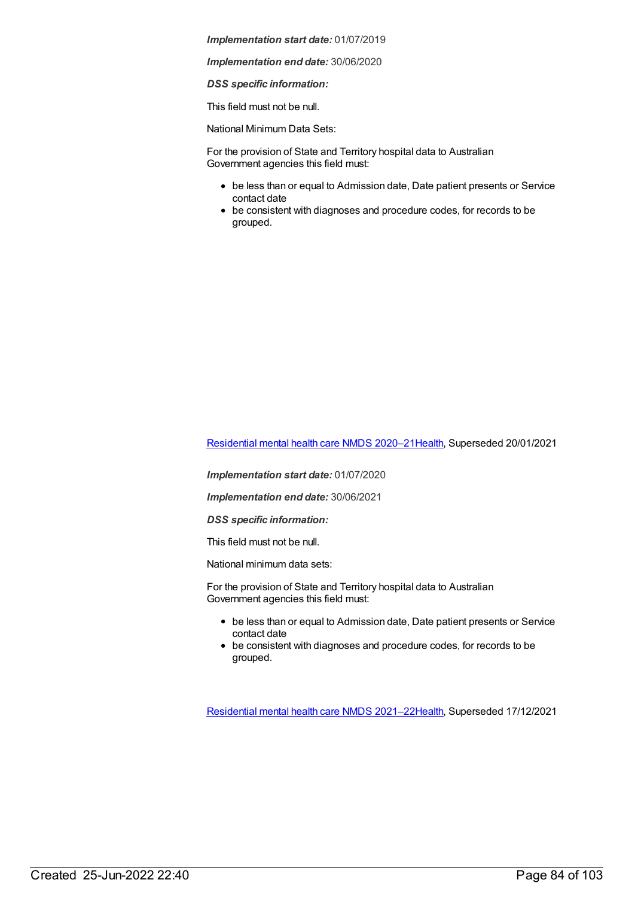***Implementation start date:*** 01/07/2019

***Implementation end date:*** 30/06/2020

***DSS specific information:***

This field must not be null.

National Minimum Data Sets:

For the provision of State and Territory hospital data to Australian Government agencies this field must:

- be less than or equal to Admission date, Date patient presents or Service contact date
- be consistent with diagnoses and procedure codes, for records to be grouped.

[Residential mental health care NMDS 2020–21Health](), Superseded 20/01/2021

***Implementation start date:*** 01/07/2020

***Implementation end date:*** 30/06/2021

***DSS specific information:***

This field must not be null.

National minimum data sets:

For the provision of State and Territory hospital data to Australian Government agencies this field must:

- be less than or equal to Admission date, Date patient presents or Service contact date
- be consistent with diagnoses and procedure codes, for records to be grouped.

[Residential mental health care NMDS 2021–22Health](), Superseded 17/12/2021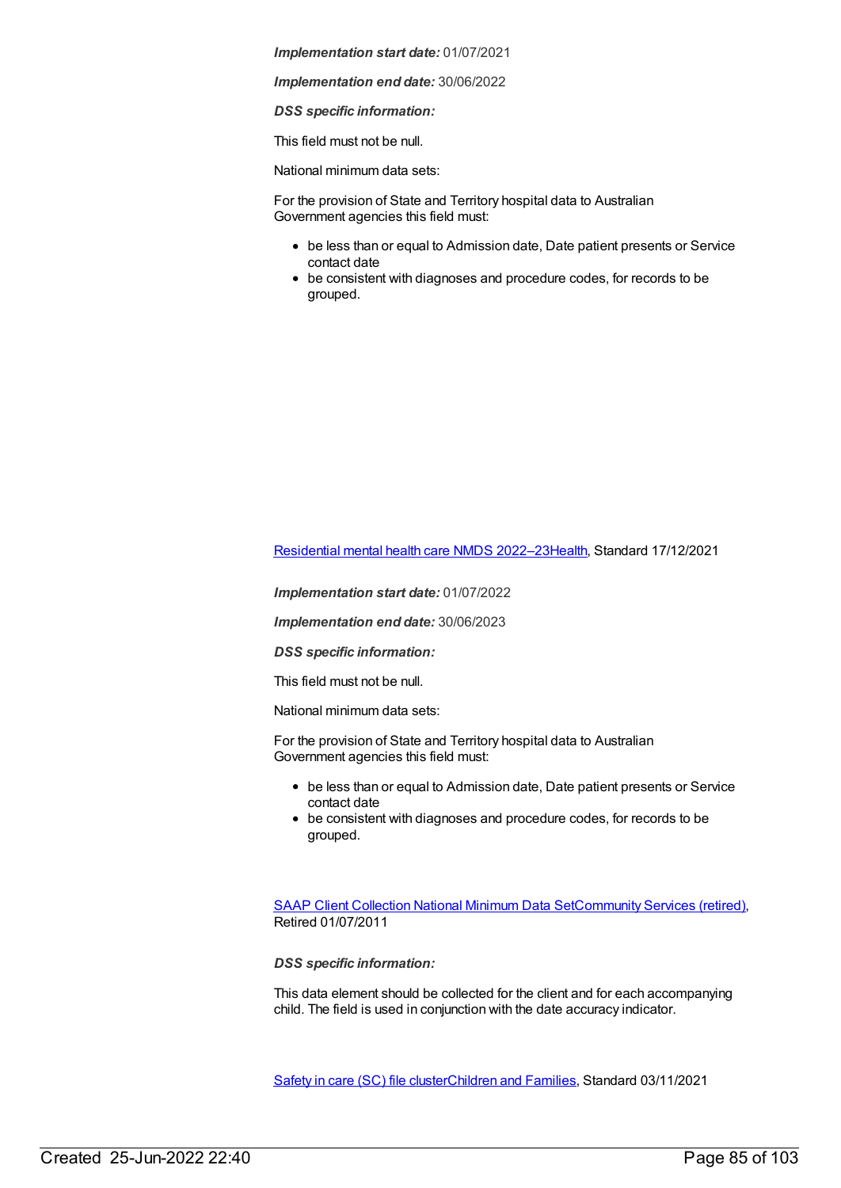***Implementation start date:*** 01/07/2021

***Implementation end date:*** 30/06/2022

***DSS specific information:***

This field must not be null.

National minimum data sets:

For the provision of State and Territory hospital data to Australian Government agencies this field must:

- be less than or equal to Admission date, Date patient presents or Service contact date
- be consistent with diagnoses and procedure codes, for records to be grouped.

[Residential mental health care NMDS 2022–23Health](), Standard 17/12/2021

***Implementation start date:*** 01/07/2022

***Implementation end date:*** 30/06/2023

***DSS specific information:***

This field must not be null.

National minimum data sets:

For the provision of State and Territory hospital data to Australian Government agencies this field must:

- be less than or equal to Admission date, Date patient presents or Service contact date
- be consistent with diagnoses and procedure codes, for records to be grouped.

[SAAP Client Collection National Minimum Data SetCommunity Services (retired)](), Retired 01/07/2011

***DSS specific information:***

This data element should be collected for the client and for each accompanying child. The field is used in conjunction with the date accuracy indicator.

[Safety in care (SC) file clusterChildren and Families](), Standard 03/11/2021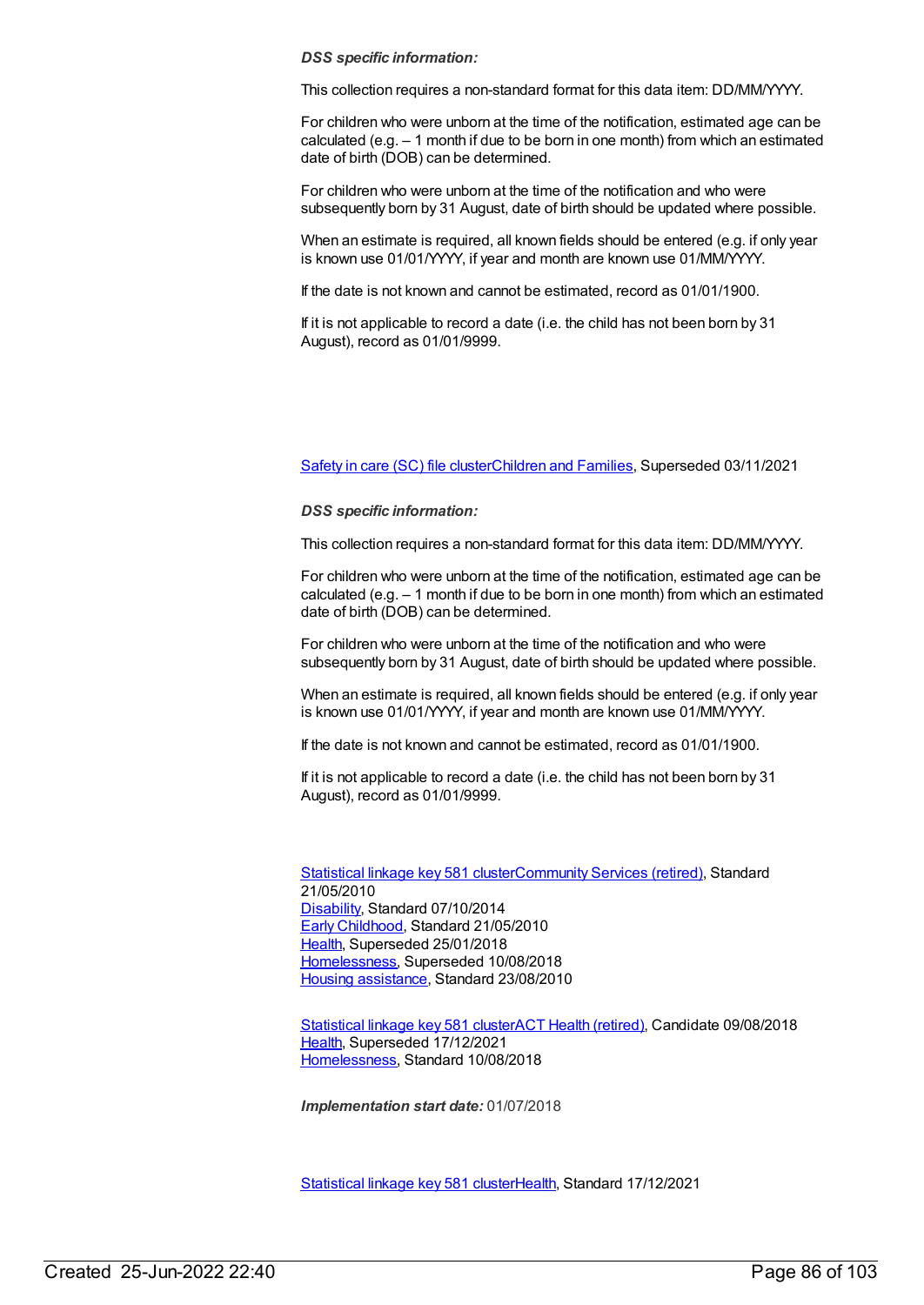***DSS specific information:***

This collection requires a non-standard format for this data item: DD/MM/YYYY.

For children who were unborn at the time of the notification, estimated age can be calculated (e.g. – 1 month if due to be born in one month) from which an estimated date of birth (DOB) can be determined.

For children who were unborn at the time of the notification and who were subsequently born by 31 August, date of birth should be updated where possible.

When an estimate is required, all known fields should be entered (e.g. if only year is known use 01/01/YYYY, if year and month are known use 01/MM/YYYY.

If the date is not known and cannot be estimated, record as 01/01/1900.

If it is not applicable to record a date (i.e. the child has not been born by 31 August), record as 01/01/9999.

Safety in care (SC) file clusterChildren and Families, Superseded 03/11/2021

***DSS specific information:***

This collection requires a non-standard format for this data item: DD/MM/YYYY.

For children who were unborn at the time of the notification, estimated age can be calculated (e.g. – 1 month if due to be born in one month) from which an estimated date of birth (DOB) can be determined.

For children who were unborn at the time of the notification and who were subsequently born by 31 August, date of birth should be updated where possible.

When an estimate is required, all known fields should be entered (e.g. if only year is known use 01/01/YYYY, if year and month are known use 01/MM/YYYY.

If the date is not known and cannot be estimated, record as 01/01/1900.

If it is not applicable to record a date (i.e. the child has not been born by 31 August), record as 01/01/9999.

Statistical linkage key 581 clusterCommunity Services (retired), Standard 21/05/2010
Disability, Standard 07/10/2014
Early Childhood, Standard 21/05/2010
Health, Superseded 25/01/2018
Homelessness, Superseded 10/08/2018
Housing assistance, Standard 23/08/2010

Statistical linkage key 581 clusterACT Health (retired), Candidate 09/08/2018
Health, Superseded 17/12/2021
Homelessness, Standard 10/08/2018

***Implementation start date:*** 01/07/2018

Statistical linkage key 581 clusterHealth, Standard 17/12/2021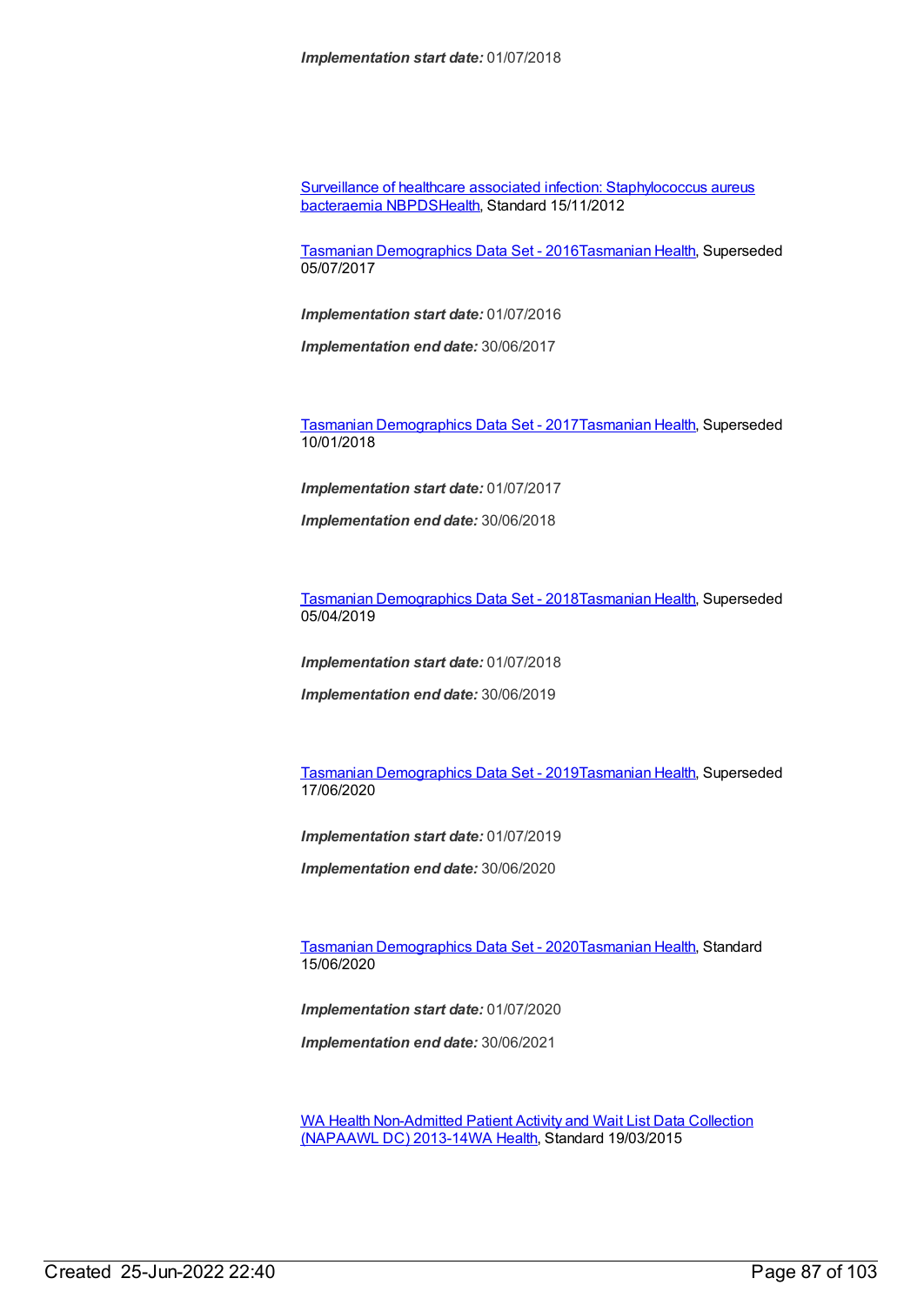***Implementation start date:*** 01/07/2018

Surveillance of healthcare associated infection: Staphylococcus aureus bacteraemia NBPDSHealth, Standard 15/11/2012

Tasmanian Demographics Data Set - 2016Tasmanian Health, Superseded 05/07/2017

***Implementation start date:*** 01/07/2016

***Implementation end date:*** 30/06/2017

Tasmanian Demographics Data Set - 2017Tasmanian Health, Superseded 10/01/2018

***Implementation start date:*** 01/07/2017

***Implementation end date:*** 30/06/2018

Tasmanian Demographics Data Set - 2018Tasmanian Health, Superseded 05/04/2019

***Implementation start date:*** 01/07/2018

***Implementation end date:*** 30/06/2019

Tasmanian Demographics Data Set - 2019Tasmanian Health, Superseded 17/06/2020

***Implementation start date:*** 01/07/2019

***Implementation end date:*** 30/06/2020

Tasmanian Demographics Data Set - 2020Tasmanian Health, Standard 15/06/2020

***Implementation start date:*** 01/07/2020

***Implementation end date:*** 30/06/2021

WA Health Non-Admitted Patient Activity and Wait List Data Collection (NAPAAWL DC) 2013-14WA Health, Standard 19/03/2015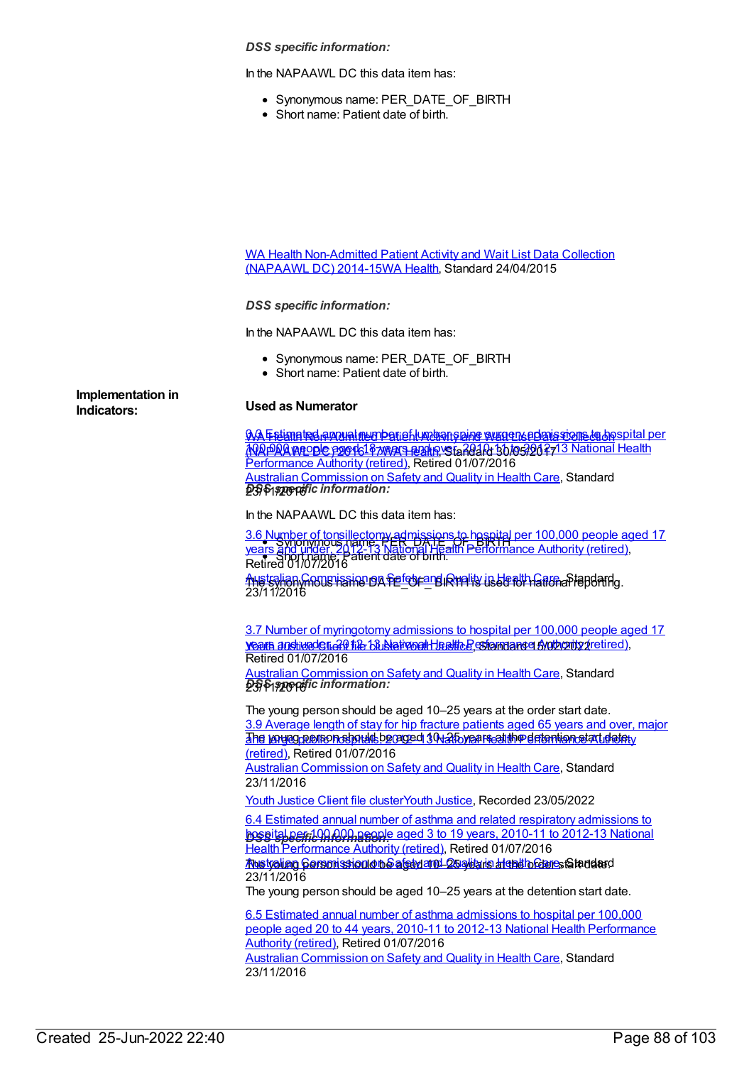*DSS specific information:*

In the NAPAAWL DC this data item has:

- Synonymous name: PER_DATE_OF_BIRTH
- Short name: Patient date of birth.

[WA Health Non-Admitted Patient Activity and Wait List Data Collection (NAPAAWL DC) 2014-15WA Health](), Standard 24/04/2015

*DSS specific information:*

In the NAPAAWL DC this data item has:

- Synonymous name: PER_DATE_OF_BIRTH
- Short name: Patient date of birth.

[WA Health Non-Admitted Patient Activity and Wait List Data Collection (NAPAAWL DC) 2016-17WA Health](), Standard 30/05/2017

*DSS specific information:*

In the NAPAAWL DC this data item has:

- Synonymous name: PER_DATE_OF_BIRTH
- Short name: Patient date of birth.

The synonymous name DATE_OF_BIRTH is used for national reporting.

[Youth Justice Client file clusterYouth Justice](), Standard 15/02/2022

*DSS specific information:*

The young person should be aged 10–25 years at the order start date.

The young person should be aged 10–25 years at the detention start date.

[Youth Justice Client file clusterYouth Justice](), Recorded 23/05/2022

*DSS specific information:*

The young person should be aged 10–25 years at the order start date.

The young person should be aged 10–25 years at the detention start date.

**Implementation in Indicators:**

**Used as Numerator**

[3.3 Estimated annual number of lumbar spine surgery admissions to hospital per 100,000 people aged 18 years and over, 2010-11 to 2012-13 National Health Performance Authority (retired)](), Retired 01/07/2016

[Australian Commission on Safety and Quality in Health Care](), Standard 23/11/2016

[3.6 Number of tonsillectomy admissions to hospital per 100,000 people aged 17 years and under, 2012-13 National Health Performance Authority (retired)](), Retired 01/07/2016

[Australian Commission on Safety and Quality in Health Care](), Standard 23/11/2016

[3.7 Number of myringotomy admissions to hospital per 100,000 people aged 17 years and under, 2012-13 National Health Performance Authority (retired)](), Retired 01/07/2016

[Australian Commission on Safety and Quality in Health Care](), Standard 23/11/2016

[3.9 Average length of stay for hip fracture patients aged 65 years and over, major and large public hospitals 2012-13 National Health Performance Authority (retired)](), Retired 01/07/2016

[Australian Commission on Safety and Quality in Health Care](), Standard 23/11/2016

[6.4 Estimated annual number of asthma and related respiratory admissions to hospital per 100,000 people aged 3 to 19 years, 2010-11 to 2012-13 National Health Performance Authority (retired)](), Retired 01/07/2016

[Australian Commission on Safety and Quality in Health Care](), Standard 23/11/2016

[6.5 Estimated annual number of asthma admissions to hospital per 100,000 people aged 20 to 44 years, 2010-11 to 2012-13 National Health Performance Authority (retired)](), Retired 01/07/2016

[Australian Commission on Safety and Quality in Health Care](), Standard 23/11/2016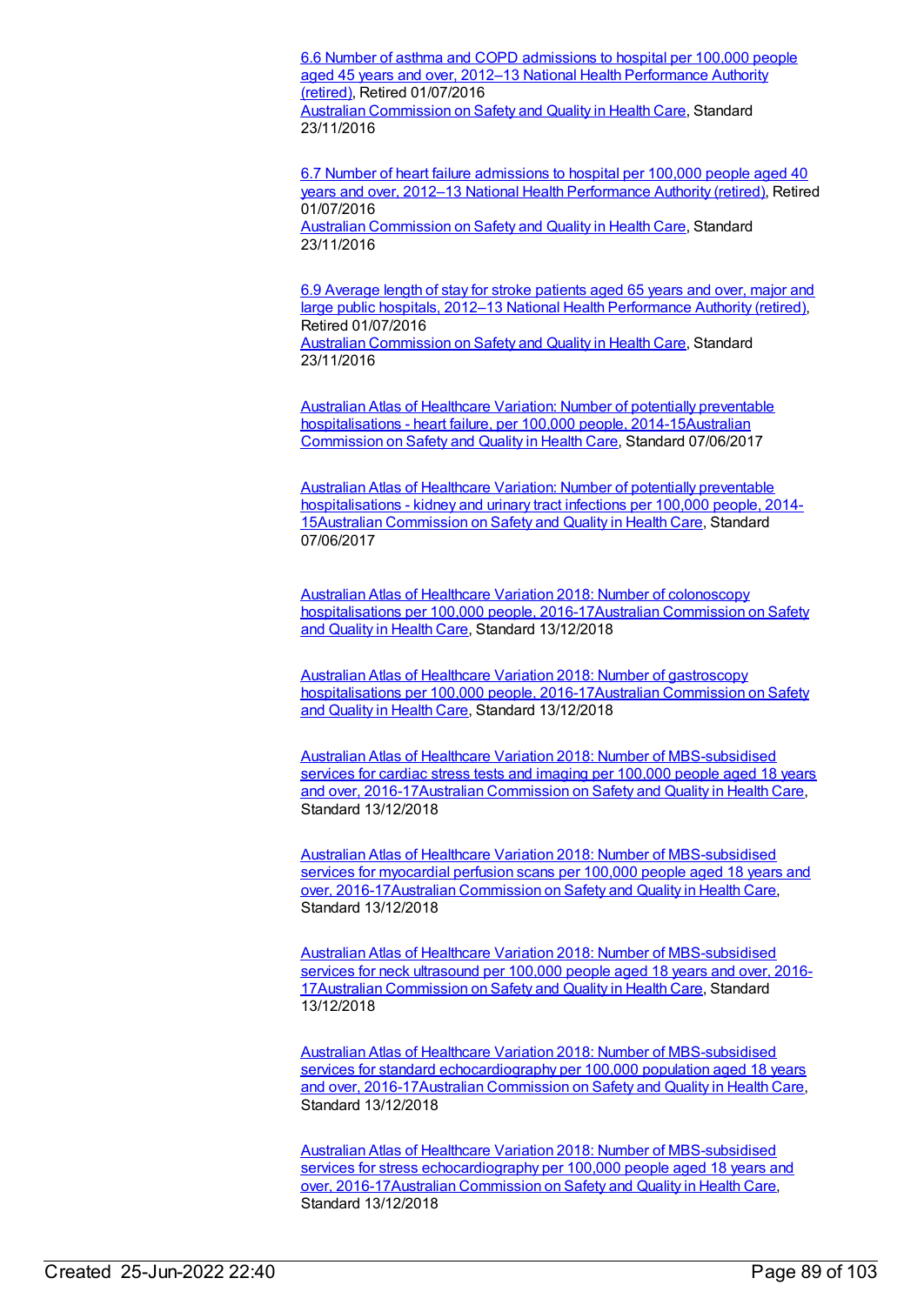6.6 Number of asthma and COPD admissions to hospital per 100,000 people aged 45 years and over, 2012–13 National Health Performance Authority (retired), Retired 01/07/2016
Australian Commission on Safety and Quality in Health Care, Standard 23/11/2016

6.7 Number of heart failure admissions to hospital per 100,000 people aged 40 years and over, 2012–13 National Health Performance Authority (retired), Retired 01/07/2016
Australian Commission on Safety and Quality in Health Care, Standard 23/11/2016

6.9 Average length of stay for stroke patients aged 65 years and over, major and large public hospitals, 2012–13 National Health Performance Authority (retired), Retired 01/07/2016
Australian Commission on Safety and Quality in Health Care, Standard 23/11/2016

Australian Atlas of Healthcare Variation: Number of potentially preventable hospitalisations - heart failure, per 100,000 people, 2014-15Australian Commission on Safety and Quality in Health Care, Standard 07/06/2017

Australian Atlas of Healthcare Variation: Number of potentially preventable hospitalisations - kidney and urinary tract infections per 100,000 people, 2014-15Australian Commission on Safety and Quality in Health Care, Standard 07/06/2017

Australian Atlas of Healthcare Variation 2018: Number of colonoscopy hospitalisations per 100,000 people, 2016-17Australian Commission on Safety and Quality in Health Care, Standard 13/12/2018

Australian Atlas of Healthcare Variation 2018: Number of gastroscopy hospitalisations per 100,000 people, 2016-17Australian Commission on Safety and Quality in Health Care, Standard 13/12/2018

Australian Atlas of Healthcare Variation 2018: Number of MBS-subsidised services for cardiac stress tests and imaging per 100,000 people aged 18 years and over, 2016-17Australian Commission on Safety and Quality in Health Care, Standard 13/12/2018

Australian Atlas of Healthcare Variation 2018: Number of MBS-subsidised services for myocardial perfusion scans per 100,000 people aged 18 years and over, 2016-17Australian Commission on Safety and Quality in Health Care, Standard 13/12/2018

Australian Atlas of Healthcare Variation 2018: Number of MBS-subsidised services for neck ultrasound per 100,000 people aged 18 years and over, 2016-17Australian Commission on Safety and Quality in Health Care, Standard 13/12/2018

Australian Atlas of Healthcare Variation 2018: Number of MBS-subsidised services for standard echocardiography per 100,000 population aged 18 years and over, 2016-17Australian Commission on Safety and Quality in Health Care, Standard 13/12/2018

Australian Atlas of Healthcare Variation 2018: Number of MBS-subsidised services for stress echocardiography per 100,000 people aged 18 years and over, 2016-17Australian Commission on Safety and Quality in Health Care, Standard 13/12/2018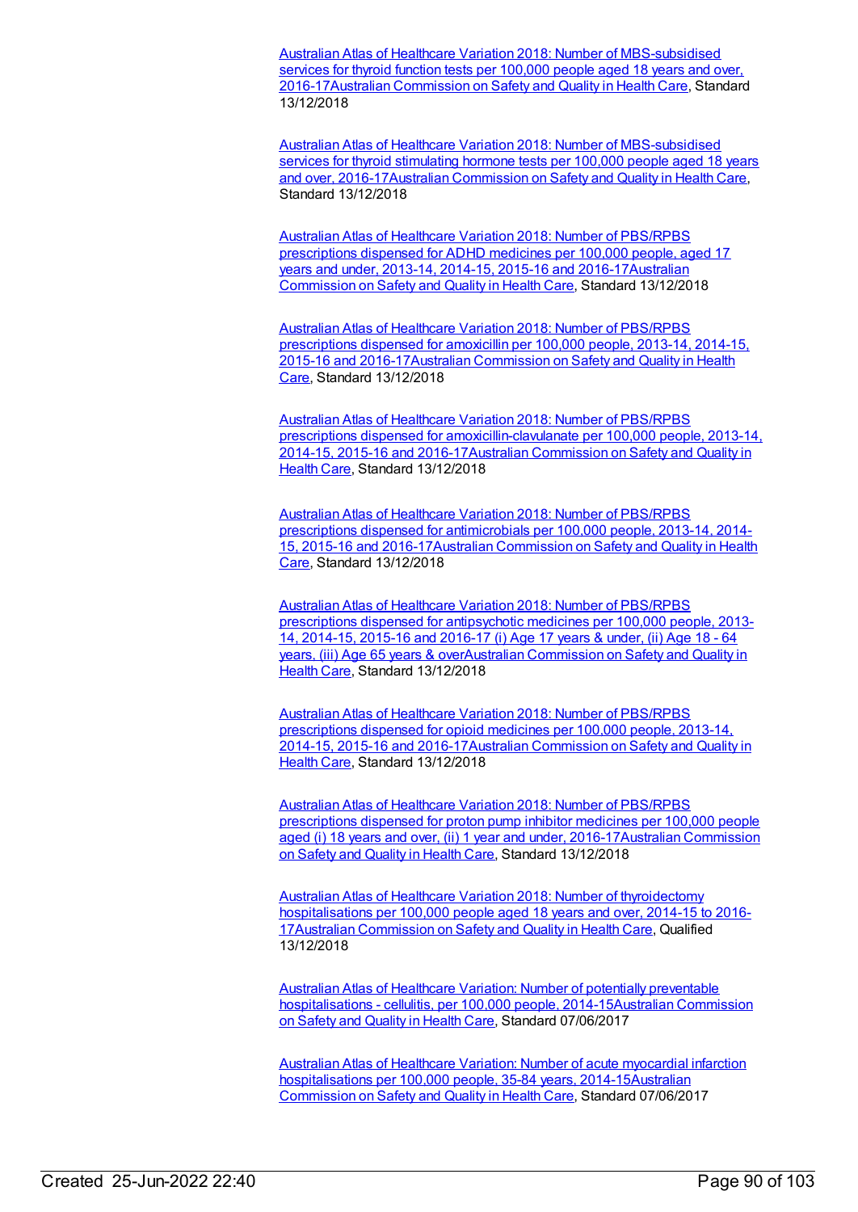Australian Atlas of Healthcare Variation 2018: Number of MBS-subsidised services for thyroid function tests per 100,000 people aged 18 years and over, 2016-17Australian Commission on Safety and Quality in Health Care, Standard 13/12/2018

Australian Atlas of Healthcare Variation 2018: Number of MBS-subsidised services for thyroid stimulating hormone tests per 100,000 people aged 18 years and over, 2016-17Australian Commission on Safety and Quality in Health Care, Standard 13/12/2018

Australian Atlas of Healthcare Variation 2018: Number of PBS/RPBS prescriptions dispensed for ADHD medicines per 100,000 people, aged 17 years and under, 2013-14, 2014-15, 2015-16 and 2016-17Australian Commission on Safety and Quality in Health Care, Standard 13/12/2018

Australian Atlas of Healthcare Variation 2018: Number of PBS/RPBS prescriptions dispensed for amoxicillin per 100,000 people, 2013-14, 2014-15, 2015-16 and 2016-17Australian Commission on Safety and Quality in Health Care, Standard 13/12/2018

Australian Atlas of Healthcare Variation 2018: Number of PBS/RPBS prescriptions dispensed for amoxicillin-clavulanate per 100,000 people, 2013-14, 2014-15, 2015-16 and 2016-17Australian Commission on Safety and Quality in Health Care, Standard 13/12/2018

Australian Atlas of Healthcare Variation 2018: Number of PBS/RPBS prescriptions dispensed for antimicrobials per 100,000 people, 2013-14, 2014-15, 2015-16 and 2016-17Australian Commission on Safety and Quality in Health Care, Standard 13/12/2018

Australian Atlas of Healthcare Variation 2018: Number of PBS/RPBS prescriptions dispensed for antipsychotic medicines per 100,000 people, 2013-14, 2014-15, 2015-16 and 2016-17 (i) Age 17 years & under, (ii) Age 18 - 64 years, (iii) Age 65 years & overAustralian Commission on Safety and Quality in Health Care, Standard 13/12/2018

Australian Atlas of Healthcare Variation 2018: Number of PBS/RPBS prescriptions dispensed for opioid medicines per 100,000 people, 2013-14, 2014-15, 2015-16 and 2016-17Australian Commission on Safety and Quality in Health Care, Standard 13/12/2018

Australian Atlas of Healthcare Variation 2018: Number of PBS/RPBS prescriptions dispensed for proton pump inhibitor medicines per 100,000 people aged (i) 18 years and over, (ii) 1 year and under, 2016-17Australian Commission on Safety and Quality in Health Care, Standard 13/12/2018

Australian Atlas of Healthcare Variation 2018: Number of thyroidectomy hospitalisations per 100,000 people aged 18 years and over, 2014-15 to 2016-17Australian Commission on Safety and Quality in Health Care, Qualified 13/12/2018

Australian Atlas of Healthcare Variation: Number of potentially preventable hospitalisations - cellulitis, per 100,000 people, 2014-15Australian Commission on Safety and Quality in Health Care, Standard 07/06/2017

Australian Atlas of Healthcare Variation: Number of acute myocardial infarction hospitalisations per 100,000 people, 35-84 years, 2014-15Australian Commission on Safety and Quality in Health Care, Standard 07/06/2017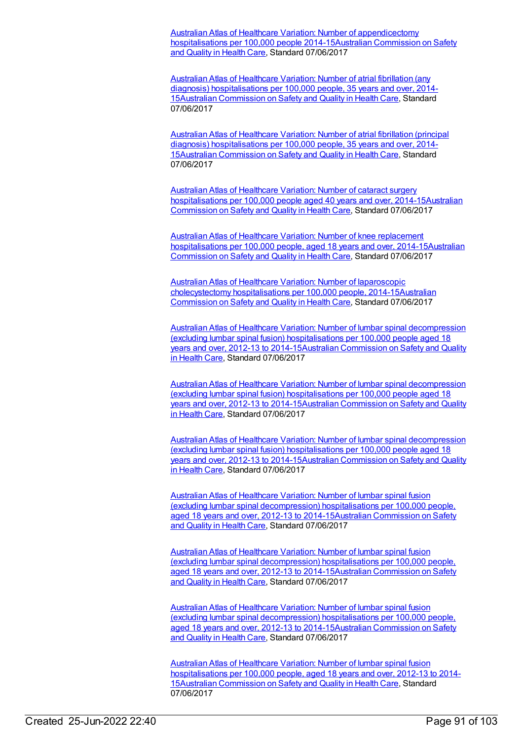Australian Atlas of Healthcare Variation: Number of appendicectomy hospitalisations per 100,000 people 2014-15Australian Commission on Safety and Quality in Health Care, Standard 07/06/2017

Australian Atlas of Healthcare Variation: Number of atrial fibrillation (any diagnosis) hospitalisations per 100,000 people, 35 years and over, 2014-15Australian Commission on Safety and Quality in Health Care, Standard 07/06/2017

Australian Atlas of Healthcare Variation: Number of atrial fibrillation (principal diagnosis) hospitalisations per 100,000 people, 35 years and over, 2014-15Australian Commission on Safety and Quality in Health Care, Standard 07/06/2017

Australian Atlas of Healthcare Variation: Number of cataract surgery hospitalisations per 100,000 people aged 40 years and over, 2014-15Australian Commission on Safety and Quality in Health Care, Standard 07/06/2017

Australian Atlas of Healthcare Variation: Number of knee replacement hospitalisations per 100,000 people, aged 18 years and over, 2014-15Australian Commission on Safety and Quality in Health Care, Standard 07/06/2017

Australian Atlas of Healthcare Variation: Number of laparoscopic cholecystectomy hospitalisations per 100,000 people, 2014-15Australian Commission on Safety and Quality in Health Care, Standard 07/06/2017

Australian Atlas of Healthcare Variation: Number of lumbar spinal decompression (excluding lumbar spinal fusion) hospitalisations per 100,000 people aged 18 years and over, 2012-13 to 2014-15Australian Commission on Safety and Quality in Health Care, Standard 07/06/2017

Australian Atlas of Healthcare Variation: Number of lumbar spinal decompression (excluding lumbar spinal fusion) hospitalisations per 100,000 people aged 18 years and over, 2012-13 to 2014-15Australian Commission on Safety and Quality in Health Care, Standard 07/06/2017

Australian Atlas of Healthcare Variation: Number of lumbar spinal decompression (excluding lumbar spinal fusion) hospitalisations per 100,000 people aged 18 years and over, 2012-13 to 2014-15Australian Commission on Safety and Quality in Health Care, Standard 07/06/2017

Australian Atlas of Healthcare Variation: Number of lumbar spinal fusion (excluding lumbar spinal decompression) hospitalisations per 100,000 people, aged 18 years and over, 2012-13 to 2014-15Australian Commission on Safety and Quality in Health Care, Standard 07/06/2017

Australian Atlas of Healthcare Variation: Number of lumbar spinal fusion (excluding lumbar spinal decompression) hospitalisations per 100,000 people, aged 18 years and over, 2012-13 to 2014-15Australian Commission on Safety and Quality in Health Care, Standard 07/06/2017

Australian Atlas of Healthcare Variation: Number of lumbar spinal fusion (excluding lumbar spinal decompression) hospitalisations per 100,000 people, aged 18 years and over, 2012-13 to 2014-15Australian Commission on Safety and Quality in Health Care, Standard 07/06/2017

Australian Atlas of Healthcare Variation: Number of lumbar spinal fusion hospitalisations per 100,000 people, aged 18 years and over, 2012-13 to 2014-15Australian Commission on Safety and Quality in Health Care, Standard 07/06/2017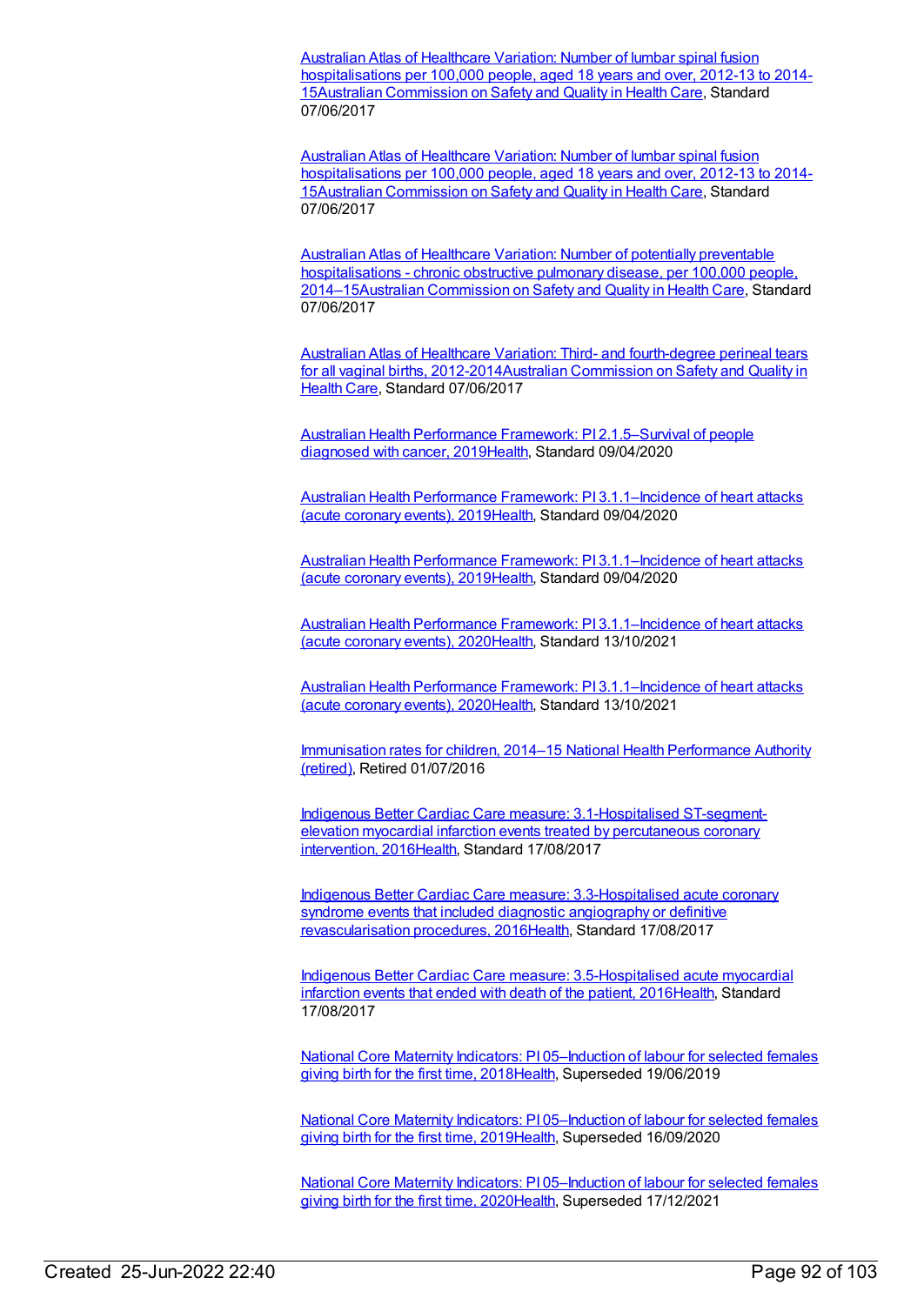Australian Atlas of Healthcare Variation: Number of lumbar spinal fusion hospitalisations per 100,000 people, aged 18 years and over, 2012-13 to 2014-15Australian Commission on Safety and Quality in Health Care, Standard 07/06/2017

Australian Atlas of Healthcare Variation: Number of lumbar spinal fusion hospitalisations per 100,000 people, aged 18 years and over, 2012-13 to 2014-15Australian Commission on Safety and Quality in Health Care, Standard 07/06/2017

Australian Atlas of Healthcare Variation: Number of potentially preventable hospitalisations - chronic obstructive pulmonary disease, per 100,000 people, 2014–15Australian Commission on Safety and Quality in Health Care, Standard 07/06/2017

Australian Atlas of Healthcare Variation: Third- and fourth-degree perineal tears for all vaginal births, 2012-2014Australian Commission on Safety and Quality in Health Care, Standard 07/06/2017

Australian Health Performance Framework: PI 2.1.5–Survival of people diagnosed with cancer, 2019Health, Standard 09/04/2020

Australian Health Performance Framework: PI 3.1.1–Incidence of heart attacks (acute coronary events), 2019Health, Standard 09/04/2020

Australian Health Performance Framework: PI 3.1.1–Incidence of heart attacks (acute coronary events), 2019Health, Standard 09/04/2020

Australian Health Performance Framework: PI 3.1.1–Incidence of heart attacks (acute coronary events), 2020Health, Standard 13/10/2021

Australian Health Performance Framework: PI 3.1.1–Incidence of heart attacks (acute coronary events), 2020Health, Standard 13/10/2021

Immunisation rates for children, 2014–15 National Health Performance Authority (retired), Retired 01/07/2016

Indigenous Better Cardiac Care measure: 3.1-Hospitalised ST-segment-elevation myocardial infarction events treated by percutaneous coronary intervention, 2016Health, Standard 17/08/2017

Indigenous Better Cardiac Care measure: 3.3-Hospitalised acute coronary syndrome events that included diagnostic angiography or definitive revascularisation procedures, 2016Health, Standard 17/08/2017

Indigenous Better Cardiac Care measure: 3.5-Hospitalised acute myocardial infarction events that ended with death of the patient, 2016Health, Standard 17/08/2017

National Core Maternity Indicators: PI 05–Induction of labour for selected females giving birth for the first time, 2018Health, Superseded 19/06/2019

National Core Maternity Indicators: PI 05–Induction of labour for selected females giving birth for the first time, 2019Health, Superseded 16/09/2020

National Core Maternity Indicators: PI 05–Induction of labour for selected females giving birth for the first time, 2020Health, Superseded 17/12/2021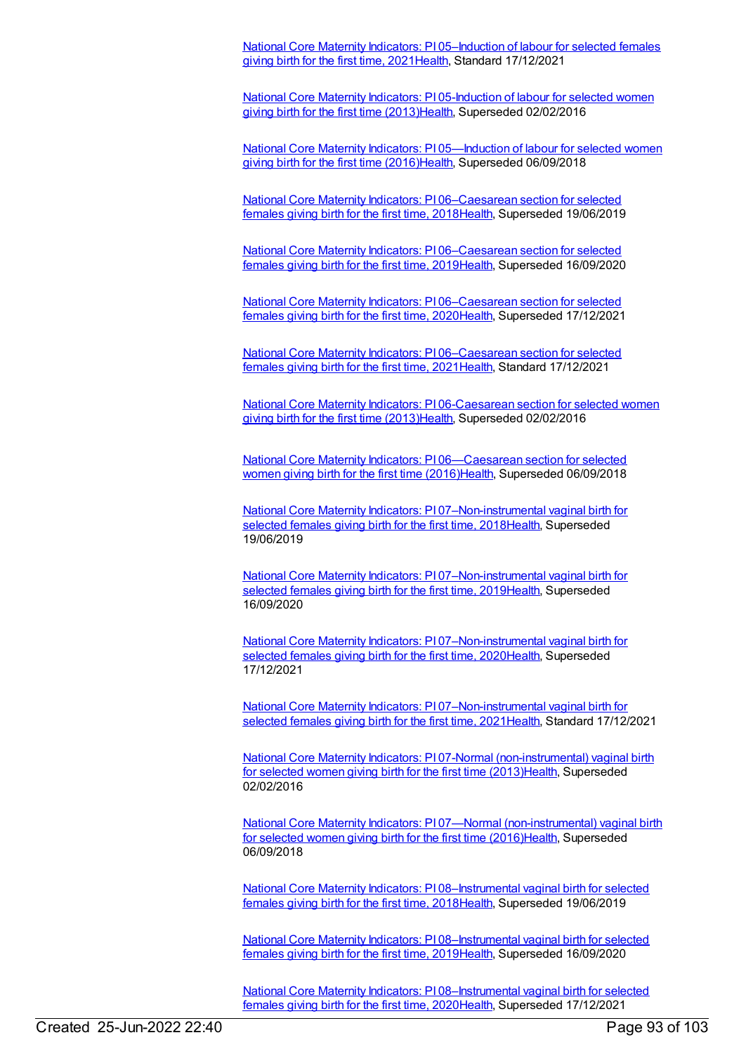National Core Maternity Indicators: PI 05–Induction of labour for selected females giving birth for the first time, 2021Health, Standard 17/12/2021

National Core Maternity Indicators: PI 05-Induction of labour for selected women giving birth for the first time (2013)Health, Superseded 02/02/2016

National Core Maternity Indicators: PI 05—Induction of labour for selected women giving birth for the first time (2016)Health, Superseded 06/09/2018

National Core Maternity Indicators: PI 06–Caesarean section for selected females giving birth for the first time, 2018Health, Superseded 19/06/2019

National Core Maternity Indicators: PI 06–Caesarean section for selected females giving birth for the first time, 2019Health, Superseded 16/09/2020

National Core Maternity Indicators: PI 06–Caesarean section for selected females giving birth for the first time, 2020Health, Superseded 17/12/2021

National Core Maternity Indicators: PI 06–Caesarean section for selected females giving birth for the first time, 2021Health, Standard 17/12/2021

National Core Maternity Indicators: PI 06-Caesarean section for selected women giving birth for the first time (2013)Health, Superseded 02/02/2016

National Core Maternity Indicators: PI 06—Caesarean section for selected women giving birth for the first time (2016)Health, Superseded 06/09/2018

National Core Maternity Indicators: PI 07–Non-instrumental vaginal birth for selected females giving birth for the first time, 2018Health, Superseded 19/06/2019

National Core Maternity Indicators: PI 07–Non-instrumental vaginal birth for selected females giving birth for the first time, 2019Health, Superseded 16/09/2020

National Core Maternity Indicators: PI 07–Non-instrumental vaginal birth for selected females giving birth for the first time, 2020Health, Superseded 17/12/2021

National Core Maternity Indicators: PI 07–Non-instrumental vaginal birth for selected females giving birth for the first time, 2021Health, Standard 17/12/2021

National Core Maternity Indicators: PI 07-Normal (non-instrumental) vaginal birth for selected women giving birth for the first time (2013)Health, Superseded 02/02/2016

National Core Maternity Indicators: PI 07—Normal (non-instrumental) vaginal birth for selected women giving birth for the first time (2016)Health, Superseded 06/09/2018

National Core Maternity Indicators: PI 08–Instrumental vaginal birth for selected females giving birth for the first time, 2018Health, Superseded 19/06/2019

National Core Maternity Indicators: PI 08–Instrumental vaginal birth for selected females giving birth for the first time, 2019Health, Superseded 16/09/2020

National Core Maternity Indicators: PI 08–Instrumental vaginal birth for selected females giving birth for the first time, 2020Health, Superseded 17/12/2021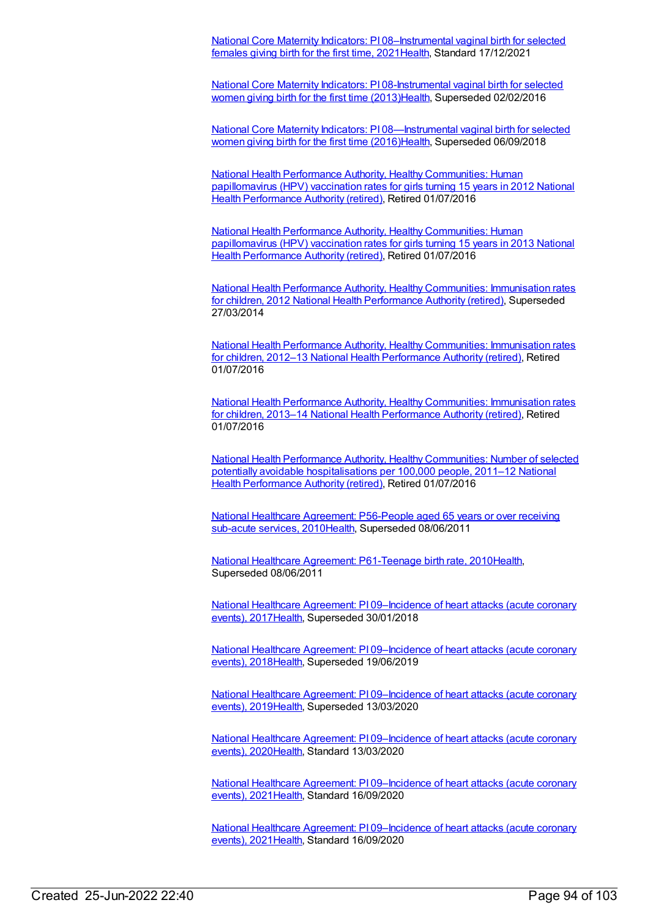National Core Maternity Indicators: PI 08–Instrumental vaginal birth for selected females giving birth for the first time, 2021Health, Standard 17/12/2021

National Core Maternity Indicators: PI 08-Instrumental vaginal birth for selected women giving birth for the first time (2013)Health, Superseded 02/02/2016

National Core Maternity Indicators: PI 08—Instrumental vaginal birth for selected women giving birth for the first time (2016)Health, Superseded 06/09/2018

National Health Performance Authority, Healthy Communities: Human papillomavirus (HPV) vaccination rates for girls turning 15 years in 2012 National Health Performance Authority (retired), Retired 01/07/2016

National Health Performance Authority, Healthy Communities: Human papillomavirus (HPV) vaccination rates for girls turning 15 years in 2013 National Health Performance Authority (retired), Retired 01/07/2016

National Health Performance Authority, Healthy Communities: Immunisation rates for children, 2012 National Health Performance Authority (retired), Superseded 27/03/2014

National Health Performance Authority, Healthy Communities: Immunisation rates for children, 2012–13 National Health Performance Authority (retired), Retired 01/07/2016

National Health Performance Authority, Healthy Communities: Immunisation rates for children, 2013–14 National Health Performance Authority (retired), Retired 01/07/2016

National Health Performance Authority, Healthy Communities: Number of selected potentially avoidable hospitalisations per 100,000 people, 2011–12 National Health Performance Authority (retired), Retired 01/07/2016

National Healthcare Agreement: P56-People aged 65 years or over receiving sub-acute services, 2010Health, Superseded 08/06/2011

National Healthcare Agreement: P61-Teenage birth rate, 2010Health, Superseded 08/06/2011

National Healthcare Agreement: PI 09–Incidence of heart attacks (acute coronary events), 2017Health, Superseded 30/01/2018

National Healthcare Agreement: PI 09–Incidence of heart attacks (acute coronary events), 2018Health, Superseded 19/06/2019

National Healthcare Agreement: PI 09–Incidence of heart attacks (acute coronary events), 2019Health, Superseded 13/03/2020

National Healthcare Agreement: PI 09–Incidence of heart attacks (acute coronary events), 2020Health, Standard 13/03/2020

National Healthcare Agreement: PI 09–Incidence of heart attacks (acute coronary events), 2021Health, Standard 16/09/2020

National Healthcare Agreement: PI 09–Incidence of heart attacks (acute coronary events), 2021Health, Standard 16/09/2020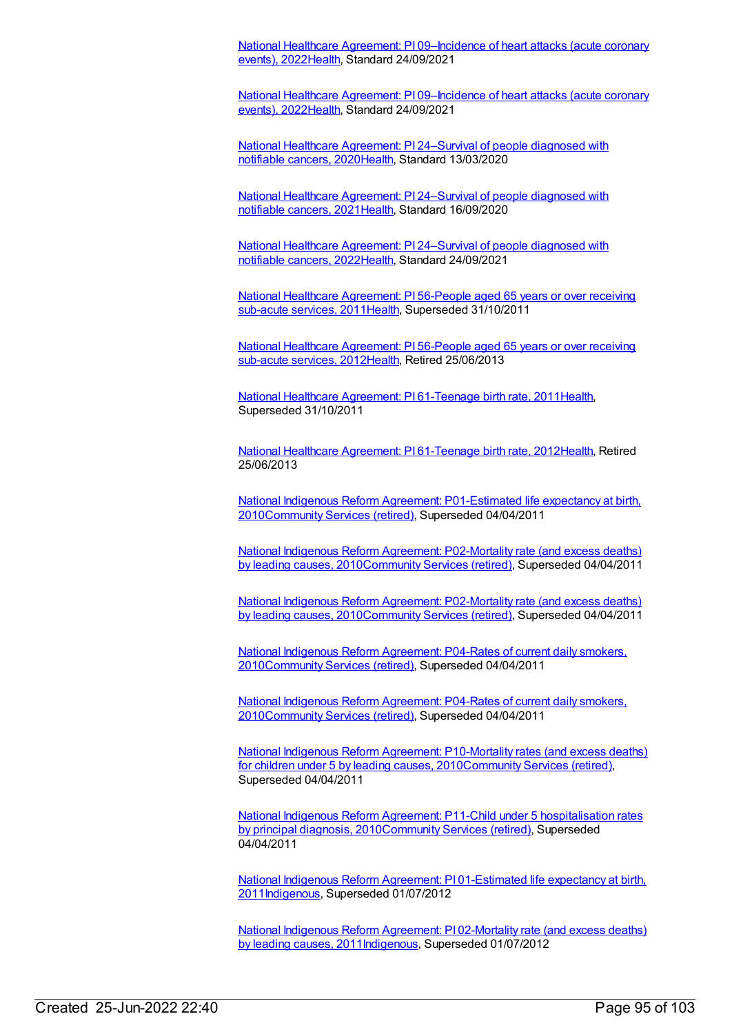National Healthcare Agreement: PI 09–Incidence of heart attacks (acute coronary events), 2022Health, Standard 24/09/2021

National Healthcare Agreement: PI 09–Incidence of heart attacks (acute coronary events), 2022Health, Standard 24/09/2021

National Healthcare Agreement: PI 24–Survival of people diagnosed with notifiable cancers, 2020Health, Standard 13/03/2020

National Healthcare Agreement: PI 24–Survival of people diagnosed with notifiable cancers, 2021Health, Standard 16/09/2020

National Healthcare Agreement: PI 24–Survival of people diagnosed with notifiable cancers, 2022Health, Standard 24/09/2021

National Healthcare Agreement: PI 56-People aged 65 years or over receiving sub-acute services, 2011Health, Superseded 31/10/2011

National Healthcare Agreement: PI 56-People aged 65 years or over receiving sub-acute services, 2012Health, Retired 25/06/2013

National Healthcare Agreement: PI 61-Teenage birth rate, 2011Health, Superseded 31/10/2011

National Healthcare Agreement: PI 61-Teenage birth rate, 2012Health, Retired 25/06/2013

National Indigenous Reform Agreement: P01-Estimated life expectancy at birth, 2010Community Services (retired), Superseded 04/04/2011

National Indigenous Reform Agreement: P02-Mortality rate (and excess deaths) by leading causes, 2010Community Services (retired), Superseded 04/04/2011

National Indigenous Reform Agreement: P02-Mortality rate (and excess deaths) by leading causes, 2010Community Services (retired), Superseded 04/04/2011

National Indigenous Reform Agreement: P04-Rates of current daily smokers, 2010Community Services (retired), Superseded 04/04/2011

National Indigenous Reform Agreement: P04-Rates of current daily smokers, 2010Community Services (retired), Superseded 04/04/2011

National Indigenous Reform Agreement: P10-Mortality rates (and excess deaths) for children under 5 by leading causes, 2010Community Services (retired), Superseded 04/04/2011

National Indigenous Reform Agreement: P11-Child under 5 hospitalisation rates by principal diagnosis, 2010Community Services (retired), Superseded 04/04/2011

National Indigenous Reform Agreement: PI 01-Estimated life expectancy at birth, 2011Indigenous, Superseded 01/07/2012

National Indigenous Reform Agreement: PI 02-Mortality rate (and excess deaths) by leading causes, 2011Indigenous, Superseded 01/07/2012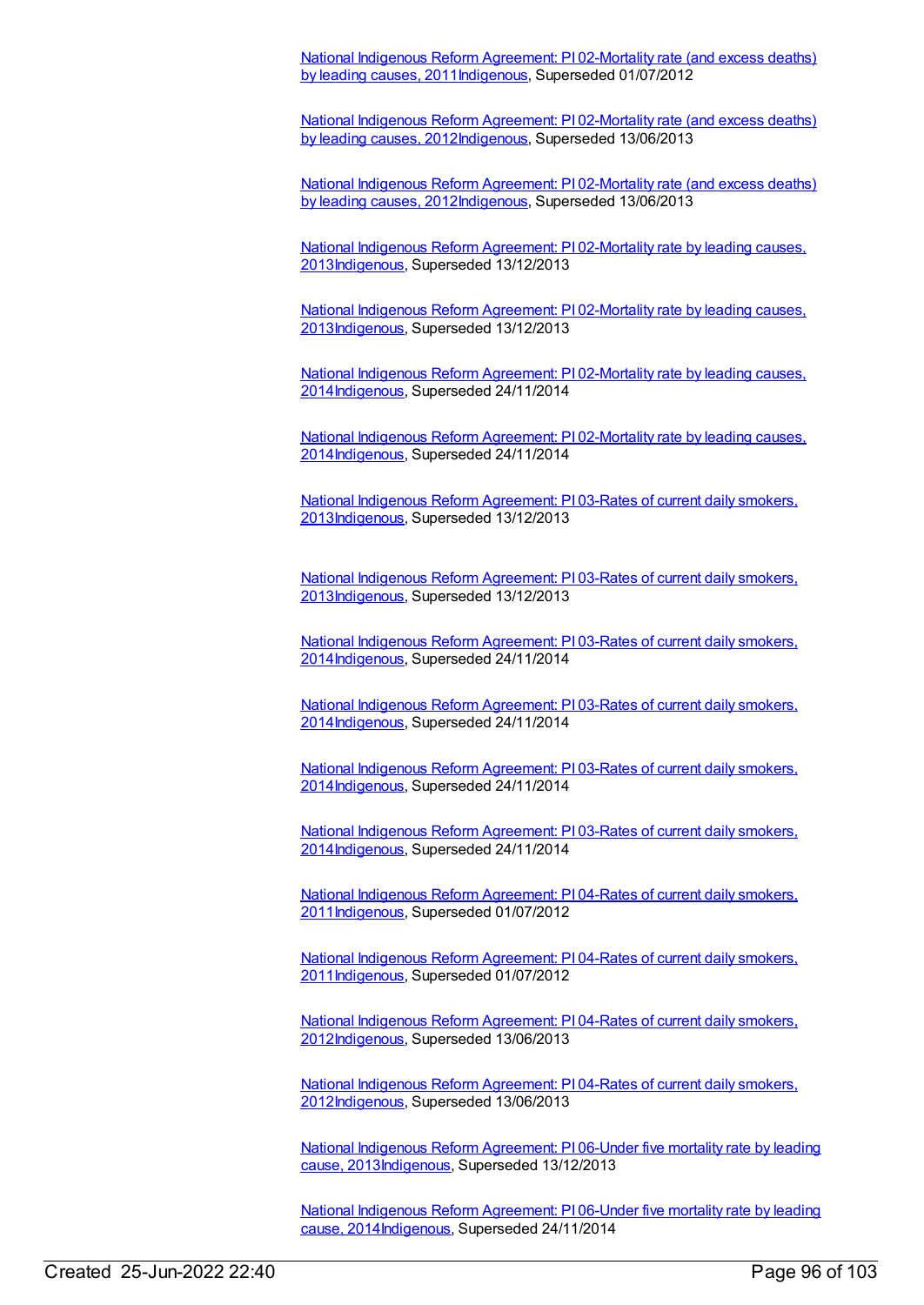National Indigenous Reform Agreement: PI 02-Mortality rate (and excess deaths) by leading causes, 2011Indigenous, Superseded 01/07/2012

National Indigenous Reform Agreement: PI 02-Mortality rate (and excess deaths) by leading causes, 2012Indigenous, Superseded 13/06/2013

National Indigenous Reform Agreement: PI 02-Mortality rate (and excess deaths) by leading causes, 2012Indigenous, Superseded 13/06/2013

National Indigenous Reform Agreement: PI 02-Mortality rate by leading causes, 2013Indigenous, Superseded 13/12/2013

National Indigenous Reform Agreement: PI 02-Mortality rate by leading causes, 2013Indigenous, Superseded 13/12/2013

National Indigenous Reform Agreement: PI 02-Mortality rate by leading causes, 2014Indigenous, Superseded 24/11/2014

National Indigenous Reform Agreement: PI 02-Mortality rate by leading causes, 2014Indigenous, Superseded 24/11/2014

National Indigenous Reform Agreement: PI 03-Rates of current daily smokers, 2013Indigenous, Superseded 13/12/2013

National Indigenous Reform Agreement: PI 03-Rates of current daily smokers, 2013Indigenous, Superseded 13/12/2013

National Indigenous Reform Agreement: PI 03-Rates of current daily smokers, 2014Indigenous, Superseded 24/11/2014

National Indigenous Reform Agreement: PI 03-Rates of current daily smokers, 2014Indigenous, Superseded 24/11/2014

National Indigenous Reform Agreement: PI 03-Rates of current daily smokers, 2014Indigenous, Superseded 24/11/2014

National Indigenous Reform Agreement: PI 03-Rates of current daily smokers, 2014Indigenous, Superseded 24/11/2014

National Indigenous Reform Agreement: PI 04-Rates of current daily smokers, 2011Indigenous, Superseded 01/07/2012

National Indigenous Reform Agreement: PI 04-Rates of current daily smokers, 2011Indigenous, Superseded 01/07/2012

National Indigenous Reform Agreement: PI 04-Rates of current daily smokers, 2012Indigenous, Superseded 13/06/2013

National Indigenous Reform Agreement: PI 04-Rates of current daily smokers, 2012Indigenous, Superseded 13/06/2013

National Indigenous Reform Agreement: PI 06-Under five mortality rate by leading cause, 2013Indigenous, Superseded 13/12/2013

National Indigenous Reform Agreement: PI 06-Under five mortality rate by leading cause, 2014Indigenous, Superseded 24/11/2014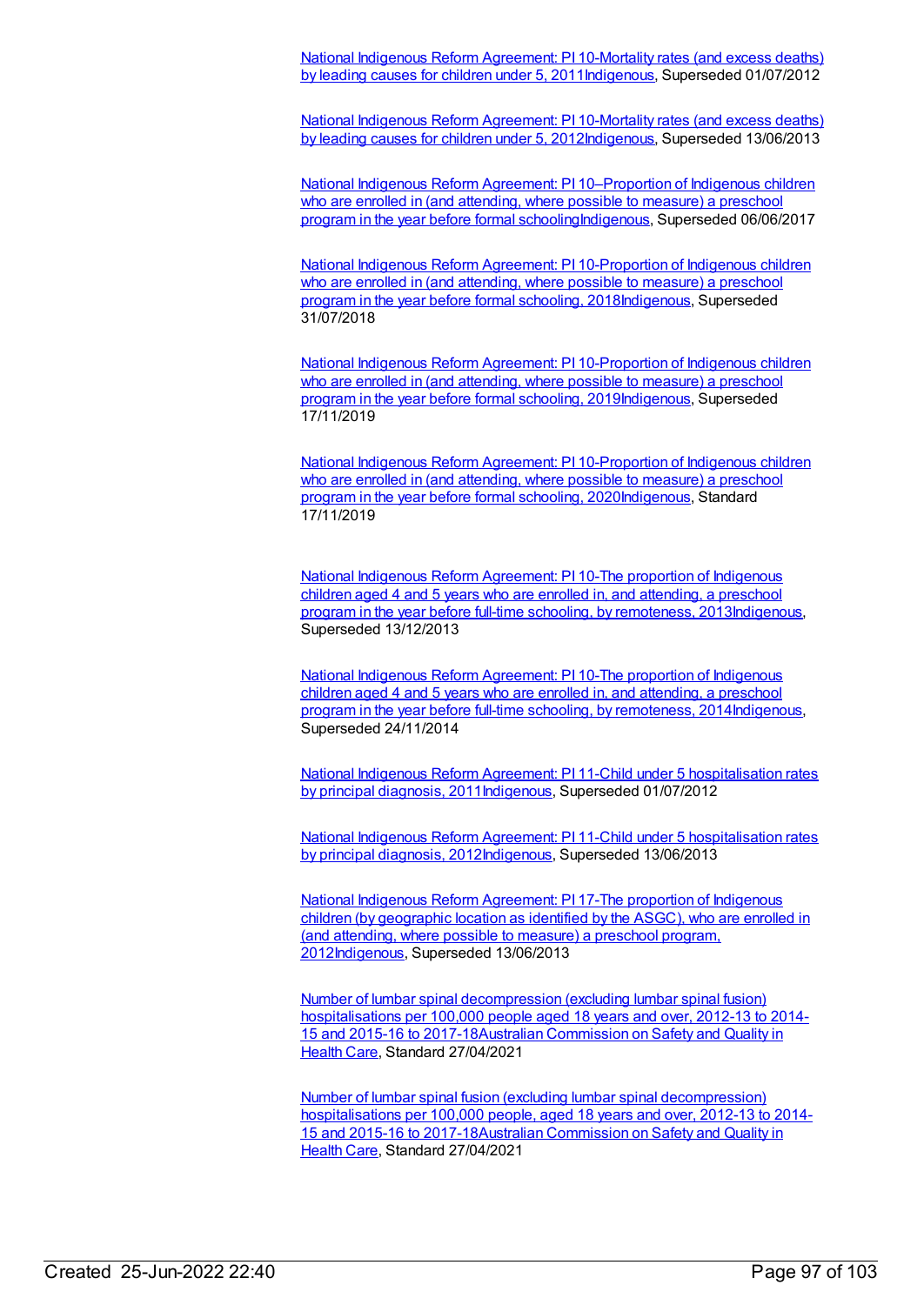National Indigenous Reform Agreement: PI 10-Mortality rates (and excess deaths) by leading causes for children under 5, 2011Indigenous, Superseded 01/07/2012

National Indigenous Reform Agreement: PI 10-Mortality rates (and excess deaths) by leading causes for children under 5, 2012Indigenous, Superseded 13/06/2013

National Indigenous Reform Agreement: PI 10–Proportion of Indigenous children who are enrolled in (and attending, where possible to measure) a preschool program in the year before formal schoolingIndigenous, Superseded 06/06/2017

National Indigenous Reform Agreement: PI 10-Proportion of Indigenous children who are enrolled in (and attending, where possible to measure) a preschool program in the year before formal schooling, 2018Indigenous, Superseded 31/07/2018

National Indigenous Reform Agreement: PI 10-Proportion of Indigenous children who are enrolled in (and attending, where possible to measure) a preschool program in the year before formal schooling, 2019Indigenous, Superseded 17/11/2019

National Indigenous Reform Agreement: PI 10-Proportion of Indigenous children who are enrolled in (and attending, where possible to measure) a preschool program in the year before formal schooling, 2020Indigenous, Standard 17/11/2019

National Indigenous Reform Agreement: PI 10-The proportion of Indigenous children aged 4 and 5 years who are enrolled in, and attending, a preschool program in the year before full-time schooling, by remoteness, 2013Indigenous, Superseded 13/12/2013

National Indigenous Reform Agreement: PI 10-The proportion of Indigenous children aged 4 and 5 years who are enrolled in, and attending, a preschool program in the year before full-time schooling, by remoteness, 2014Indigenous, Superseded 24/11/2014

National Indigenous Reform Agreement: PI 11-Child under 5 hospitalisation rates by principal diagnosis, 2011Indigenous, Superseded 01/07/2012

National Indigenous Reform Agreement: PI 11-Child under 5 hospitalisation rates by principal diagnosis, 2012Indigenous, Superseded 13/06/2013

National Indigenous Reform Agreement: PI 17-The proportion of Indigenous children (by geographic location as identified by the ASGC), who are enrolled in (and attending, where possible to measure) a preschool program, 2012Indigenous, Superseded 13/06/2013

Number of lumbar spinal decompression (excluding lumbar spinal fusion) hospitalisations per 100,000 people aged 18 years and over, 2012-13 to 2014-15 and 2015-16 to 2017-18Australian Commission on Safety and Quality in Health Care, Standard 27/04/2021

Number of lumbar spinal fusion (excluding lumbar spinal decompression) hospitalisations per 100,000 people, aged 18 years and over, 2012-13 to 2014-15 and 2015-16 to 2017-18Australian Commission on Safety and Quality in Health Care, Standard 27/04/2021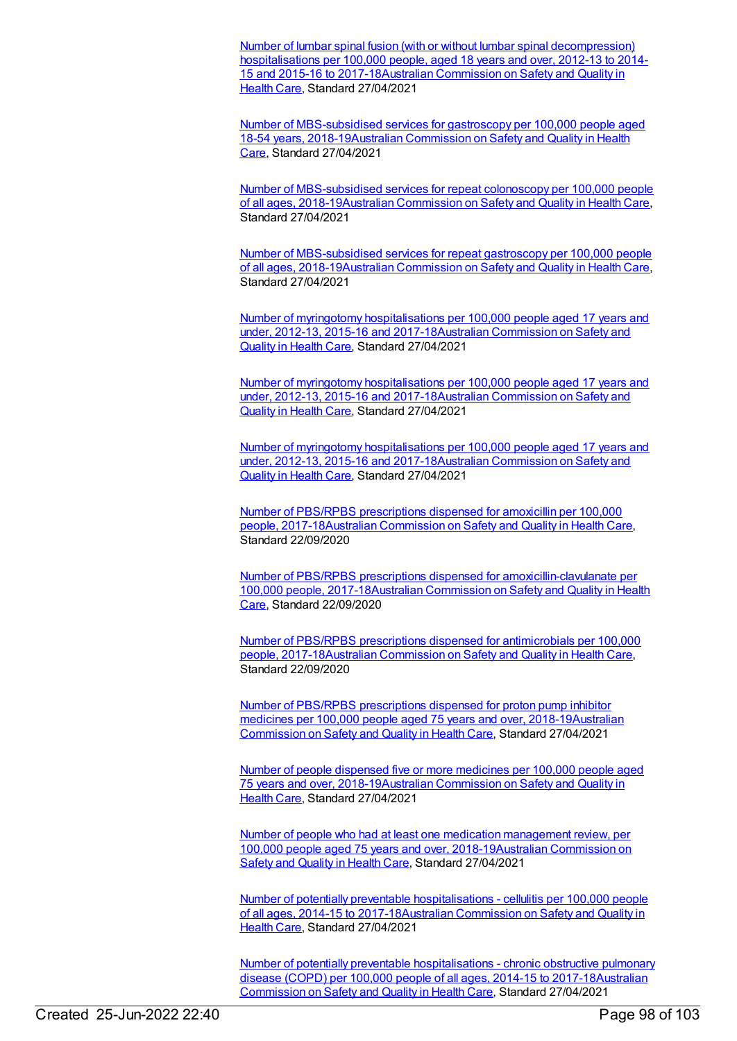Number of lumbar spinal fusion (with or without lumbar spinal decompression) hospitalisations per 100,000 people, aged 18 years and over, 2012-13 to 2014-15 and 2015-16 to 2017-18Australian Commission on Safety and Quality in Health Care, Standard 27/04/2021

Number of MBS-subsidised services for gastroscopy per 100,000 people aged 18-54 years, 2018-19Australian Commission on Safety and Quality in Health Care, Standard 27/04/2021

Number of MBS-subsidised services for repeat colonoscopy per 100,000 people of all ages, 2018-19Australian Commission on Safety and Quality in Health Care, Standard 27/04/2021

Number of MBS-subsidised services for repeat gastroscopy per 100,000 people of all ages, 2018-19Australian Commission on Safety and Quality in Health Care, Standard 27/04/2021

Number of myringotomy hospitalisations per 100,000 people aged 17 years and under, 2012-13, 2015-16 and 2017-18Australian Commission on Safety and Quality in Health Care, Standard 27/04/2021

Number of myringotomy hospitalisations per 100,000 people aged 17 years and under, 2012-13, 2015-16 and 2017-18Australian Commission on Safety and Quality in Health Care, Standard 27/04/2021

Number of myringotomy hospitalisations per 100,000 people aged 17 years and under, 2012-13, 2015-16 and 2017-18Australian Commission on Safety and Quality in Health Care, Standard 27/04/2021

Number of PBS/RPBS prescriptions dispensed for amoxicillin per 100,000 people, 2017-18Australian Commission on Safety and Quality in Health Care, Standard 22/09/2020

Number of PBS/RPBS prescriptions dispensed for amoxicillin-clavulanate per 100,000 people, 2017-18Australian Commission on Safety and Quality in Health Care, Standard 22/09/2020

Number of PBS/RPBS prescriptions dispensed for antimicrobials per 100,000 people, 2017-18Australian Commission on Safety and Quality in Health Care, Standard 22/09/2020

Number of PBS/RPBS prescriptions dispensed for proton pump inhibitor medicines per 100,000 people aged 75 years and over, 2018-19Australian Commission on Safety and Quality in Health Care, Standard 27/04/2021

Number of people dispensed five or more medicines per 100,000 people aged 75 years and over, 2018-19Australian Commission on Safety and Quality in Health Care, Standard 27/04/2021

Number of people who had at least one medication management review, per 100,000 people aged 75 years and over, 2018-19Australian Commission on Safety and Quality in Health Care, Standard 27/04/2021

Number of potentially preventable hospitalisations - cellulitis per 100,000 people of all ages, 2014-15 to 2017-18Australian Commission on Safety and Quality in Health Care, Standard 27/04/2021

Number of potentially preventable hospitalisations - chronic obstructive pulmonary disease (COPD) per 100,000 people of all ages, 2014-15 to 2017-18Australian Commission on Safety and Quality in Health Care, Standard 27/04/2021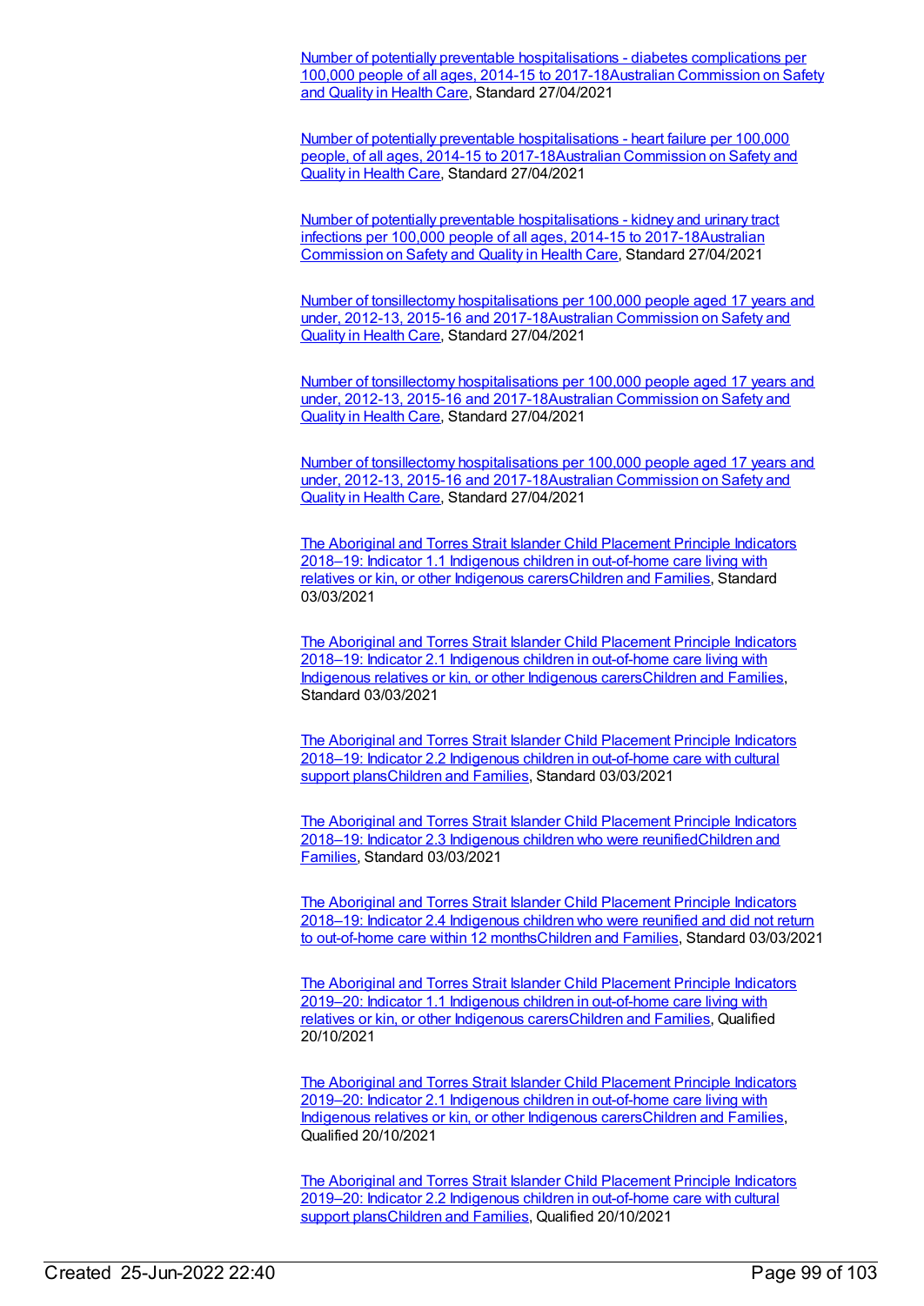Number of potentially preventable hospitalisations - diabetes complications per 100,000 people of all ages, 2014-15 to 2017-18Australian Commission on Safety and Quality in Health Care, Standard 27/04/2021

Number of potentially preventable hospitalisations - heart failure per 100,000 people, of all ages, 2014-15 to 2017-18Australian Commission on Safety and Quality in Health Care, Standard 27/04/2021

Number of potentially preventable hospitalisations - kidney and urinary tract infections per 100,000 people of all ages, 2014-15 to 2017-18Australian Commission on Safety and Quality in Health Care, Standard 27/04/2021

Number of tonsillectomy hospitalisations per 100,000 people aged 17 years and under, 2012-13, 2015-16 and 2017-18Australian Commission on Safety and Quality in Health Care, Standard 27/04/2021

Number of tonsillectomy hospitalisations per 100,000 people aged 17 years and under, 2012-13, 2015-16 and 2017-18Australian Commission on Safety and Quality in Health Care, Standard 27/04/2021

Number of tonsillectomy hospitalisations per 100,000 people aged 17 years and under, 2012-13, 2015-16 and 2017-18Australian Commission on Safety and Quality in Health Care, Standard 27/04/2021

The Aboriginal and Torres Strait Islander Child Placement Principle Indicators 2018–19: Indicator 1.1 Indigenous children in out-of-home care living with relatives or kin, or other Indigenous carersChildren and Families, Standard 03/03/2021

The Aboriginal and Torres Strait Islander Child Placement Principle Indicators 2018–19: Indicator 2.1 Indigenous children in out-of-home care living with Indigenous relatives or kin, or other Indigenous carersChildren and Families, Standard 03/03/2021

The Aboriginal and Torres Strait Islander Child Placement Principle Indicators 2018–19: Indicator 2.2 Indigenous children in out-of-home care with cultural support plansChildren and Families, Standard 03/03/2021

The Aboriginal and Torres Strait Islander Child Placement Principle Indicators 2018–19: Indicator 2.3 Indigenous children who were reunifiedChildren and Families, Standard 03/03/2021

The Aboriginal and Torres Strait Islander Child Placement Principle Indicators 2018–19: Indicator 2.4 Indigenous children who were reunified and did not return to out-of-home care within 12 monthsChildren and Families, Standard 03/03/2021

The Aboriginal and Torres Strait Islander Child Placement Principle Indicators 2019–20: Indicator 1.1 Indigenous children in out-of-home care living with relatives or kin, or other Indigenous carersChildren and Families, Qualified 20/10/2021

The Aboriginal and Torres Strait Islander Child Placement Principle Indicators 2019–20: Indicator 2.1 Indigenous children in out-of-home care living with Indigenous relatives or kin, or other Indigenous carersChildren and Families, Qualified 20/10/2021

The Aboriginal and Torres Strait Islander Child Placement Principle Indicators 2019–20: Indicator 2.2 Indigenous children in out-of-home care with cultural support plansChildren and Families, Qualified 20/10/2021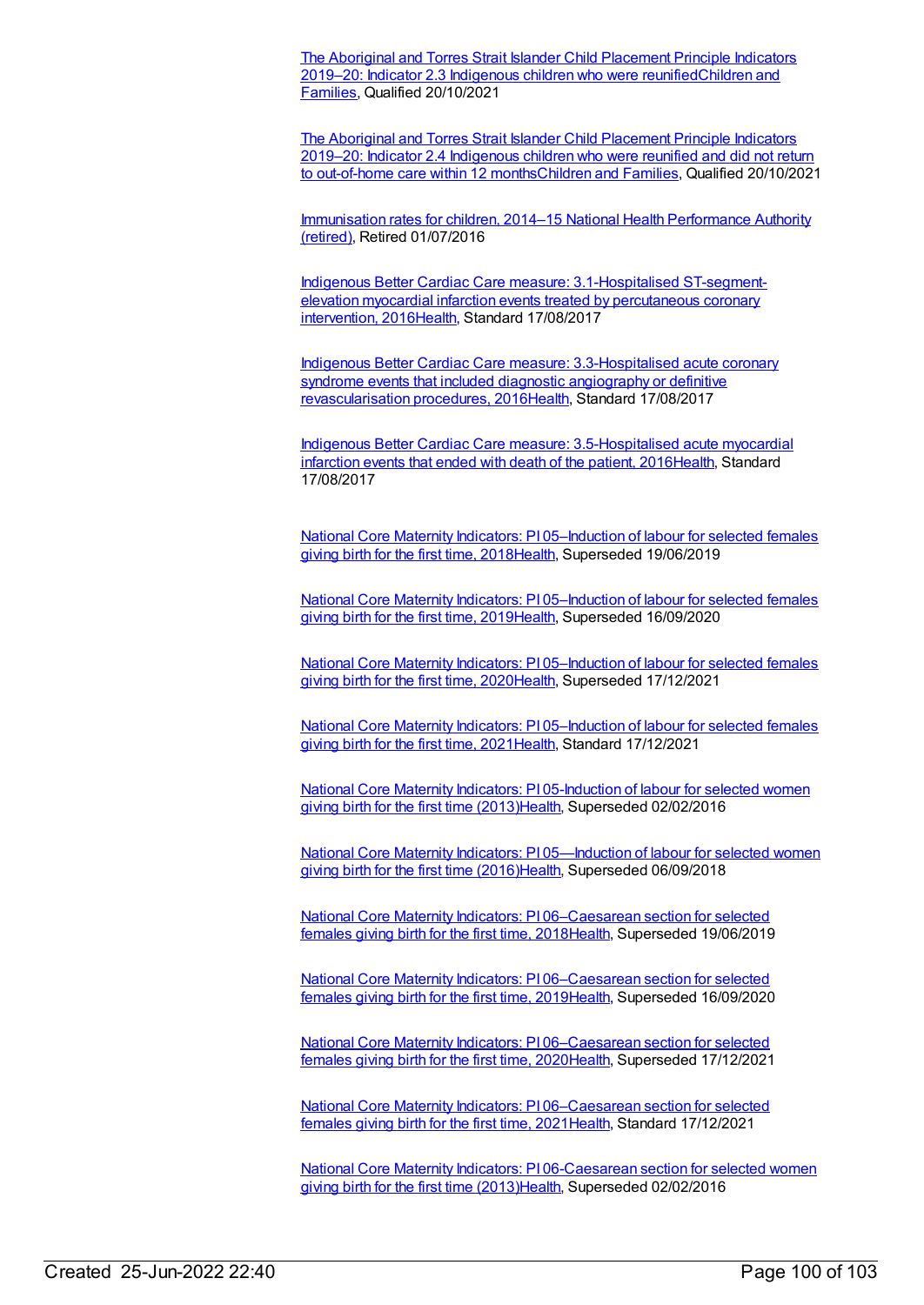The Aboriginal and Torres Strait Islander Child Placement Principle Indicators 2019–20: Indicator 2.3 Indigenous children who were reunifiedChildren and Families, Qualified 20/10/2021

The Aboriginal and Torres Strait Islander Child Placement Principle Indicators 2019–20: Indicator 2.4 Indigenous children who were reunified and did not return to out-of-home care within 12 monthsChildren and Families, Qualified 20/10/2021

Immunisation rates for children, 2014–15 National Health Performance Authority (retired), Retired 01/07/2016

Indigenous Better Cardiac Care measure: 3.1-Hospitalised ST-segment-elevation myocardial infarction events treated by percutaneous coronary intervention, 2016Health, Standard 17/08/2017

Indigenous Better Cardiac Care measure: 3.3-Hospitalised acute coronary syndrome events that included diagnostic angiography or definitive revascularisation procedures, 2016Health, Standard 17/08/2017

Indigenous Better Cardiac Care measure: 3.5-Hospitalised acute myocardial infarction events that ended with death of the patient, 2016Health, Standard 17/08/2017

National Core Maternity Indicators: PI 05–Induction of labour for selected females giving birth for the first time, 2018Health, Superseded 19/06/2019

National Core Maternity Indicators: PI 05–Induction of labour for selected females giving birth for the first time, 2019Health, Superseded 16/09/2020

National Core Maternity Indicators: PI 05–Induction of labour for selected females giving birth for the first time, 2020Health, Superseded 17/12/2021

National Core Maternity Indicators: PI 05–Induction of labour for selected females giving birth for the first time, 2021Health, Standard 17/12/2021

National Core Maternity Indicators: PI 05-Induction of labour for selected women giving birth for the first time (2013)Health, Superseded 02/02/2016

National Core Maternity Indicators: PI 05—Induction of labour for selected women giving birth for the first time (2016)Health, Superseded 06/09/2018

National Core Maternity Indicators: PI 06–Caesarean section for selected females giving birth for the first time, 2018Health, Superseded 19/06/2019

National Core Maternity Indicators: PI 06–Caesarean section for selected females giving birth for the first time, 2019Health, Superseded 16/09/2020

National Core Maternity Indicators: PI 06–Caesarean section for selected females giving birth for the first time, 2020Health, Superseded 17/12/2021

National Core Maternity Indicators: PI 06–Caesarean section for selected females giving birth for the first time, 2021Health, Standard 17/12/2021

National Core Maternity Indicators: PI 06-Caesarean section for selected women giving birth for the first time (2013)Health, Superseded 02/02/2016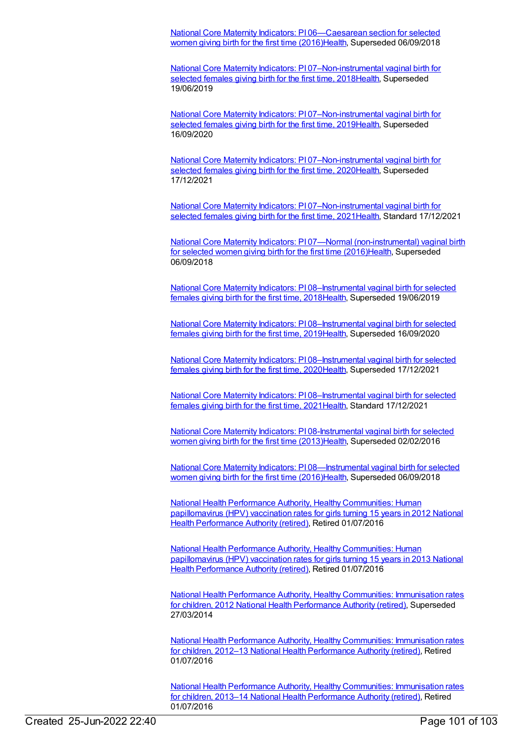[National Core Maternity Indicators: PI 06—Caesarean section for selected women giving birth for the first time (2016)Health](), Superseded 06/09/2018

[National Core Maternity Indicators: PI 07–Non-instrumental vaginal birth for selected females giving birth for the first time, 2018Health](), Superseded 19/06/2019

[National Core Maternity Indicators: PI 07–Non-instrumental vaginal birth for selected females giving birth for the first time, 2019Health](), Superseded 16/09/2020

[National Core Maternity Indicators: PI 07–Non-instrumental vaginal birth for selected females giving birth for the first time, 2020Health](), Superseded 17/12/2021

[National Core Maternity Indicators: PI 07–Non-instrumental vaginal birth for selected females giving birth for the first time, 2021Health](), Standard 17/12/2021

[National Core Maternity Indicators: PI 07—Normal (non-instrumental) vaginal birth for selected women giving birth for the first time (2016)Health](), Superseded 06/09/2018

[National Core Maternity Indicators: PI 08–Instrumental vaginal birth for selected females giving birth for the first time, 2018Health](), Superseded 19/06/2019

[National Core Maternity Indicators: PI 08–Instrumental vaginal birth for selected females giving birth for the first time, 2019Health](), Superseded 16/09/2020

[National Core Maternity Indicators: PI 08–Instrumental vaginal birth for selected females giving birth for the first time, 2020Health](), Superseded 17/12/2021

[National Core Maternity Indicators: PI 08–Instrumental vaginal birth for selected females giving birth for the first time, 2021Health](), Standard 17/12/2021

[National Core Maternity Indicators: PI 08-Instrumental vaginal birth for selected women giving birth for the first time (2013)Health](), Superseded 02/02/2016

[National Core Maternity Indicators: PI 08—Instrumental vaginal birth for selected women giving birth for the first time (2016)Health](), Superseded 06/09/2018

[National Health Performance Authority, Healthy Communities: Human papillomavirus (HPV) vaccination rates for girls turning 15 years in 2012 National Health Performance Authority (retired)](), Retired 01/07/2016

[National Health Performance Authority, Healthy Communities: Human papillomavirus (HPV) vaccination rates for girls turning 15 years in 2013 National Health Performance Authority (retired)](), Retired 01/07/2016

[National Health Performance Authority, Healthy Communities: Immunisation rates for children, 2012 National Health Performance Authority (retired)](), Superseded 27/03/2014

[National Health Performance Authority, Healthy Communities: Immunisation rates for children, 2012–13 National Health Performance Authority (retired)](), Retired 01/07/2016

[National Health Performance Authority, Healthy Communities: Immunisation rates for children, 2013–14 National Health Performance Authority (retired)](), Retired 01/07/2016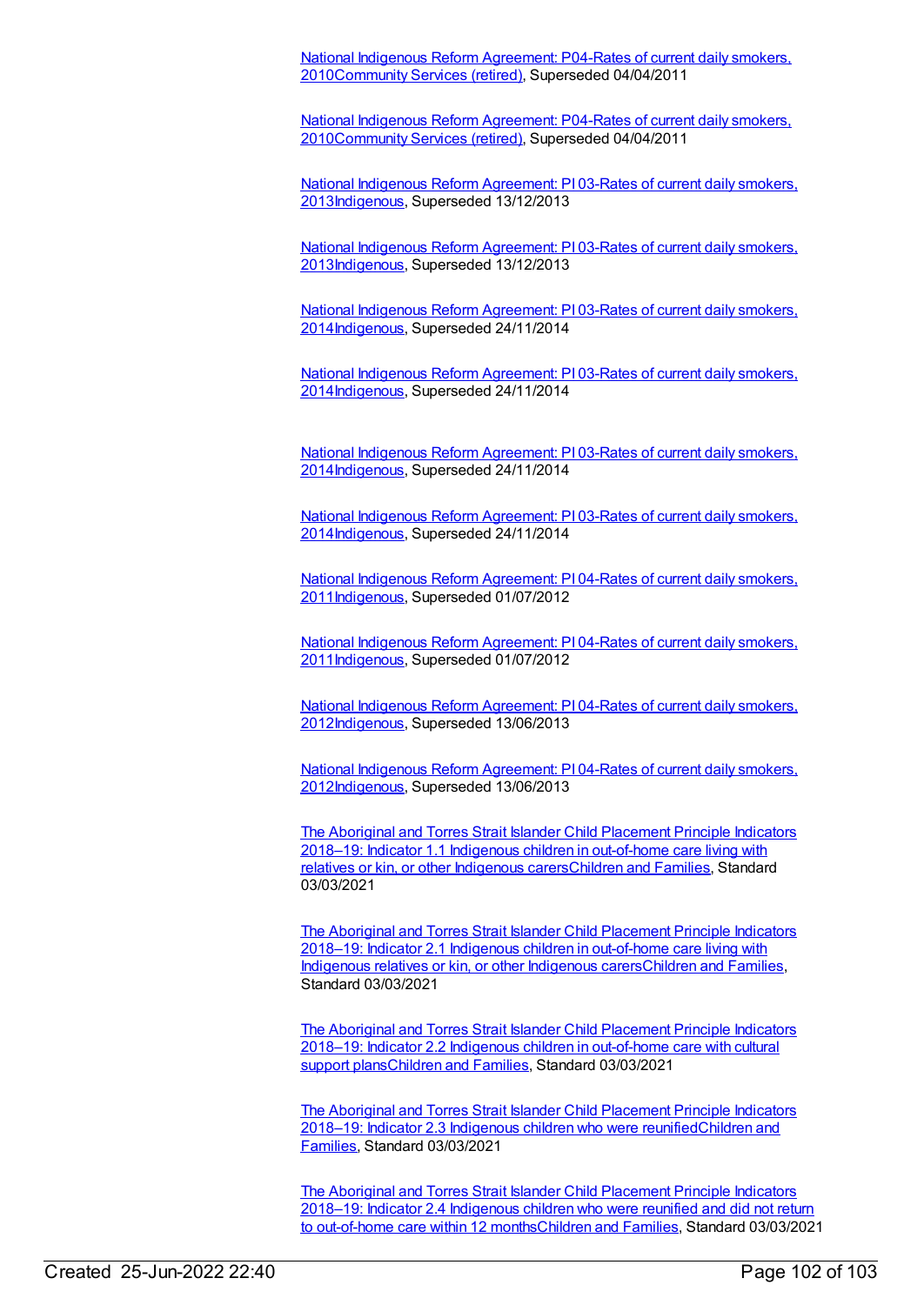National Indigenous Reform Agreement: P04-Rates of current daily smokers, 2010Community Services (retired), Superseded 04/04/2011

National Indigenous Reform Agreement: P04-Rates of current daily smokers, 2010Community Services (retired), Superseded 04/04/2011

National Indigenous Reform Agreement: PI 03-Rates of current daily smokers, 2013Indigenous, Superseded 13/12/2013

National Indigenous Reform Agreement: PI 03-Rates of current daily smokers, 2013Indigenous, Superseded 13/12/2013

National Indigenous Reform Agreement: PI 03-Rates of current daily smokers, 2014Indigenous, Superseded 24/11/2014

National Indigenous Reform Agreement: PI 03-Rates of current daily smokers, 2014Indigenous, Superseded 24/11/2014

National Indigenous Reform Agreement: PI 03-Rates of current daily smokers, 2014Indigenous, Superseded 24/11/2014

National Indigenous Reform Agreement: PI 03-Rates of current daily smokers, 2014Indigenous, Superseded 24/11/2014

National Indigenous Reform Agreement: PI 04-Rates of current daily smokers, 2011Indigenous, Superseded 01/07/2012

National Indigenous Reform Agreement: PI 04-Rates of current daily smokers, 2011Indigenous, Superseded 01/07/2012

National Indigenous Reform Agreement: PI 04-Rates of current daily smokers, 2012Indigenous, Superseded 13/06/2013

National Indigenous Reform Agreement: PI 04-Rates of current daily smokers, 2012Indigenous, Superseded 13/06/2013

The Aboriginal and Torres Strait Islander Child Placement Principle Indicators 2018–19: Indicator 1.1 Indigenous children in out-of-home care living with relatives or kin, or other Indigenous carersChildren and Families, Standard 03/03/2021

The Aboriginal and Torres Strait Islander Child Placement Principle Indicators 2018–19: Indicator 2.1 Indigenous children in out-of-home care living with Indigenous relatives or kin, or other Indigenous carersChildren and Families, Standard 03/03/2021

The Aboriginal and Torres Strait Islander Child Placement Principle Indicators 2018–19: Indicator 2.2 Indigenous children in out-of-home care with cultural support plansChildren and Families, Standard 03/03/2021

The Aboriginal and Torres Strait Islander Child Placement Principle Indicators 2018–19: Indicator 2.3 Indigenous children who were reunifiedChildren and Families, Standard 03/03/2021

The Aboriginal and Torres Strait Islander Child Placement Principle Indicators 2018–19: Indicator 2.4 Indigenous children who were reunified and did not return to out-of-home care within 12 monthsChildren and Families, Standard 03/03/2021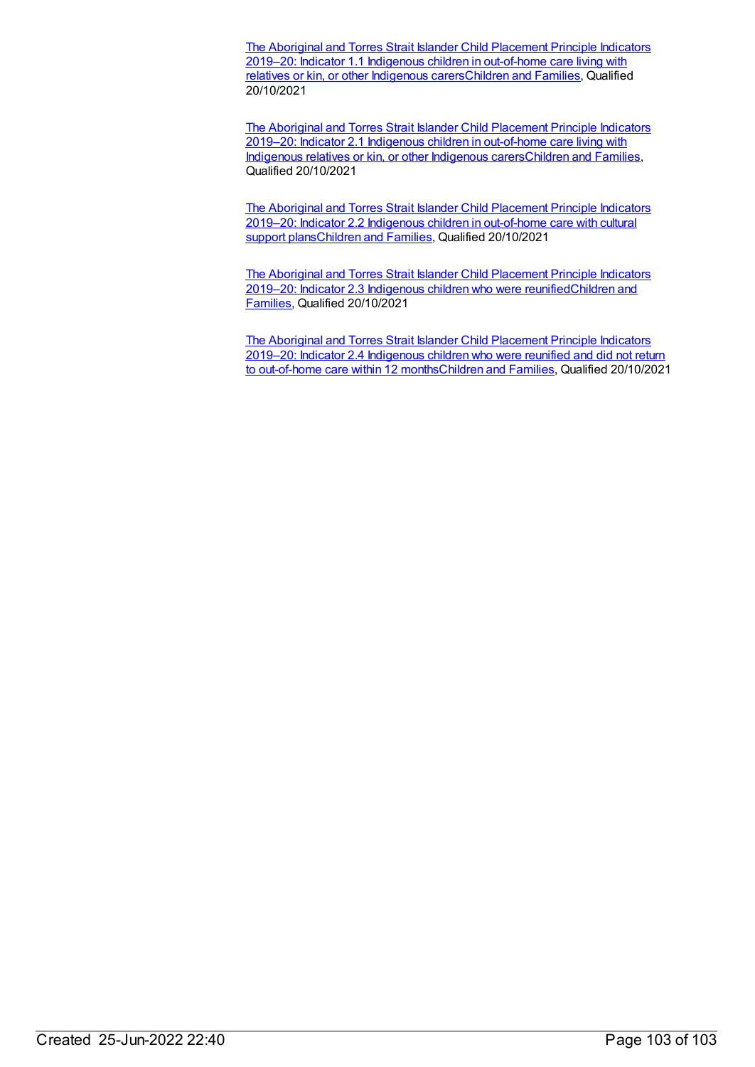The Aboriginal and Torres Strait Islander Child Placement Principle Indicators 2019–20: Indicator 1.1 Indigenous children in out-of-home care living with relatives or kin, or other Indigenous carersChildren and Families, Qualified 20/10/2021

The Aboriginal and Torres Strait Islander Child Placement Principle Indicators 2019–20: Indicator 2.1 Indigenous children in out-of-home care living with Indigenous relatives or kin, or other Indigenous carersChildren and Families, Qualified 20/10/2021

The Aboriginal and Torres Strait Islander Child Placement Principle Indicators 2019–20: Indicator 2.2 Indigenous children in out-of-home care with cultural support plansChildren and Families, Qualified 20/10/2021

The Aboriginal and Torres Strait Islander Child Placement Principle Indicators 2019–20: Indicator 2.3 Indigenous children who were reunifiedChildren and Families, Qualified 20/10/2021

The Aboriginal and Torres Strait Islander Child Placement Principle Indicators 2019–20: Indicator 2.4 Indigenous children who were reunified and did not return to out-of-home care within 12 monthsChildren and Families, Qualified 20/10/2021